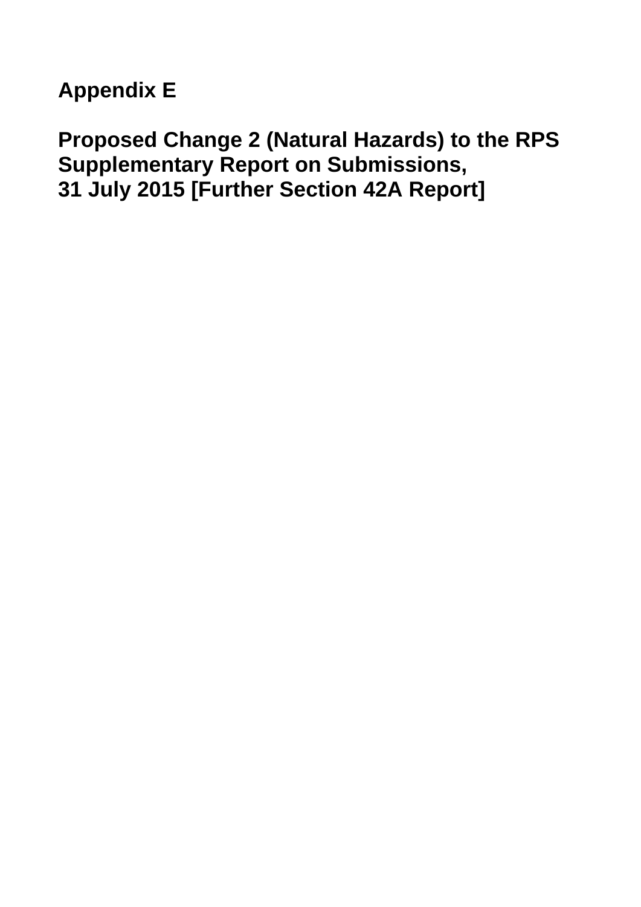# Appendix E

# Proposed Change 2 (Natural Hazards) to the RPS Supplementary Report on Submissions, 31 July 2015 [Further Section 42A Report]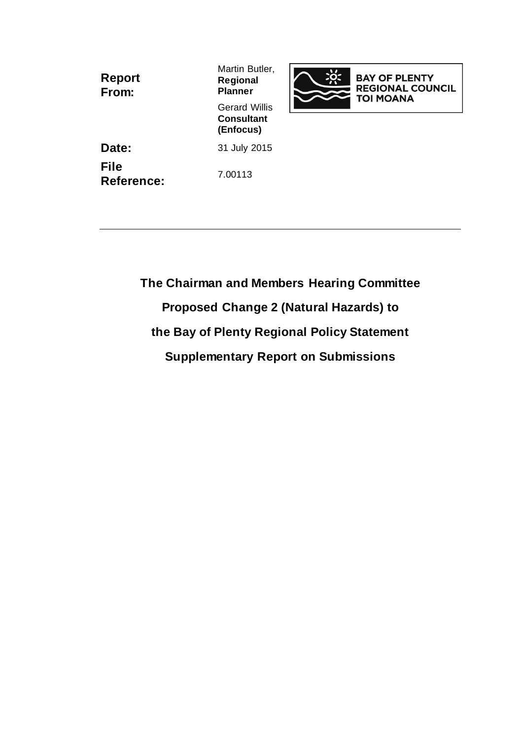| | |
|---|---|
| **Report From:** | Martin Butler, **Regional Planner** |
| | Gerard Willis **Consultant (Enfocus)** |
| **Date:** | 31 July 2015 |
| **File Reference:** | 7.00113 |

BAY OF PLENTY REGIONAL COUNCIL TOI MOANA

---

**The Chairman and Members Hearing Committee**

**Proposed Change 2 (Natural Hazards) to**

**the Bay of Plenty Regional Policy Statement**

**Supplementary Report on Submissions**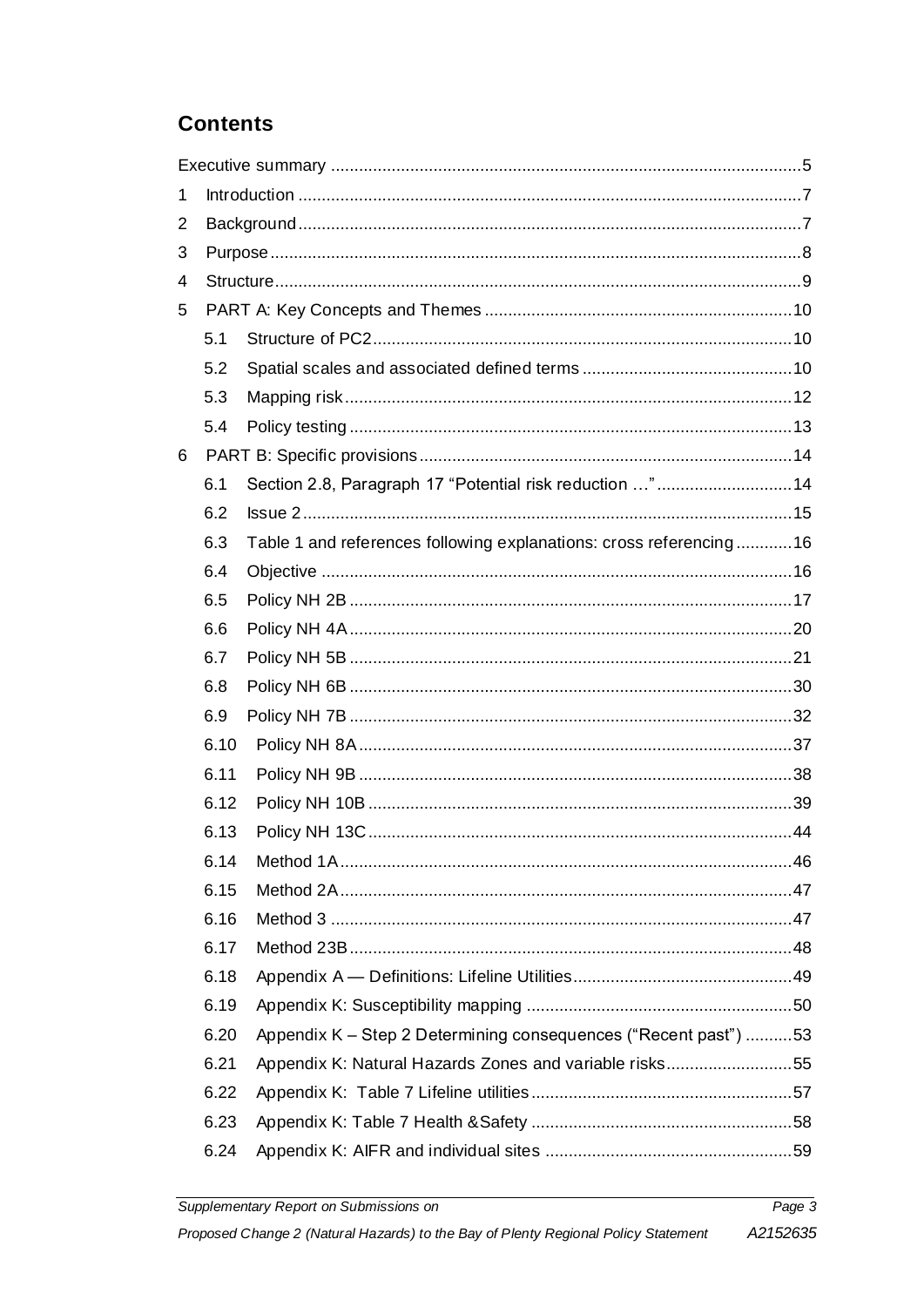# Contents

Executive summary ....................................................................................................5

1 Introduction ...........................................................................................................7

2 Background ...........................................................................................................7

3 Purpose .................................................................................................................8

4 Structure ................................................................................................................9

5 PART A: Key Concepts and Themes ..................................................................10

5.1 Structure of PC2 ..........................................................................................10

5.2 Spatial scales and associated defined terms .............................................10

5.3 Mapping risk .................................................................................................12

5.4 Policy testing ...............................................................................................13

6 PART B: Specific provisions ...............................................................................14

6.1 Section 2.8, Paragraph 17 "Potential risk reduction …" .............................14

6.2 Issue 2 ..........................................................................................................15

6.3 Table 1 and references following explanations: cross referencing ............16

6.4 Objective ......................................................................................................16

6.5 Policy NH 2B ...............................................................................................17

6.6 Policy NH 4A ...............................................................................................20

6.7 Policy NH 5B ...............................................................................................21

6.8 Policy NH 6B ...............................................................................................30

6.9 Policy NH 7B ...............................................................................................32

6.10 Policy NH 8A ..............................................................................................37

6.11 Policy NH 9B ..............................................................................................38

6.12 Policy NH 10B ............................................................................................39

6.13 Policy NH 13C ............................................................................................44

6.14 Method 1A ..................................................................................................46

6.15 Method 2A ..................................................................................................47

6.16 Method 3 .....................................................................................................47

6.17 Method 23B ................................................................................................48

6.18 Appendix A — Definitions: Lifeline Utilities ................................................49

6.19 Appendix K: Susceptibility mapping ...........................................................50

6.20 Appendix K – Step 2 Determining consequences ("Recent past") ..........53

6.21 Appendix K: Natural Hazards Zones and variable risks ...........................55

6.22 Appendix K: Table 7 Lifeline utilities ..........................................................57

6.23 Appendix K: Table 7 Health &Safety ..........................................................58

6.24 Appendix K: AIFR and individual sites .......................................................59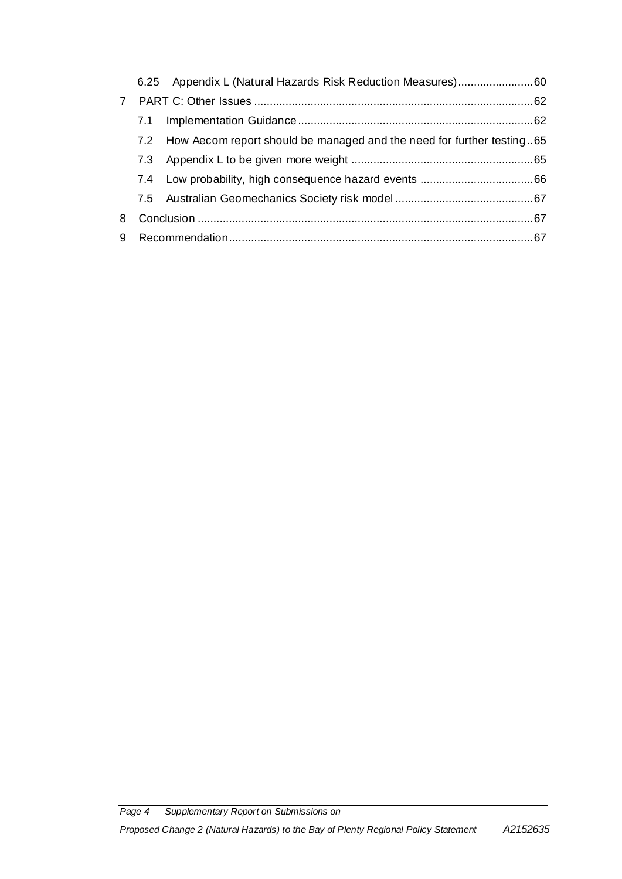6.25 Appendix L (Natural Hazards Risk Reduction Measures) ........................ 60

7 PART C: Other Issues ........................................................................................ 62

7.1 Implementation Guidance .......................................................................... 62

7.2 How Aecom report should be managed and the need for further testing .. 65

7.3 Appendix L to be given more weight .......................................................... 65

7.4 Low probability, high consequence hazard events .................................... 66

7.5 Australian Geomechanics Society risk model ............................................ 67

8 Conclusion .......................................................................................................... 67

9 Recommendation ................................................................................................ 67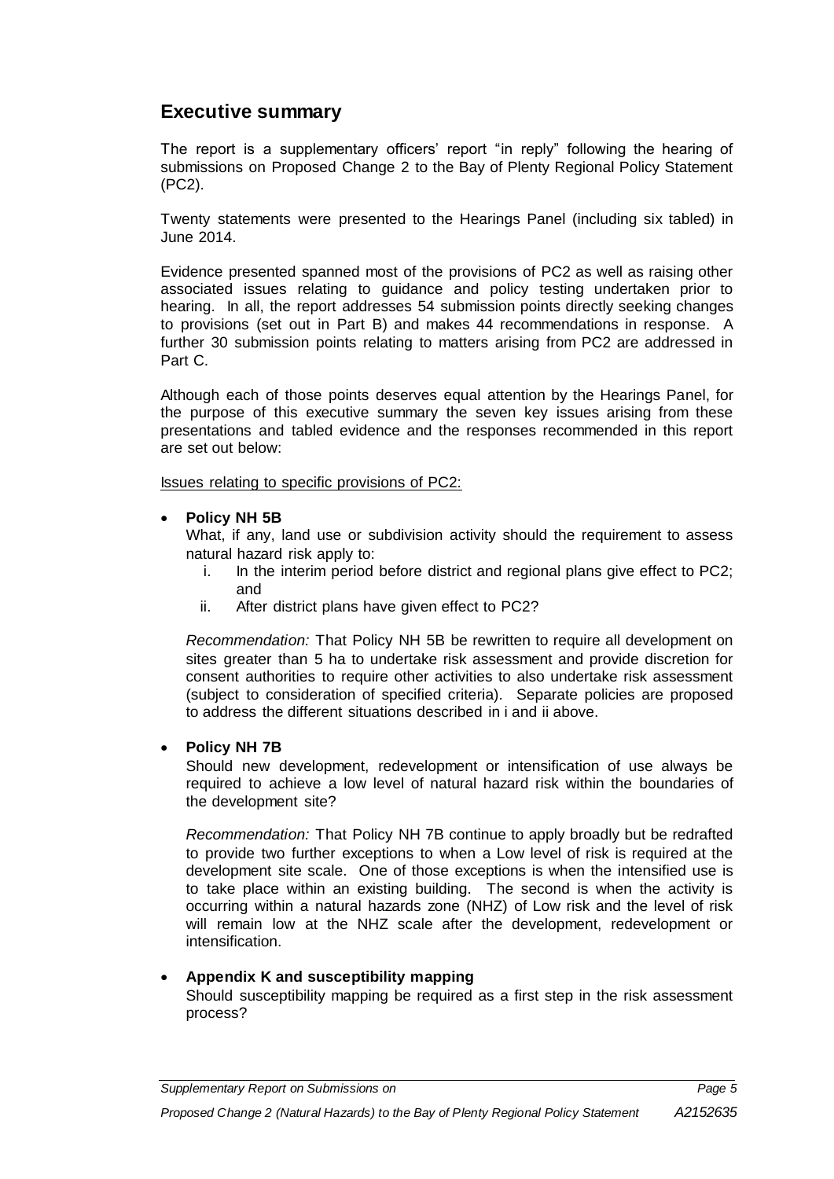## Executive summary

The report is a supplementary officers' report "in reply" following the hearing of submissions on Proposed Change 2 to the Bay of Plenty Regional Policy Statement (PC2).

Twenty statements were presented to the Hearings Panel (including six tabled) in June 2014.

Evidence presented spanned most of the provisions of PC2 as well as raising other associated issues relating to guidance and policy testing undertaken prior to hearing. In all, the report addresses 54 submission points directly seeking changes to provisions (set out in Part B) and makes 44 recommendations in response. A further 30 submission points relating to matters arising from PC2 are addressed in Part C.

Although each of those points deserves equal attention by the Hearings Panel, for the purpose of this executive summary the seven key issues arising from these presentations and tabled evidence and the responses recommended in this report are set out below:

Issues relating to specific provisions of PC2:

- **Policy NH 5B**

  What, if any, land use or subdivision activity should the requirement to assess natural hazard risk apply to:

  i. In the interim period before district and regional plans give effect to PC2; and
  ii. After district plans have given effect to PC2?

  *Recommendation:* That Policy NH 5B be rewritten to require all development on sites greater than 5 ha to undertake risk assessment and provide discretion for consent authorities to require other activities to also undertake risk assessment (subject to consideration of specified criteria). Separate policies are proposed to address the different situations described in i and ii above.

- **Policy NH 7B**

  Should new development, redevelopment or intensification of use always be required to achieve a low level of natural hazard risk within the boundaries of the development site?

  *Recommendation:* That Policy NH 7B continue to apply broadly but be redrafted to provide two further exceptions to when a Low level of risk is required at the development site scale. One of those exceptions is when the intensified use is to take place within an existing building. The second is when the activity is occurring within a natural hazards zone (NHZ) of Low risk and the level of risk will remain low at the NHZ scale after the development, redevelopment or intensification.

- **Appendix K and susceptibility mapping**

  Should susceptibility mapping be required as a first step in the risk assessment process?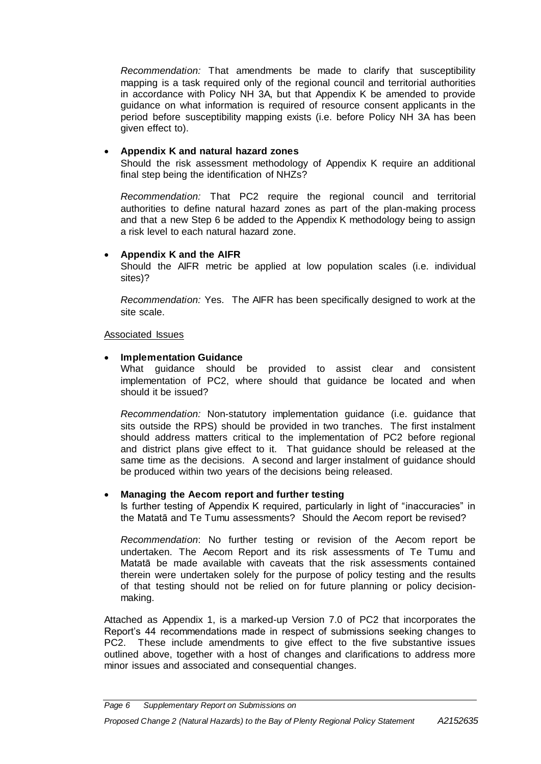*Recommendation:* That amendments be made to clarify that susceptibility mapping is a task required only of the regional council and territorial authorities in accordance with Policy NH 3A, but that Appendix K be amended to provide guidance on what information is required of resource consent applicants in the period before susceptibility mapping exists (i.e. before Policy NH 3A has been given effect to).

- **Appendix K and natural hazard zones**

  Should the risk assessment methodology of Appendix K require an additional final step being the identification of NHZs?

  *Recommendation:* That PC2 require the regional council and territorial authorities to define natural hazard zones as part of the plan-making process and that a new Step 6 be added to the Appendix K methodology being to assign a risk level to each natural hazard zone.

- **Appendix K and the AIFR**

  Should the AIFR metric be applied at low population scales (i.e. individual sites)?

  *Recommendation:* Yes. The AIFR has been specifically designed to work at the site scale.

Associated Issues

- **Implementation Guidance**

  What guidance should be provided to assist clear and consistent implementation of PC2, where should that guidance be located and when should it be issued?

  *Recommendation:* Non-statutory implementation guidance (i.e. guidance that sits outside the RPS) should be provided in two tranches. The first instalment should address matters critical to the implementation of PC2 before regional and district plans give effect to it. That guidance should be released at the same time as the decisions. A second and larger instalment of guidance should be produced within two years of the decisions being released.

- **Managing the Aecom report and further testing**

  Is further testing of Appendix K required, particularly in light of "inaccuracies" in the Matatā and Te Tumu assessments? Should the Aecom report be revised?

  *Recommendation*: No further testing or revision of the Aecom report be undertaken. The Aecom Report and its risk assessments of Te Tumu and Matatā be made available with caveats that the risk assessments contained therein were undertaken solely for the purpose of policy testing and the results of that testing should not be relied on for future planning or policy decision-making.

Attached as Appendix 1, is a marked-up Version 7.0 of PC2 that incorporates the Report's 44 recommendations made in respect of submissions seeking changes to PC2. These include amendments to give effect to the five substantive issues outlined above, together with a host of changes and clarifications to address more minor issues and associated and consequential changes.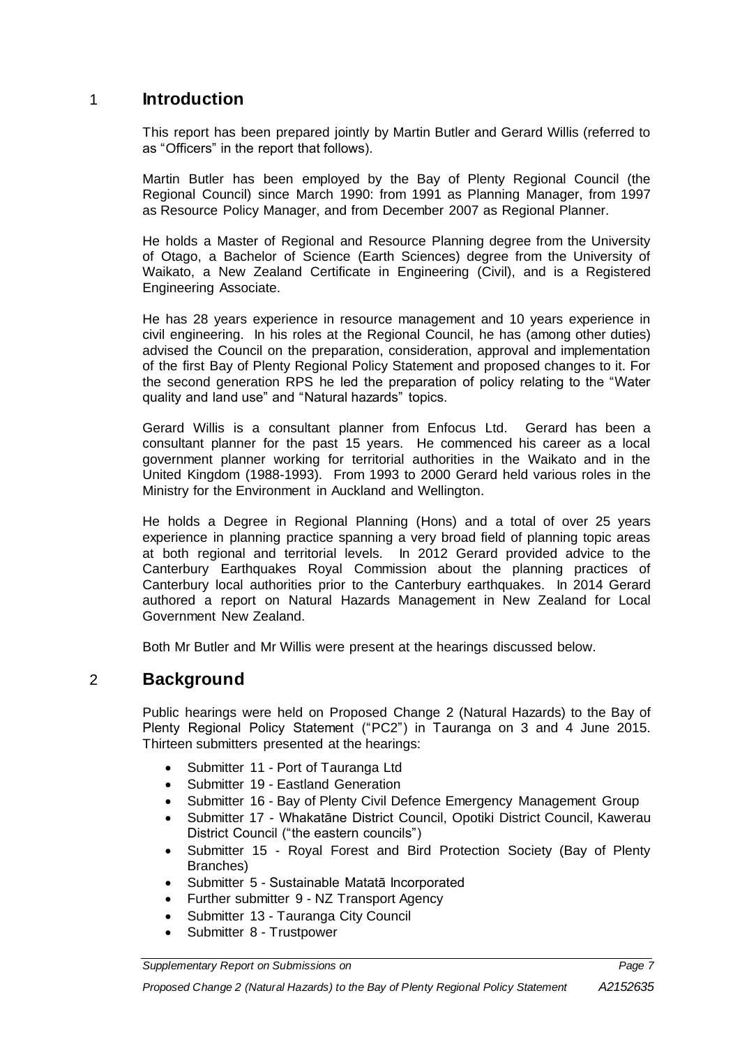# 1 Introduction

This report has been prepared jointly by Martin Butler and Gerard Willis (referred to as "Officers" in the report that follows).

Martin Butler has been employed by the Bay of Plenty Regional Council (the Regional Council) since March 1990: from 1991 as Planning Manager, from 1997 as Resource Policy Manager, and from December 2007 as Regional Planner.

He holds a Master of Regional and Resource Planning degree from the University of Otago, a Bachelor of Science (Earth Sciences) degree from the University of Waikato, a New Zealand Certificate in Engineering (Civil), and is a Registered Engineering Associate.

He has 28 years experience in resource management and 10 years experience in civil engineering. In his roles at the Regional Council, he has (among other duties) advised the Council on the preparation, consideration, approval and implementation of the first Bay of Plenty Regional Policy Statement and proposed changes to it. For the second generation RPS he led the preparation of policy relating to the "Water quality and land use" and "Natural hazards" topics.

Gerard Willis is a consultant planner from Enfocus Ltd. Gerard has been a consultant planner for the past 15 years. He commenced his career as a local government planner working for territorial authorities in the Waikato and in the United Kingdom (1988-1993). From 1993 to 2000 Gerard held various roles in the Ministry for the Environment in Auckland and Wellington.

He holds a Degree in Regional Planning (Hons) and a total of over 25 years experience in planning practice spanning a very broad field of planning topic areas at both regional and territorial levels. In 2012 Gerard provided advice to the Canterbury Earthquakes Royal Commission about the planning practices of Canterbury local authorities prior to the Canterbury earthquakes. In 2014 Gerard authored a report on Natural Hazards Management in New Zealand for Local Government New Zealand.

Both Mr Butler and Mr Willis were present at the hearings discussed below.

# 2 Background

Public hearings were held on Proposed Change 2 (Natural Hazards) to the Bay of Plenty Regional Policy Statement ("PC2") in Tauranga on 3 and 4 June 2015. Thirteen submitters presented at the hearings:

- Submitter 11 - Port of Tauranga Ltd
- Submitter 19 - Eastland Generation
- Submitter 16 - Bay of Plenty Civil Defence Emergency Management Group
- Submitter 17 - Whakatāne District Council, Opotiki District Council, Kawerau District Council ("the eastern councils")
- Submitter 15 - Royal Forest and Bird Protection Society (Bay of Plenty Branches)
- Submitter 5 - Sustainable Matatā Incorporated
- Further submitter 9 - NZ Transport Agency
- Submitter 13 - Tauranga City Council
- Submitter 8 - Trustpower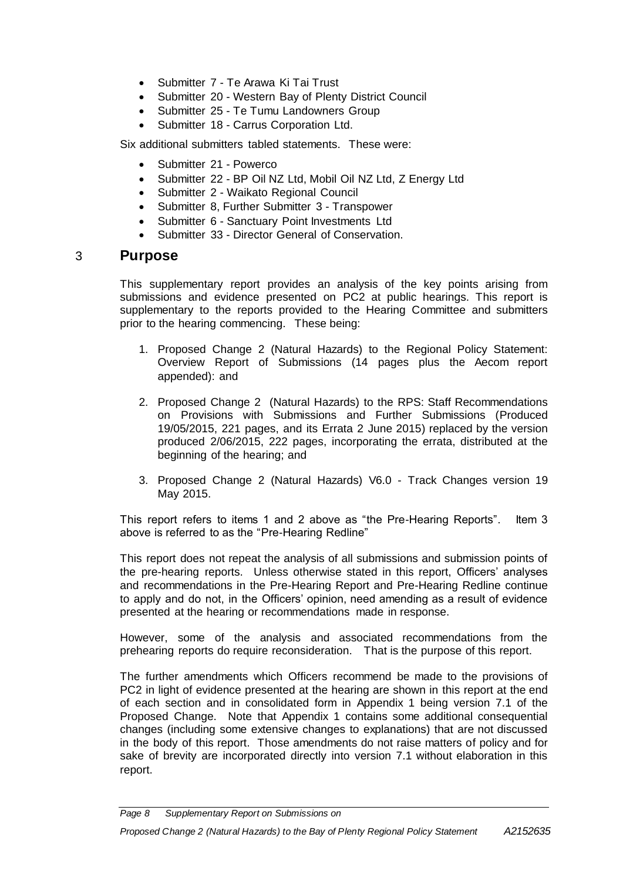- Submitter 7 - Te Arawa Ki Tai Trust
- Submitter 20 - Western Bay of Plenty District Council
- Submitter 25 - Te Tumu Landowners Group
- Submitter 18 - Carrus Corporation Ltd.

Six additional submitters tabled statements. These were:

- Submitter 21 - Powerco
- Submitter 22 - BP Oil NZ Ltd, Mobil Oil NZ Ltd, Z Energy Ltd
- Submitter 2 - Waikato Regional Council
- Submitter 8, Further Submitter 3 - Transpower
- Submitter 6 - Sanctuary Point Investments Ltd
- Submitter 33 - Director General of Conservation.

## 3 Purpose

This supplementary report provides an analysis of the key points arising from submissions and evidence presented on PC2 at public hearings. This report is supplementary to the reports provided to the Hearing Committee and submitters prior to the hearing commencing. These being:

1. Proposed Change 2 (Natural Hazards) to the Regional Policy Statement: Overview Report of Submissions (14 pages plus the Aecom report appended): and
2. Proposed Change 2 (Natural Hazards) to the RPS: Staff Recommendations on Provisions with Submissions and Further Submissions (Produced 19/05/2015, 221 pages, and its Errata 2 June 2015) replaced by the version produced 2/06/2015, 222 pages, incorporating the errata, distributed at the beginning of the hearing; and
3. Proposed Change 2 (Natural Hazards) V6.0 - Track Changes version 19 May 2015.

This report refers to items 1 and 2 above as "the Pre-Hearing Reports". Item 3 above is referred to as the "Pre-Hearing Redline"

This report does not repeat the analysis of all submissions and submission points of the pre-hearing reports. Unless otherwise stated in this report, Officers' analyses and recommendations in the Pre-Hearing Report and Pre-Hearing Redline continue to apply and do not, in the Officers' opinion, need amending as a result of evidence presented at the hearing or recommendations made in response.

However, some of the analysis and associated recommendations from the prehearing reports do require reconsideration. That is the purpose of this report.

The further amendments which Officers recommend be made to the provisions of PC2 in light of evidence presented at the hearing are shown in this report at the end of each section and in consolidated form in Appendix 1 being version 7.1 of the Proposed Change. Note that Appendix 1 contains some additional consequential changes (including some extensive changes to explanations) that are not discussed in the body of this report. Those amendments do not raise matters of policy and for sake of brevity are incorporated directly into version 7.1 without elaboration in this report.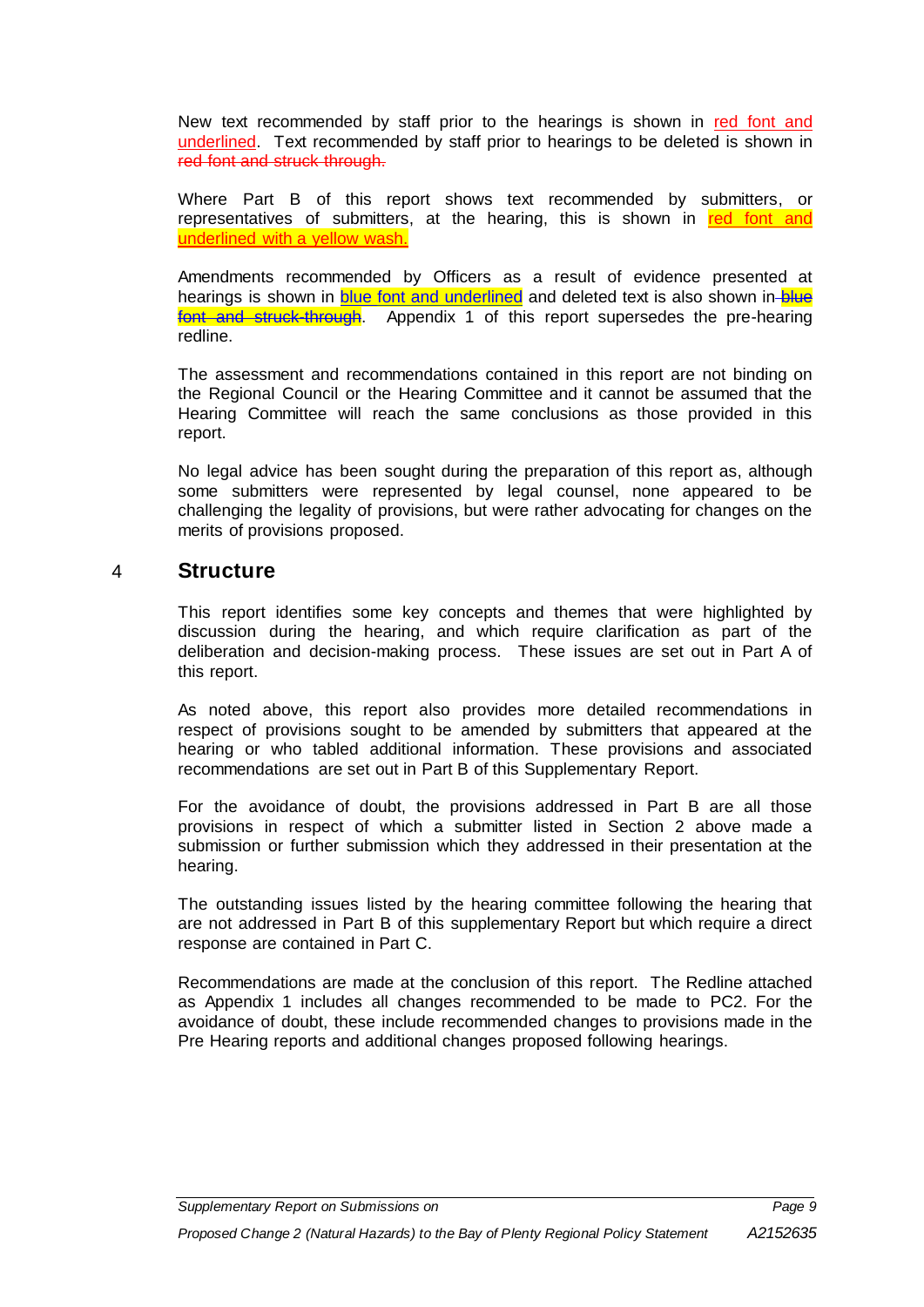New text recommended by staff prior to the hearings is shown in red font and underlined. Text recommended by staff prior to hearings to be deleted is shown in ~~red font and struck through.~~

Where Part B of this report shows text recommended by submitters, or representatives of submitters, at the hearing, this is shown in red font and underlined with a yellow wash.

Amendments recommended by Officers as a result of evidence presented at hearings is shown in blue font and underlined and deleted text is also shown in ~~blue font and struck-through~~. Appendix 1 of this report supersedes the pre-hearing redline.

The assessment and recommendations contained in this report are not binding on the Regional Council or the Hearing Committee and it cannot be assumed that the Hearing Committee will reach the same conclusions as those provided in this report.

No legal advice has been sought during the preparation of this report as, although some submitters were represented by legal counsel, none appeared to be challenging the legality of provisions, but were rather advocating for changes on the merits of provisions proposed.

## 4 Structure

This report identifies some key concepts and themes that were highlighted by discussion during the hearing, and which require clarification as part of the deliberation and decision-making process. These issues are set out in Part A of this report.

As noted above, this report also provides more detailed recommendations in respect of provisions sought to be amended by submitters that appeared at the hearing or who tabled additional information. These provisions and associated recommendations are set out in Part B of this Supplementary Report.

For the avoidance of doubt, the provisions addressed in Part B are all those provisions in respect of which a submitter listed in Section 2 above made a submission or further submission which they addressed in their presentation at the hearing.

The outstanding issues listed by the hearing committee following the hearing that are not addressed in Part B of this supplementary Report but which require a direct response are contained in Part C.

Recommendations are made at the conclusion of this report. The Redline attached as Appendix 1 includes all changes recommended to be made to PC2. For the avoidance of doubt, these include recommended changes to provisions made in the Pre Hearing reports and additional changes proposed following hearings.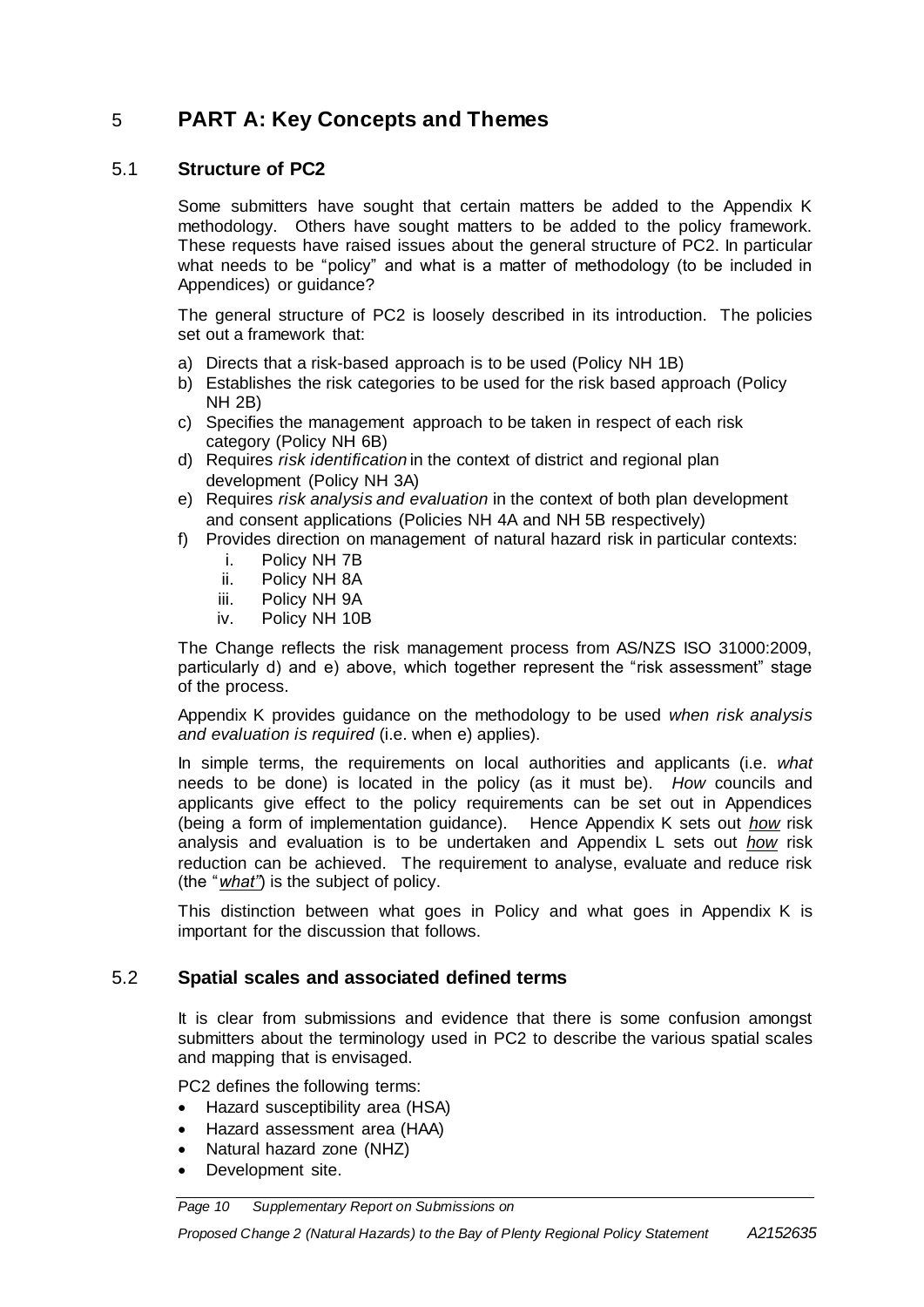# 5 PART A: Key Concepts and Themes

## 5.1 Structure of PC2

Some submitters have sought that certain matters be added to the Appendix K methodology. Others have sought matters to be added to the policy framework. These requests have raised issues about the general structure of PC2. In particular what needs to be "policy" and what is a matter of methodology (to be included in Appendices) or guidance?

The general structure of PC2 is loosely described in its introduction. The policies set out a framework that:

a) Directs that a risk-based approach is to be used (Policy NH 1B)
b) Establishes the risk categories to be used for the risk based approach (Policy NH 2B)
c) Specifies the management approach to be taken in respect of each risk category (Policy NH 6B)
d) Requires *risk identification* in the context of district and regional plan development (Policy NH 3A)
e) Requires *risk analysis and evaluation* in the context of both plan development and consent applications (Policies NH 4A and NH 5B respectively)
f) Provides direction on management of natural hazard risk in particular contexts:
   i. Policy NH 7B
   ii. Policy NH 8A
   iii. Policy NH 9A
   iv. Policy NH 10B

The Change reflects the risk management process from AS/NZS ISO 31000:2009, particularly d) and e) above, which together represent the "risk assessment" stage of the process.

Appendix K provides guidance on the methodology to be used *when risk analysis and evaluation is required* (i.e. when e) applies).

In simple terms, the requirements on local authorities and applicants (i.e. *what* needs to be done) is located in the policy (as it must be). *How* councils and applicants give effect to the policy requirements can be set out in Appendices (being a form of implementation guidance). Hence Appendix K sets out ***how*** risk analysis and evaluation is to be undertaken and Appendix L sets out ***how*** risk reduction can be achieved. The requirement to analyse, evaluate and reduce risk (the "***what"***) is the subject of policy.

This distinction between what goes in Policy and what goes in Appendix K is important for the discussion that follows.

## 5.2 Spatial scales and associated defined terms

It is clear from submissions and evidence that there is some confusion amongst submitters about the terminology used in PC2 to describe the various spatial scales and mapping that is envisaged.

PC2 defines the following terms:

- Hazard susceptibility area (HSA)
- Hazard assessment area (HAA)
- Natural hazard zone (NHZ)
- Development site.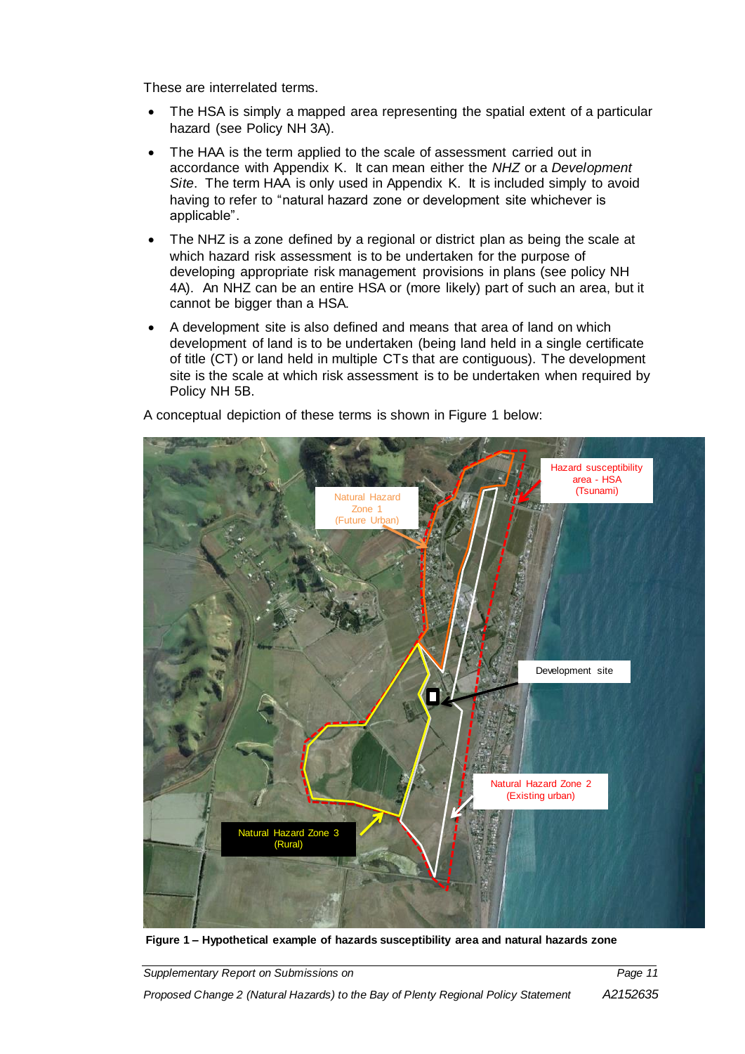These are interrelated terms.

- The HSA is simply a mapped area representing the spatial extent of a particular hazard (see Policy NH 3A).
- The HAA is the term applied to the scale of assessment carried out in accordance with Appendix K. It can mean either the *NHZ* or a *Development Site*. The term HAA is only used in Appendix K. It is included simply to avoid having to refer to “natural hazard zone or development site whichever is applicable”.
- The NHZ is a zone defined by a regional or district plan as being the scale at which hazard risk assessment is to be undertaken for the purpose of developing appropriate risk management provisions in plans (see policy NH 4A). An NHZ can be an entire HSA or (more likely) part of such an area, but it cannot be bigger than a HSA.
- A development site is also defined and means that area of land on which development of land is to be undertaken (being land held in a single certificate of title (CT) or land held in multiple CTs that are contiguous). The development site is the scale at which risk assessment is to be undertaken when required by Policy NH 5B.

A conceptual depiction of these terms is shown in Figure 1 below:

Natural Hazard Zone 1 (Future Urban)

Hazard susceptibility area - HSA (Tsunami)

Development site

Natural Hazard Zone 2 (Existing urban)

Natural Hazard Zone 3 (Rural)

**Figure 1 – Hypothetical example of hazards susceptibility area and natural hazards zone**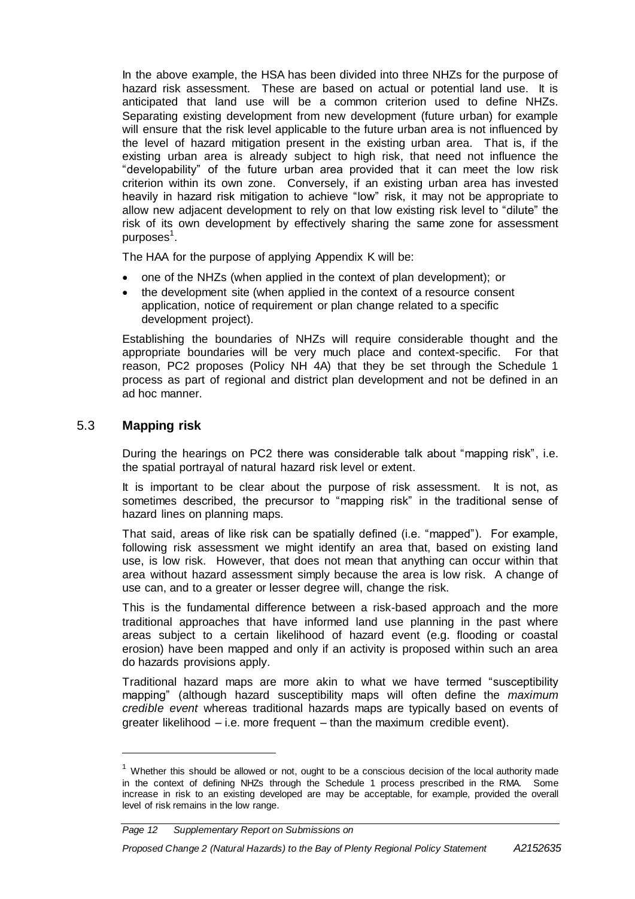In the above example, the HSA has been divided into three NHZs for the purpose of hazard risk assessment. These are based on actual or potential land use. It is anticipated that land use will be a common criterion used to define NHZs. Separating existing development from new development (future urban) for example will ensure that the risk level applicable to the future urban area is not influenced by the level of hazard mitigation present in the existing urban area. That is, if the existing urban area is already subject to high risk, that need not influence the "developability" of the future urban area provided that it can meet the low risk criterion within its own zone. Conversely, if an existing urban area has invested heavily in hazard risk mitigation to achieve "low" risk, it may not be appropriate to allow new adjacent development to rely on that low existing risk level to "dilute" the risk of its own development by effectively sharing the same zone for assessment purposes[1].

The HAA for the purpose of applying Appendix K will be:

- one of the NHZs (when applied in the context of plan development); or
- the development site (when applied in the context of a resource consent application, notice of requirement or plan change related to a specific development project).

Establishing the boundaries of NHZs will require considerable thought and the appropriate boundaries will be very much place and context-specific. For that reason, PC2 proposes (Policy NH 4A) that they be set through the Schedule 1 process as part of regional and district plan development and not be defined in an ad hoc manner.

## 5.3 Mapping risk

During the hearings on PC2 there was considerable talk about "mapping risk", i.e. the spatial portrayal of natural hazard risk level or extent.

It is important to be clear about the purpose of risk assessment. It is not, as sometimes described, the precursor to "mapping risk" in the traditional sense of hazard lines on planning maps.

That said, areas of like risk can be spatially defined (i.e. "mapped"). For example, following risk assessment we might identify an area that, based on existing land use, is low risk. However, that does not mean that anything can occur within that area without hazard assessment simply because the area is low risk. A change of use can, and to a greater or lesser degree will, change the risk.

This is the fundamental difference between a risk-based approach and the more traditional approaches that have informed land use planning in the past where areas subject to a certain likelihood of hazard event (e.g. flooding or coastal erosion) have been mapped and only if an activity is proposed within such an area do hazards provisions apply.

Traditional hazard maps are more akin to what we have termed "susceptibility mapping" (although hazard susceptibility maps will often define the *maximum credible event* whereas traditional hazards maps are typically based on events of greater likelihood – i.e. more frequent – than the maximum credible event).

---

[1] Whether this should be allowed or not, ought to be a conscious decision of the local authority made in the context of defining NHZs through the Schedule 1 process prescribed in the RMA. Some increase in risk to an existing developed are may be acceptable, for example, provided the overall level of risk remains in the low range.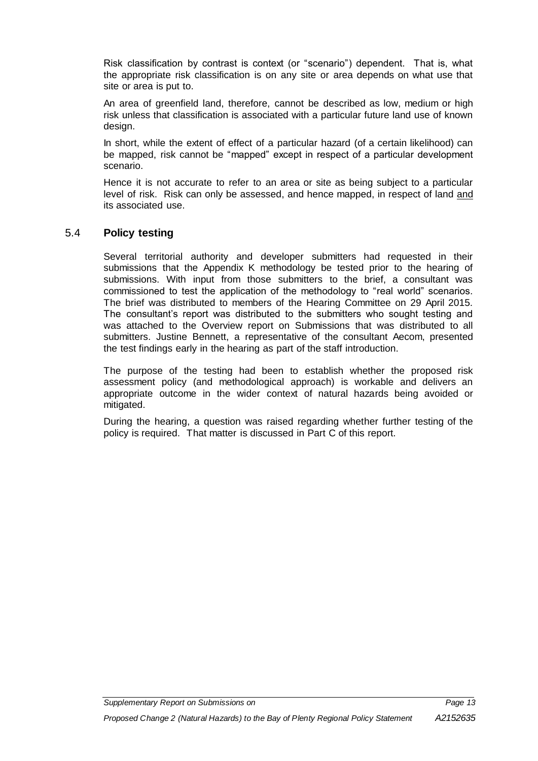Risk classification by contrast is context (or "scenario") dependent. That is, what the appropriate risk classification is on any site or area depends on what use that site or area is put to.

An area of greenfield land, therefore, cannot be described as low, medium or high risk unless that classification is associated with a particular future land use of known design.

In short, while the extent of effect of a particular hazard (of a certain likelihood) can be mapped, risk cannot be "mapped" except in respect of a particular development scenario.

Hence it is not accurate to refer to an area or site as being subject to a particular level of risk. Risk can only be assessed, and hence mapped, in respect of land and its associated use.

## 5.4 **Policy testing**

Several territorial authority and developer submitters had requested in their submissions that the Appendix K methodology be tested prior to the hearing of submissions. With input from those submitters to the brief, a consultant was commissioned to test the application of the methodology to "real world" scenarios. The brief was distributed to members of the Hearing Committee on 29 April 2015. The consultant's report was distributed to the submitters who sought testing and was attached to the Overview report on Submissions that was distributed to all submitters. Justine Bennett, a representative of the consultant Aecom, presented the test findings early in the hearing as part of the staff introduction.

The purpose of the testing had been to establish whether the proposed risk assessment policy (and methodological approach) is workable and delivers an appropriate outcome in the wider context of natural hazards being avoided or mitigated.

During the hearing, a question was raised regarding whether further testing of the policy is required. That matter is discussed in Part C of this report.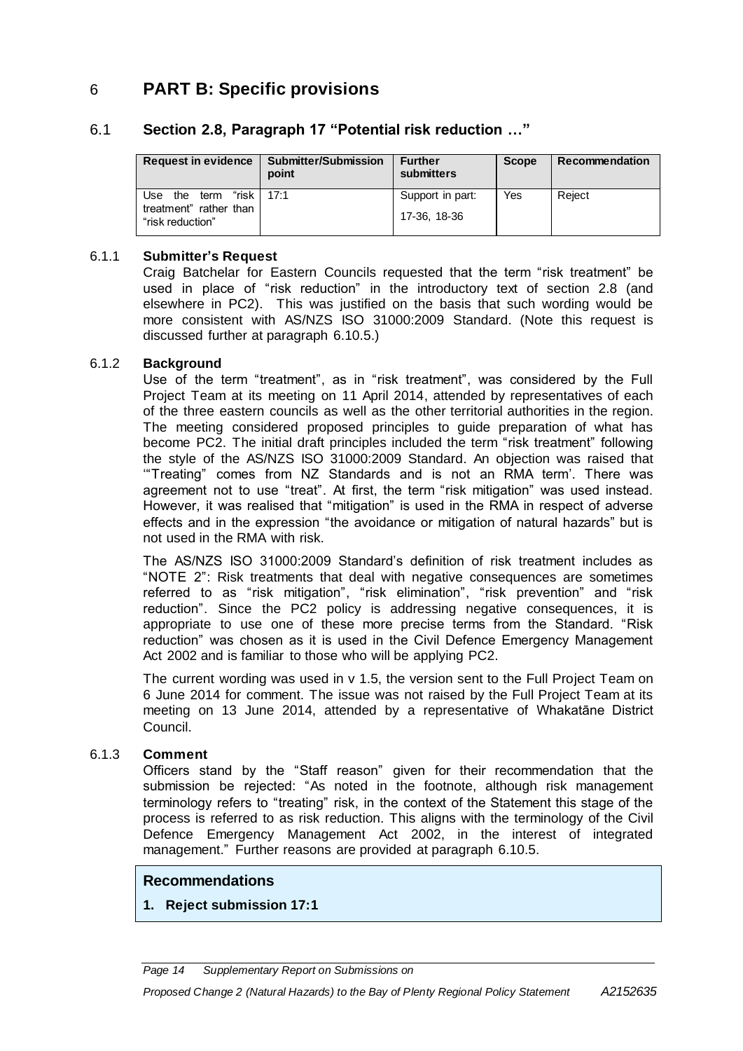# 6 PART B: Specific provisions

## 6.1 Section 2.8, Paragraph 17 "Potential risk reduction …"

| Request in evidence | Submitter/Submission point | Further submitters | Scope | Recommendation |
|---|---|---|---|---|
| Use the term "risk treatment" rather than "risk reduction" | 17:1 | Support in part: 17-36, 18-36 | Yes | Reject |

### 6.1.1 Submitter's Request

Craig Batchelar for Eastern Councils requested that the term "risk treatment" be used in place of "risk reduction" in the introductory text of section 2.8 (and elsewhere in PC2). This was justified on the basis that such wording would be more consistent with AS/NZS ISO 31000:2009 Standard. (Note this request is discussed further at paragraph 6.10.5.)

### 6.1.2 Background

Use of the term "treatment", as in "risk treatment", was considered by the Full Project Team at its meeting on 11 April 2014, attended by representatives of each of the three eastern councils as well as the other territorial authorities in the region. The meeting considered proposed principles to guide preparation of what has become PC2. The initial draft principles included the term "risk treatment" following the style of the AS/NZS ISO 31000:2009 Standard. An objection was raised that '"Treating" comes from NZ Standards and is not an RMA term'. There was agreement not to use "treat". At first, the term "risk mitigation" was used instead. However, it was realised that "mitigation" is used in the RMA in respect of adverse effects and in the expression "the avoidance or mitigation of natural hazards" but is not used in the RMA with risk.

The AS/NZS ISO 31000:2009 Standard's definition of risk treatment includes as "NOTE 2": Risk treatments that deal with negative consequences are sometimes referred to as "risk mitigation", "risk elimination", "risk prevention" and "risk reduction". Since the PC2 policy is addressing negative consequences, it is appropriate to use one of these more precise terms from the Standard. "Risk reduction" was chosen as it is used in the Civil Defence Emergency Management Act 2002 and is familiar to those who will be applying PC2.

The current wording was used in v 1.5, the version sent to the Full Project Team on 6 June 2014 for comment. The issue was not raised by the Full Project Team at its meeting on 13 June 2014, attended by a representative of Whakatāne District Council.

### 6.1.3 Comment

Officers stand by the "Staff reason" given for their recommendation that the submission be rejected: "As noted in the footnote, although risk management terminology refers to "treating" risk, in the context of the Statement this stage of the process is referred to as risk reduction. This aligns with the terminology of the Civil Defence Emergency Management Act 2002, in the interest of integrated management." Further reasons are provided at paragraph 6.10.5.

**Recommendations**

**1. Reject submission 17:1**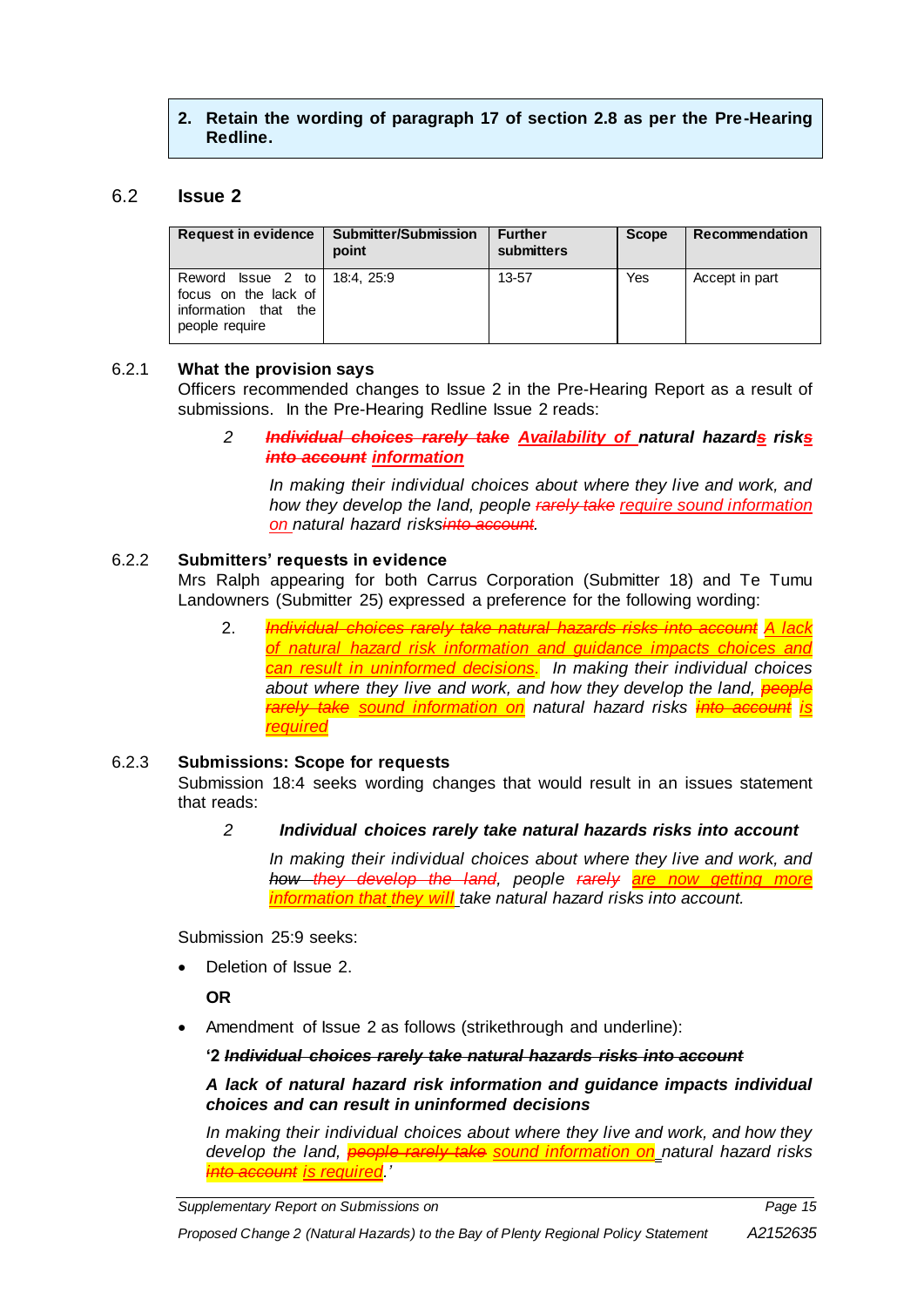**2. Retain the wording of paragraph 17 of section 2.8 as per the Pre-Hearing Redline.**

## 6.2 Issue 2

| Request in evidence | Submitter/Submission point | Further submitters | Scope | Recommendation |
|---|---|---|---|---|
| Reword Issue 2 to focus on the lack of information that the people require | 18:4, 25:9 | 13-57 | Yes | Accept in part |

### 6.2.1 What the provision says

Officers recommended changes to Issue 2 in the Pre-Hearing Report as a result of submissions. In the Pre-Hearing Redline Issue 2 reads:

*2 ~~**Individual choices rarely take**~~ **Availability of natural hazards risks ~~into account~~ information***

*In making their individual choices about where they live and work, and how they develop the land, people ~~rarely take~~ require sound information on natural hazard risks~~into account~~.*

### 6.2.2 Submitters' requests in evidence

Mrs Ralph appearing for both Carrus Corporation (Submitter 18) and Te Tumu Landowners (Submitter 25) expressed a preference for the following wording:

2. *~~Individual choices rarely take natural hazards risks into account~~ A lack of natural hazard risk information and guidance impacts choices and can result in uninformed decisions. In making their individual choices about where they live and work, and how they develop the land, ~~people rarely take~~ sound information on natural hazard risks ~~into account~~ is required*

### 6.2.3 Submissions: Scope for requests

Submission 18:4 seeks wording changes that would result in an issues statement that reads:

*2 **Individual choices rarely take natural hazards risks into account***

*In making their individual choices about where they live and work, and ~~how they develop the land~~, people ~~rarely~~ are now getting more information that they will take natural hazard risks into account.*

Submission 25:9 seeks:

- Deletion of Issue 2.

  **OR**

- Amendment of Issue 2 as follows (strikethrough and underline):

  '**2 *~~Individual choices rarely take natural hazards risks into account~~***

  ***A lack of natural hazard risk information and guidance impacts individual choices and can result in uninformed decisions***

  *In making their individual choices about where they live and work, and how they develop the land, ~~people rarely take~~ sound information on natural hazard risks ~~into account~~ is required.'*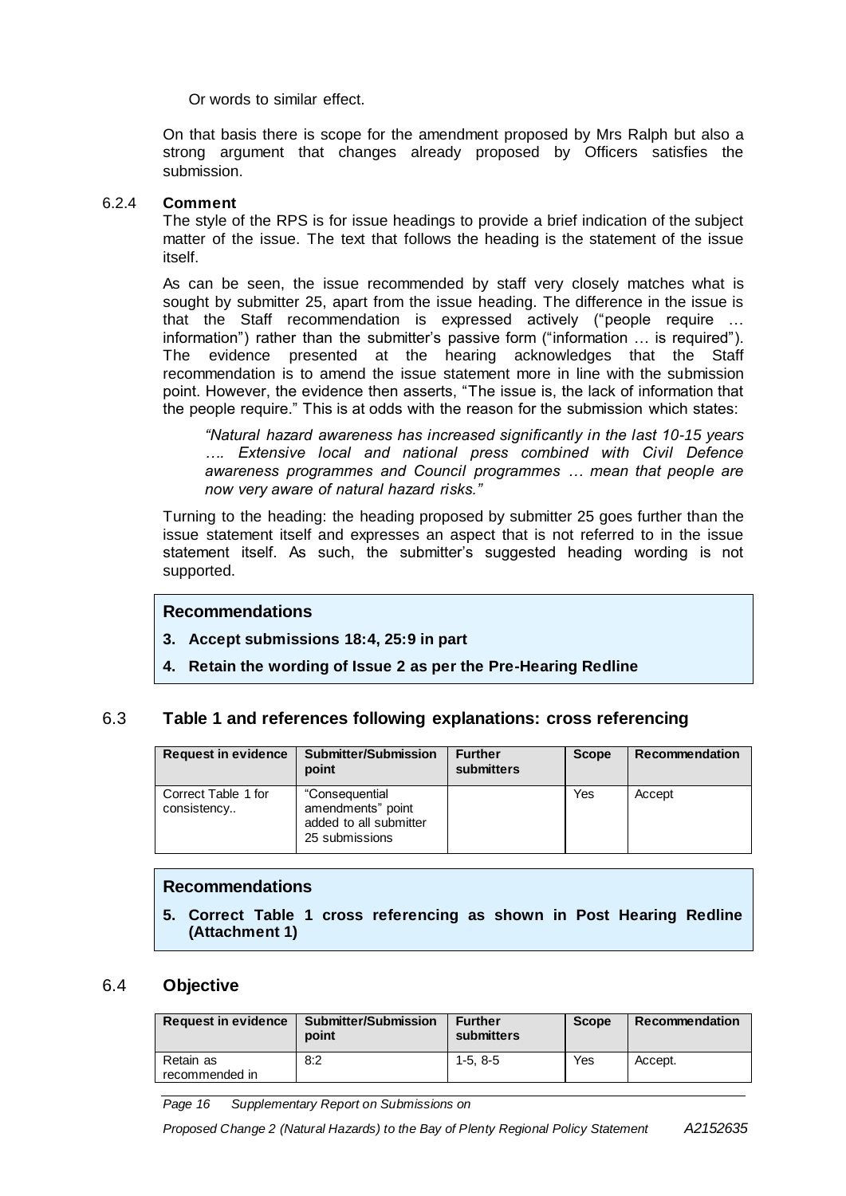Or words to similar effect.

On that basis there is scope for the amendment proposed by Mrs Ralph but also a strong argument that changes already proposed by Officers satisfies the submission.

6.2.4 **Comment**

The style of the RPS is for issue headings to provide a brief indication of the subject matter of the issue. The text that follows the heading is the statement of the issue itself.

As can be seen, the issue recommended by staff very closely matches what is sought by submitter 25, apart from the issue heading. The difference in the issue is that the Staff recommendation is expressed actively ("people require … information") rather than the submitter's passive form ("information … is required"). The evidence presented at the hearing acknowledges that the Staff recommendation is to amend the issue statement more in line with the submission point. However, the evidence then asserts, "The issue is, the lack of information that the people require." This is at odds with the reason for the submission which states:

> *"Natural hazard awareness has increased significantly in the last 10-15 years …. Extensive local and national press combined with Civil Defence awareness programmes and Council programmes … mean that people are now very aware of natural hazard risks."*

Turning to the heading: the heading proposed by submitter 25 goes further than the issue statement itself and expresses an aspect that is not referred to in the issue statement itself. As such, the submitter's suggested heading wording is not supported.

**Recommendations**

**3. Accept submissions 18:4, 25:9 in part**

**4. Retain the wording of Issue 2 as per the Pre-Hearing Redline**

## 6.3 Table 1 and references following explanations: cross referencing

| Request in evidence | Submitter/Submission point | Further submitters | Scope | Recommendation |
|---|---|---|---|---|
| Correct Table 1 for consistency.. | "Consequential amendments" point added to all submitter 25 submissions | | Yes | Accept |

**Recommendations**

**5. Correct Table 1 cross referencing as shown in Post Hearing Redline (Attachment 1)**

## 6.4 Objective

| Request in evidence | Submitter/Submission point | Further submitters | Scope | Recommendation |
|---|---|---|---|---|
| Retain as recommended in | 8:2 | 1-5, 8-5 | Yes | Accept. |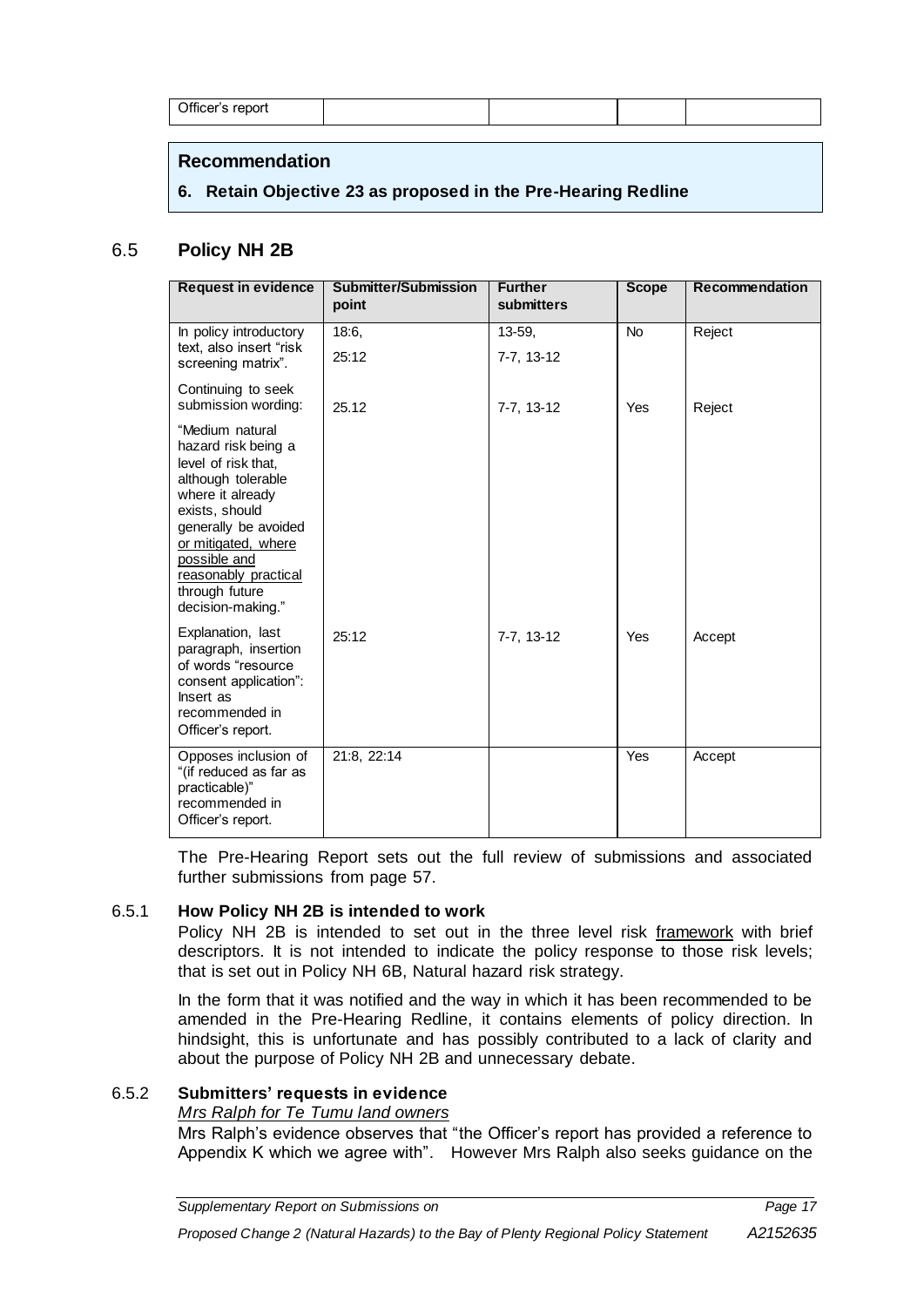| Officer's report | | | | |
|---|---|---|---|---|

**Recommendation**

**6. Retain Objective 23 as proposed in the Pre-Hearing Redline**

## 6.5 Policy NH 2B

| Request in evidence | Submitter/Submission point | Further submitters | Scope | Recommendation |
|---|---|---|---|---|
| In policy introductory text, also insert "risk screening matrix". | 18:6, 25:12 | 13-59, 7-7, 13-12 | No | Reject |
| Continuing to seek submission wording: "Medium natural hazard risk being a level of risk that, although tolerable where it already exists, should generally be avoided or mitigated, where possible and reasonably practical through future decision-making." | 25.12 | 7-7, 13-12 | Yes | Reject |
| Explanation, last paragraph, insertion of words "resource consent application": Insert as recommended in Officer's report. | 25:12 | 7-7, 13-12 | Yes | Accept |
| Opposes inclusion of "(if reduced as far as practicable)" recommended in Officer's report. | 21:8, 22:14 | | Yes | Accept |

The Pre-Hearing Report sets out the full review of submissions and associated further submissions from page 57.

### 6.5.1 How Policy NH 2B is intended to work

Policy NH 2B is intended to set out in the three level risk framework with brief descriptors. It is not intended to indicate the policy response to those risk levels; that is set out in Policy NH 6B, Natural hazard risk strategy.

In the form that it was notified and the way in which it has been recommended to be amended in the Pre-Hearing Redline, it contains elements of policy direction. In hindsight, this is unfortunate and has possibly contributed to a lack of clarity and about the purpose of Policy NH 2B and unnecessary debate.

### 6.5.2 Submitters' requests in evidence

*Mrs Ralph for Te Tumu land owners*

Mrs Ralph's evidence observes that "the Officer's report has provided a reference to Appendix K which we agree with". However Mrs Ralph also seeks guidance on the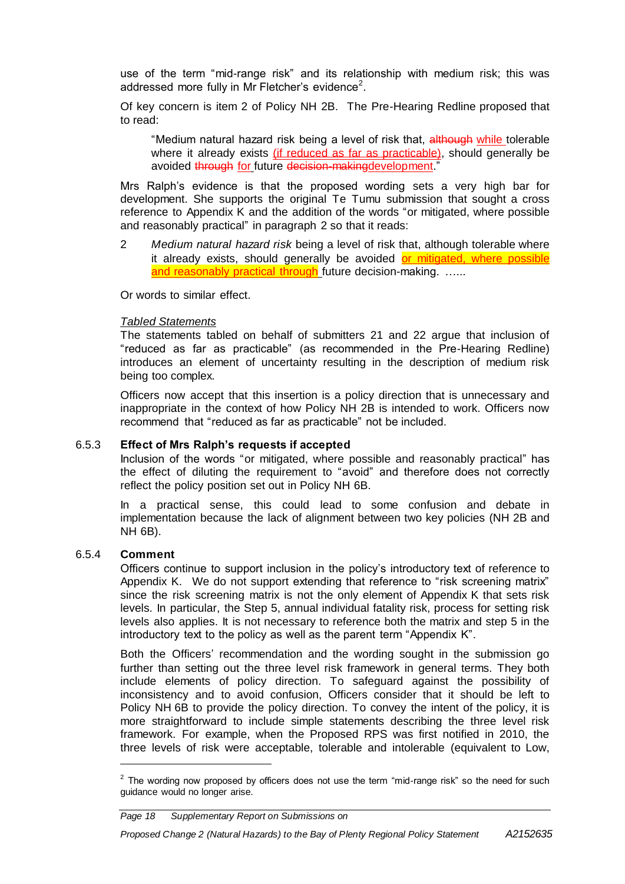use of the term "mid-range risk" and its relationship with medium risk; this was addressed more fully in Mr Fletcher's evidence[2].

Of key concern is item 2 of Policy NH 2B. The Pre-Hearing Redline proposed that to read:

> "Medium natural hazard risk being a level of risk that, ~~although~~ while tolerable where it already exists (if reduced as far as practicable), should generally be avoided ~~through~~ for future ~~decision-making~~development."

Mrs Ralph's evidence is that the proposed wording sets a very high bar for development. She supports the original Te Tumu submission that sought a cross reference to Appendix K and the addition of the words "or mitigated, where possible and reasonably practical" in paragraph 2 so that it reads:

> 2 *Medium natural hazard risk* being a level of risk that, although tolerable where it already exists, should generally be avoided or mitigated, where possible and reasonably practical through future decision-making. ......

Or words to similar effect.

*Tabled Statements*

The statements tabled on behalf of submitters 21 and 22 argue that inclusion of "reduced as far as practicable" (as recommended in the Pre-Hearing Redline) introduces an element of uncertainty resulting in the description of medium risk being too complex.

Officers now accept that this insertion is a policy direction that is unnecessary and inappropriate in the context of how Policy NH 2B is intended to work. Officers now recommend that "reduced as far as practicable" not be included.

### 6.5.3 Effect of Mrs Ralph's requests if accepted

Inclusion of the words "or mitigated, where possible and reasonably practical" has the effect of diluting the requirement to "avoid" and therefore does not correctly reflect the policy position set out in Policy NH 6B.

In a practical sense, this could lead to some confusion and debate in implementation because the lack of alignment between two key policies (NH 2B and NH 6B).

### 6.5.4 Comment

Officers continue to support inclusion in the policy's introductory text of reference to Appendix K. We do not support extending that reference to "risk screening matrix" since the risk screening matrix is not the only element of Appendix K that sets risk levels. In particular, the Step 5, annual individual fatality risk, process for setting risk levels also applies. It is not necessary to reference both the matrix and step 5 in the introductory text to the policy as well as the parent term "Appendix K".

Both the Officers' recommendation and the wording sought in the submission go further than setting out the three level risk framework in general terms. They both include elements of policy direction. To safeguard against the possibility of inconsistency and to avoid confusion, Officers consider that it should be left to Policy NH 6B to provide the policy direction. To convey the intent of the policy, it is more straightforward to include simple statements describing the three level risk framework. For example, when the Proposed RPS was first notified in 2010, the three levels of risk were acceptable, tolerable and intolerable (equivalent to Low,

[2] The wording now proposed by officers does not use the term "mid-range risk" so the need for such guidance would no longer arise.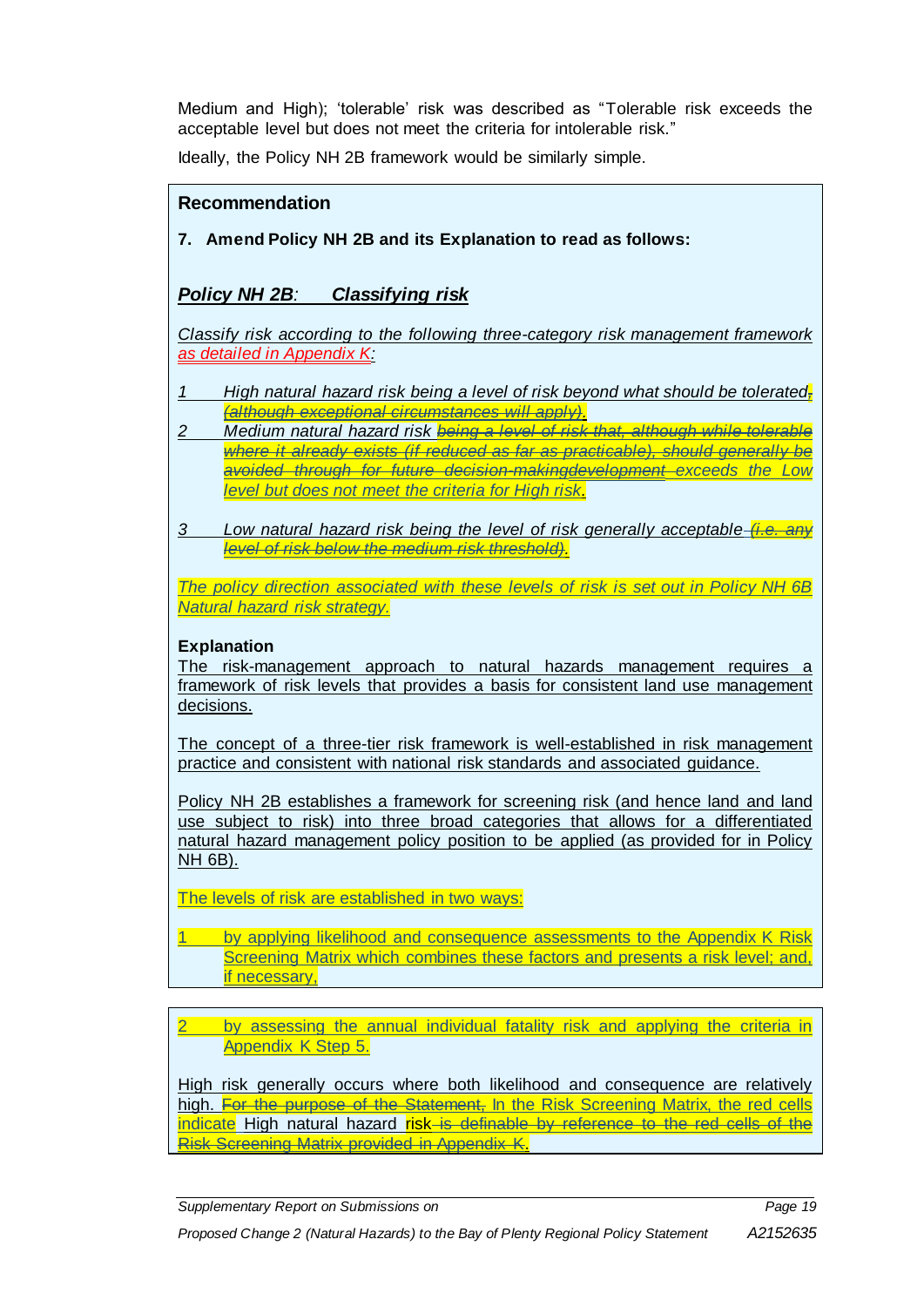Medium and High); 'tolerable' risk was described as "Tolerable risk exceeds the acceptable level but does not meet the criteria for intolerable risk."

Ideally, the Policy NH 2B framework would be similarly simple.

**Recommendation**

**7. Amend Policy NH 2B and its Explanation to read as follows:**

***Policy NH 2B: Classifying risk***

*Classify risk according to the following three-category risk management framework as detailed in Appendix K:*

1. *High natural hazard risk being a level of risk beyond what should be tolerated~~,~~ ~~(although exceptional circumstances will apply)~~.*
2. *Medium natural hazard risk ~~being a level of risk that, although while tolerable where it already exists (if reduced as far as practicable), should generally be avoided through for future decision-makingdevelopment~~ exceeds the Low level but does not meet the criteria for High risk.*
3. *Low natural hazard risk being the level of risk generally acceptable ~~(i.e. any level of risk below the medium risk threshold)~~.*

*The policy direction associated with these levels of risk is set out in Policy NH 6B Natural hazard risk strategy.*

**Explanation**

The risk-management approach to natural hazards management requires a framework of risk levels that provides a basis for consistent land use management decisions.

The concept of a three-tier risk framework is well-established in risk management practice and consistent with national risk standards and associated guidance.

Policy NH 2B establishes a framework for screening risk (and hence land and land use subject to risk) into three broad categories that allows for a differentiated natural hazard management policy position to be applied (as provided for in Policy NH 6B).

The levels of risk are established in two ways:

1. by applying likelihood and consequence assessments to the Appendix K Risk Screening Matrix which combines these factors and presents a risk level; and, if necessary,
2. by assessing the annual individual fatality risk and applying the criteria in Appendix K Step 5.

High risk generally occurs where both likelihood and consequence are relatively high. ~~For the purpose of the Statement,~~ In the Risk Screening Matrix, the red cells indicate High natural hazard risk~~ is definable by reference to the red cells of the Risk Screening Matrix provided in Appendix K~~.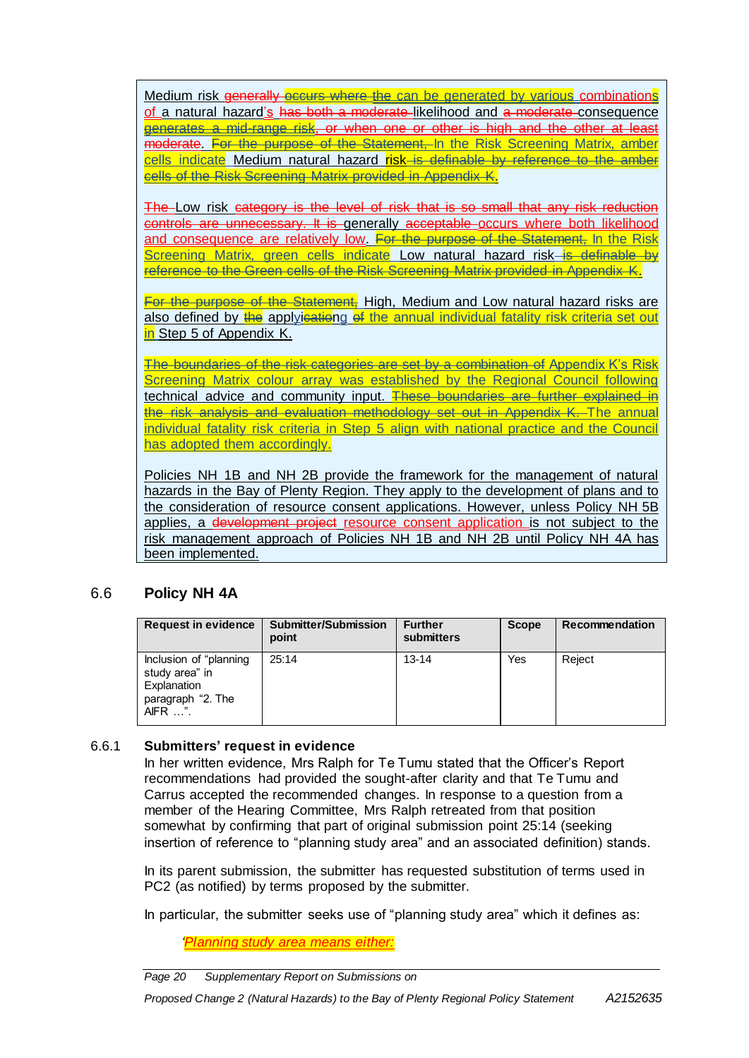Medium risk ~~generally~~ ~~occurs where~~ ~~the~~ can be generated by various combinations of a natural hazard's ~~has both a moderate~~ likelihood and ~~a moderate~~ consequence ~~generates a mid-range risk, or when one or other is high and the other at least moderate~~. ~~For the purpose of the Statement,~~ In the Risk Screening Matrix, amber cells indicate Medium natural hazard risk ~~is definable by reference to the amber cells of the Risk Screening Matrix provided in Appendix K~~.

~~The~~ Low risk ~~category is the level of risk that is so small that any risk reduction controls are unnecessary. It is~~ generally ~~acceptable~~ occurs where both likelihood and consequence are relatively low. ~~For the purpose of the Statement,~~ In the Risk Screening Matrix, green cells indicate Low natural hazard risk ~~is definable by reference to the Green cells of the Risk Screening Matrix provided in Appendix K~~.

~~For the purpose of the Statement,~~ High, Medium and Low natural hazard risks are also defined by ~~the~~ applyi~~cation~~ng ~~of~~ the annual individual fatality risk criteria set out in Step 5 of Appendix K.

~~The boundaries of the risk categories are set by a combination of~~ Appendix K's Risk Screening Matrix colour array was established by the Regional Council following technical advice and community input. ~~These boundaries are further explained in the risk analysis and evaluation methodology set out in Appendix K.~~ The annual individual fatality risk criteria in Step 5 align with national practice and the Council has adopted them accordingly.

Policies NH 1B and NH 2B provide the framework for the management of natural hazards in the Bay of Plenty Region. They apply to the development of plans and to the consideration of resource consent applications. However, unless Policy NH 5B applies, a ~~development project~~ resource consent application is not subject to the risk management approach of Policies NH 1B and NH 2B until Policy NH 4A has been implemented.

## 6.6 Policy NH 4A

| Request in evidence | Submitter/Submission point | Further submitters | Scope | Recommendation |
|---|---|---|---|---|
| Inclusion of "planning study area" in Explanation paragraph "2. The AIFR …". | 25:14 | 13-14 | Yes | Reject |

### 6.6.1 Submitters' request in evidence

In her written evidence, Mrs Ralph for Te Tumu stated that the Officer's Report recommendations had provided the sought-after clarity and that Te Tumu and Carrus accepted the recommended changes. In response to a question from a member of the Hearing Committee, Mrs Ralph retreated from that position somewhat by confirming that part of original submission point 25:14 (seeking insertion of reference to "planning study area" and an associated definition) stands.

In its parent submission, the submitter has requested substitution of terms used in PC2 (as notified) by terms proposed by the submitter.

In particular, the submitter seeks use of "planning study area" which it defines as:

> *'Planning study area means either:*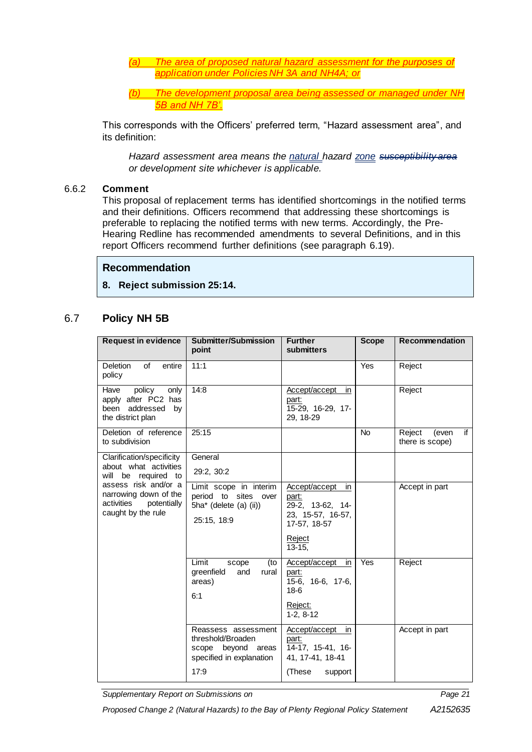*(a) The area of proposed natural hazard assessment for the purposes of application under Policies NH 3A and NH4A; or*

*(b) The development proposal area being assessed or managed under NH 5B and NH 7B'.*

This corresponds with the Officers' preferred term, "Hazard assessment area", and its definition:

*Hazard assessment area means the natural hazard zone ~~susceptibility area~~ or development site whichever is applicable.*

### 6.6.2 Comment

This proposal of replacement terms has identified shortcomings in the notified terms and their definitions. Officers recommend that addressing these shortcomings is preferable to replacing the notified terms with new terms. Accordingly, the Pre-Hearing Redline has recommended amendments to several Definitions, and in this report Officers recommend further definitions (see paragraph 6.19).

> **Recommendation**
>
> **8. Reject submission 25:14.**

## 6.7 Policy NH 5B

| Request in evidence | Submitter/Submission point | Further submitters | Scope | Recommendation |
|---|---|---|---|---|
| Deletion of entire policy | 11:1 | | Yes | Reject |
| Have policy only apply after PC2 has been addressed by the district plan | 14:8 | Accept/accept in part: 15-29, 16-29, 17-29, 18-29 | | Reject |
| Deletion of reference to subdivision | 25:15 | | No | Reject (even if there is scope) |
| Clarification/specificity about what activities will be required to assess risk and/or a narrowing down of the activities potentially caught by the rule | General 29:2, 30:2 | | | |
| | Limit scope in interim period to sites over 5ha* (delete (a) (ii)) 25:15, 18:9 | Accept/accept in part: 29-2, 13-62, 14-23, 15-57, 16-57, 17-57, 18-57 Reject 13-15, | | Accept in part |
| | Limit scope (to greenfield and rural areas) 6:1 | Accept/accept in part: 15-6, 16-6, 17-6, 18-6 Reject: 1-2, 8-12 | Yes | Reject |
| | Reassess assessment threshold/Broaden scope beyond areas specified in explanation 17:9 | Accept/accept in part: 14-17, 15-41, 16-41, 17-41, 18-41 (These support | | Accept in part |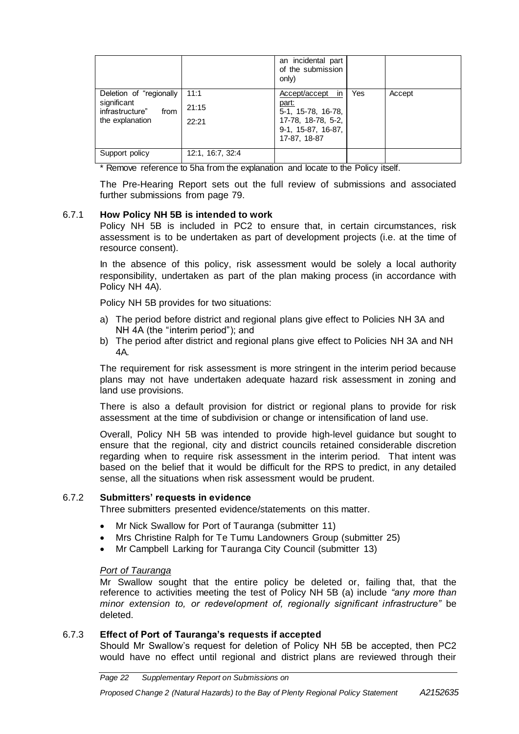| | | | | |
|---|---|---|---|---|
| | | an incidental part of the submission only) | | |
| Deletion of "regionally significant infrastructure" from the explanation | 11:1<br>21:15<br>22:21 | Accept/accept in part:<br>5-1, 15-78, 16-78, 17-78, 18-78, 5-2, 9-1, 15-87, 16-87, 17-87, 18-87 | Yes | Accept |
| Support policy | 12:1, 16:7, 32:4 | | | |

\* Remove reference to 5ha from the explanation and locate to the Policy itself.

The Pre-Hearing Report sets out the full review of submissions and associated further submissions from page 79.

### 6.7.1 How Policy NH 5B is intended to work

Policy NH 5B is included in PC2 to ensure that, in certain circumstances, risk assessment is to be undertaken as part of development projects (i.e. at the time of resource consent).

In the absence of this policy, risk assessment would be solely a local authority responsibility, undertaken as part of the plan making process (in accordance with Policy NH 4A).

Policy NH 5B provides for two situations:

a) The period before district and regional plans give effect to Policies NH 3A and NH 4A (the "interim period"); and
b) The period after district and regional plans give effect to Policies NH 3A and NH 4A.

The requirement for risk assessment is more stringent in the interim period because plans may not have undertaken adequate hazard risk assessment in zoning and land use provisions.

There is also a default provision for district or regional plans to provide for risk assessment at the time of subdivision or change or intensification of land use.

Overall, Policy NH 5B was intended to provide high-level guidance but sought to ensure that the regional, city and district councils retained considerable discretion regarding when to require risk assessment in the interim period. That intent was based on the belief that it would be difficult for the RPS to predict, in any detailed sense, all the situations when risk assessment would be prudent.

### 6.7.2 Submitters' requests in evidence

Three submitters presented evidence/statements on this matter.

- Mr Nick Swallow for Port of Tauranga (submitter 11)
- Mrs Christine Ralph for Te Tumu Landowners Group (submitter 25)
- Mr Campbell Larking for Tauranga City Council (submitter 13)

*Port of Tauranga*

Mr Swallow sought that the entire policy be deleted or, failing that, that the reference to activities meeting the test of Policy NH 5B (a) include *"any more than minor extension to, or redevelopment of, regionally significant infrastructure"* be deleted.

### 6.7.3 Effect of Port of Tauranga's requests if accepted

Should Mr Swallow's request for deletion of Policy NH 5B be accepted, then PC2 would have no effect until regional and district plans are reviewed through their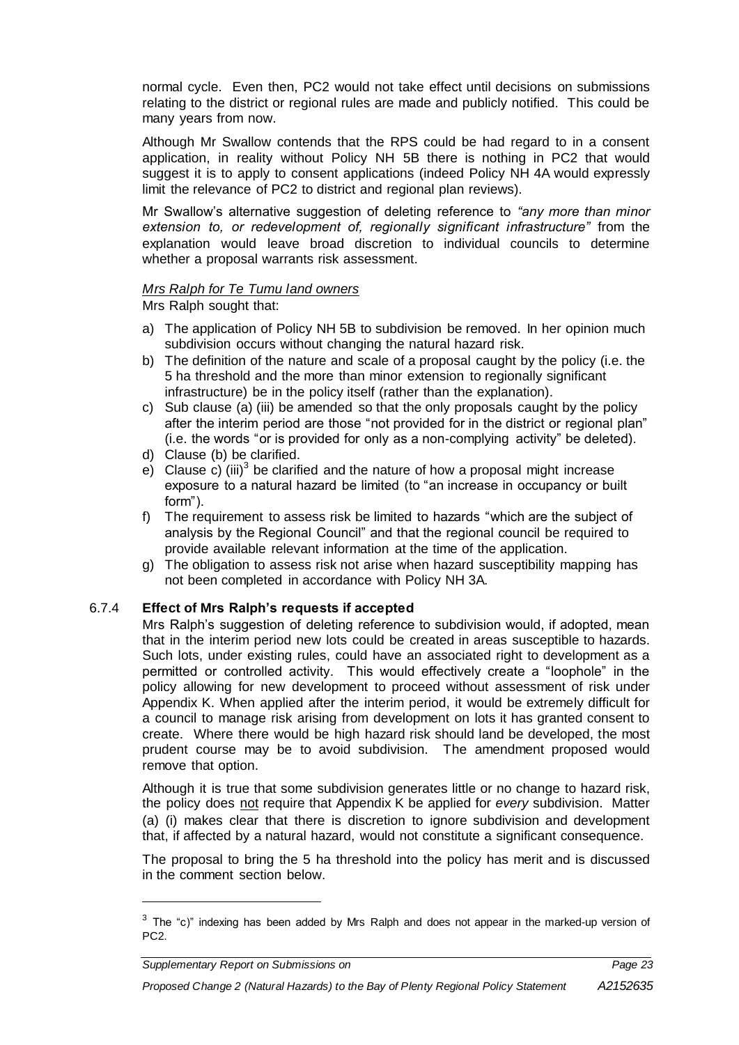normal cycle. Even then, PC2 would not take effect until decisions on submissions relating to the district or regional rules are made and publicly notified. This could be many years from now.

Although Mr Swallow contends that the RPS could be had regard to in a consent application, in reality without Policy NH 5B there is nothing in PC2 that would suggest it is to apply to consent applications (indeed Policy NH 4A would expressly limit the relevance of PC2 to district and regional plan reviews).

Mr Swallow's alternative suggestion of deleting reference to *"any more than minor extension to, or redevelopment of, regionally significant infrastructure"* from the explanation would leave broad discretion to individual councils to determine whether a proposal warrants risk assessment.

*Mrs Ralph for Te Tumu land owners*

Mrs Ralph sought that:

a) The application of Policy NH 5B to subdivision be removed. In her opinion much subdivision occurs without changing the natural hazard risk.
b) The definition of the nature and scale of a proposal caught by the policy (i.e. the 5 ha threshold and the more than minor extension to regionally significant infrastructure) be in the policy itself (rather than the explanation).
c) Sub clause (a) (iii) be amended so that the only proposals caught by the policy after the interim period are those "not provided for in the district or regional plan" (i.e. the words "or is provided for only as a non-complying activity" be deleted).
d) Clause (b) be clarified.
e) Clause c) (iii)[3] be clarified and the nature of how a proposal might increase exposure to a natural hazard be limited (to "an increase in occupancy or built form").
f) The requirement to assess risk be limited to hazards "which are the subject of analysis by the Regional Council" and that the regional council be required to provide available relevant information at the time of the application.
g) The obligation to assess risk not arise when hazard susceptibility mapping has not been completed in accordance with Policy NH 3A.

### 6.7.4 Effect of Mrs Ralph's requests if accepted

Mrs Ralph's suggestion of deleting reference to subdivision would, if adopted, mean that in the interim period new lots could be created in areas susceptible to hazards. Such lots, under existing rules, could have an associated right to development as a permitted or controlled activity. This would effectively create a "loophole" in the policy allowing for new development to proceed without assessment of risk under Appendix K. When applied after the interim period, it would be extremely difficult for a council to manage risk arising from development on lots it has granted consent to create. Where there would be high hazard risk should land be developed, the most prudent course may be to avoid subdivision. The amendment proposed would remove that option.

Although it is true that some subdivision generates little or no change to hazard risk, the policy does <u>not</u> require that Appendix K be applied for *every* subdivision. Matter (a) (i) makes clear that there is discretion to ignore subdivision and development that, if affected by a natural hazard, would not constitute a significant consequence.

The proposal to bring the 5 ha threshold into the policy has merit and is discussed in the comment section below.

---

[3] The "c)" indexing has been added by Mrs Ralph and does not appear in the marked-up version of PC2.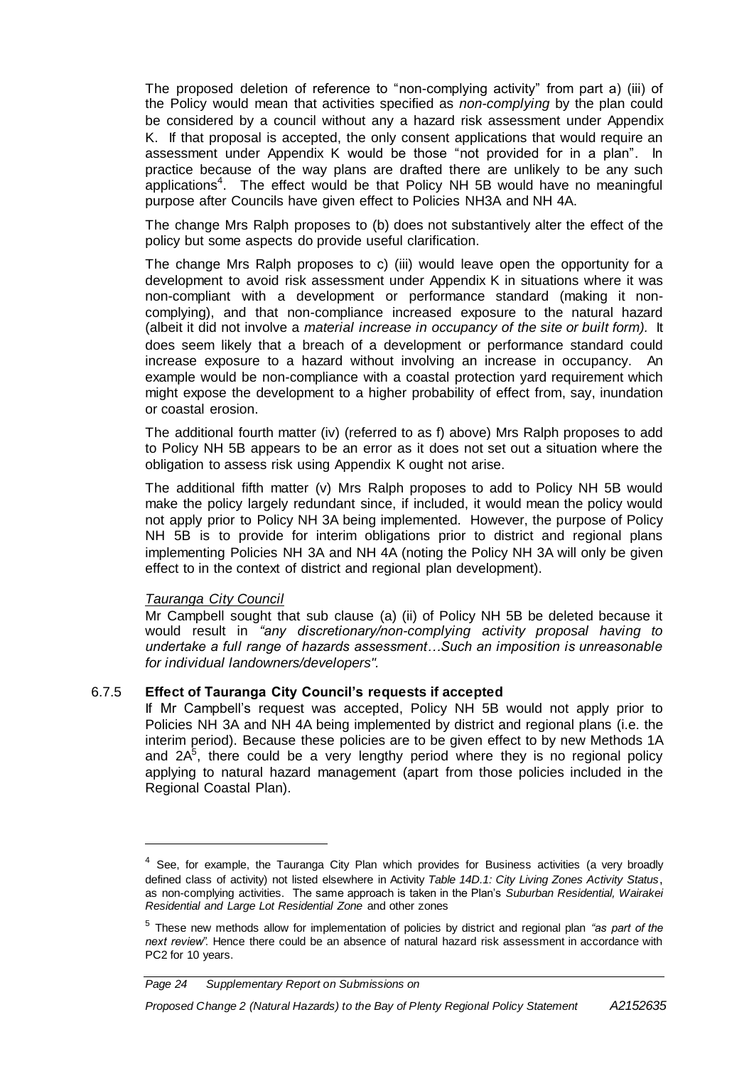The proposed deletion of reference to "non-complying activity" from part a) (iii) of the Policy would mean that activities specified as *non-complying* by the plan could be considered by a council without any a hazard risk assessment under Appendix K. If that proposal is accepted, the only consent applications that would require an assessment under Appendix K would be those "not provided for in a plan". In practice because of the way plans are drafted there are unlikely to be any such applications[4]. The effect would be that Policy NH 5B would have no meaningful purpose after Councils have given effect to Policies NH3A and NH 4A.

The change Mrs Ralph proposes to (b) does not substantively alter the effect of the policy but some aspects do provide useful clarification.

The change Mrs Ralph proposes to c) (iii) would leave open the opportunity for a development to avoid risk assessment under Appendix K in situations where it was non-compliant with a development or performance standard (making it non-complying), and that non-compliance increased exposure to the natural hazard (albeit it did not involve a *material increase in occupancy of the site or built form).* It does seem likely that a breach of a development or performance standard could increase exposure to a hazard without involving an increase in occupancy. An example would be non-compliance with a coastal protection yard requirement which might expose the development to a higher probability of effect from, say, inundation or coastal erosion.

The additional fourth matter (iv) (referred to as f) above) Mrs Ralph proposes to add to Policy NH 5B appears to be an error as it does not set out a situation where the obligation to assess risk using Appendix K ought not arise.

The additional fifth matter (v) Mrs Ralph proposes to add to Policy NH 5B would make the policy largely redundant since, if included, it would mean the policy would not apply prior to Policy NH 3A being implemented. However, the purpose of Policy NH 5B is to provide for interim obligations prior to district and regional plans implementing Policies NH 3A and NH 4A (noting the Policy NH 3A will only be given effect to in the context of district and regional plan development).

*Tauranga City Council*

Mr Campbell sought that sub clause (a) (ii) of Policy NH 5B be deleted because it would result in *"any discretionary/non-complying activity proposal having to undertake a full range of hazards assessment…Such an imposition is unreasonable for individual landowners/developers".*

### 6.7.5 Effect of Tauranga City Council's requests if accepted

If Mr Campbell's request was accepted, Policy NH 5B would not apply prior to Policies NH 3A and NH 4A being implemented by district and regional plans (i.e. the interim period). Because these policies are to be given effect to by new Methods 1A and 2A[5], there could be a very lengthy period where they is no regional policy applying to natural hazard management (apart from those policies included in the Regional Coastal Plan).

---

[4] See, for example, the Tauranga City Plan which provides for Business activities (a very broadly defined class of activity) not listed elsewhere in Activity *Table 14D.1: City Living Zones Activity Status*, as non-complying activities. The same approach is taken in the Plan's *Suburban Residential, Wairakei Residential and Large Lot Residential Zone* and other zones

[5] These new methods allow for implementation of policies by district and regional plan *"as part of the next review".* Hence there could be an absence of natural hazard risk assessment in accordance with PC2 for 10 years.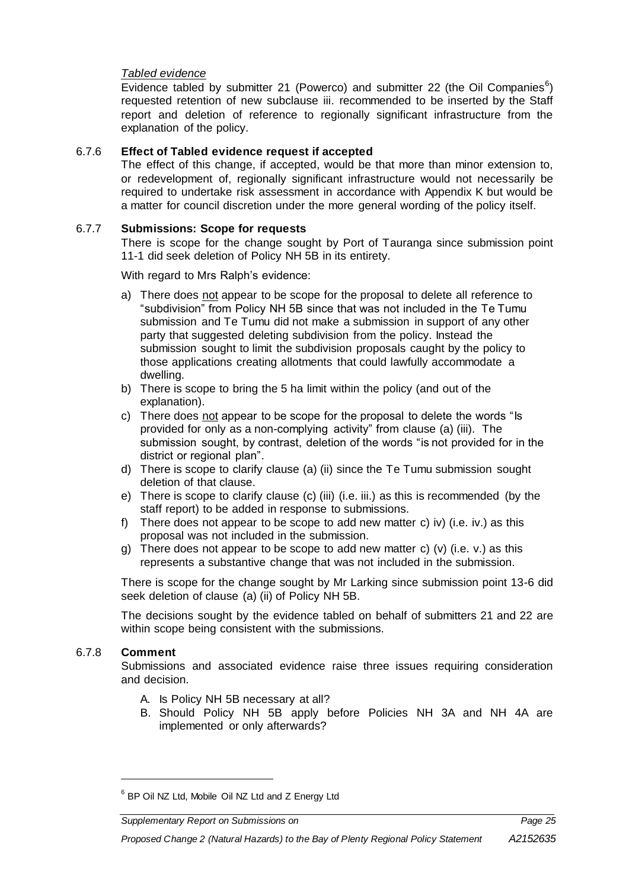*Tabled evidence*

Evidence tabled by submitter 21 (Powerco) and submitter 22 (the Oil Companies[6]) requested retention of new subclause iii. recommended to be inserted by the Staff report and deletion of reference to regionally significant infrastructure from the explanation of the policy.

### 6.7.6 Effect of Tabled evidence request if accepted

The effect of this change, if accepted, would be that more than minor extension to, or redevelopment of, regionally significant infrastructure would not necessarily be required to undertake risk assessment in accordance with Appendix K but would be a matter for council discretion under the more general wording of the policy itself.

### 6.7.7 Submissions: Scope for requests

There is scope for the change sought by Port of Tauranga since submission point 11-1 did seek deletion of Policy NH 5B in its entirety.

With regard to Mrs Ralph's evidence:

a) There does not appear to be scope for the proposal to delete all reference to "subdivision" from Policy NH 5B since that was not included in the Te Tumu submission and Te Tumu did not make a submission in support of any other party that suggested deleting subdivision from the policy. Instead the submission sought to limit the subdivision proposals caught by the policy to those applications creating allotments that could lawfully accommodate a dwelling.
b) There is scope to bring the 5 ha limit within the policy (and out of the explanation).
c) There does not appear to be scope for the proposal to delete the words "Is provided for only as a non-complying activity" from clause (a) (iii). The submission sought, by contrast, deletion of the words "is not provided for in the district or regional plan".
d) There is scope to clarify clause (a) (ii) since the Te Tumu submission sought deletion of that clause.
e) There is scope to clarify clause (c) (iii) (i.e. iii.) as this is recommended (by the staff report) to be added in response to submissions.
f) There does not appear to be scope to add new matter c) iv) (i.e. iv.) as this proposal was not included in the submission.
g) There does not appear to be scope to add new matter c) (v) (i.e. v.) as this represents a substantive change that was not included in the submission.

There is scope for the change sought by Mr Larking since submission point 13-6 did seek deletion of clause (a) (ii) of Policy NH 5B.

The decisions sought by the evidence tabled on behalf of submitters 21 and 22 are within scope being consistent with the submissions.

### 6.7.8 Comment

Submissions and associated evidence raise three issues requiring consideration and decision.

A. Is Policy NH 5B necessary at all?
B. Should Policy NH 5B apply before Policies NH 3A and NH 4A are implemented or only afterwards?

[6] BP Oil NZ Ltd, Mobile Oil NZ Ltd and Z Energy Ltd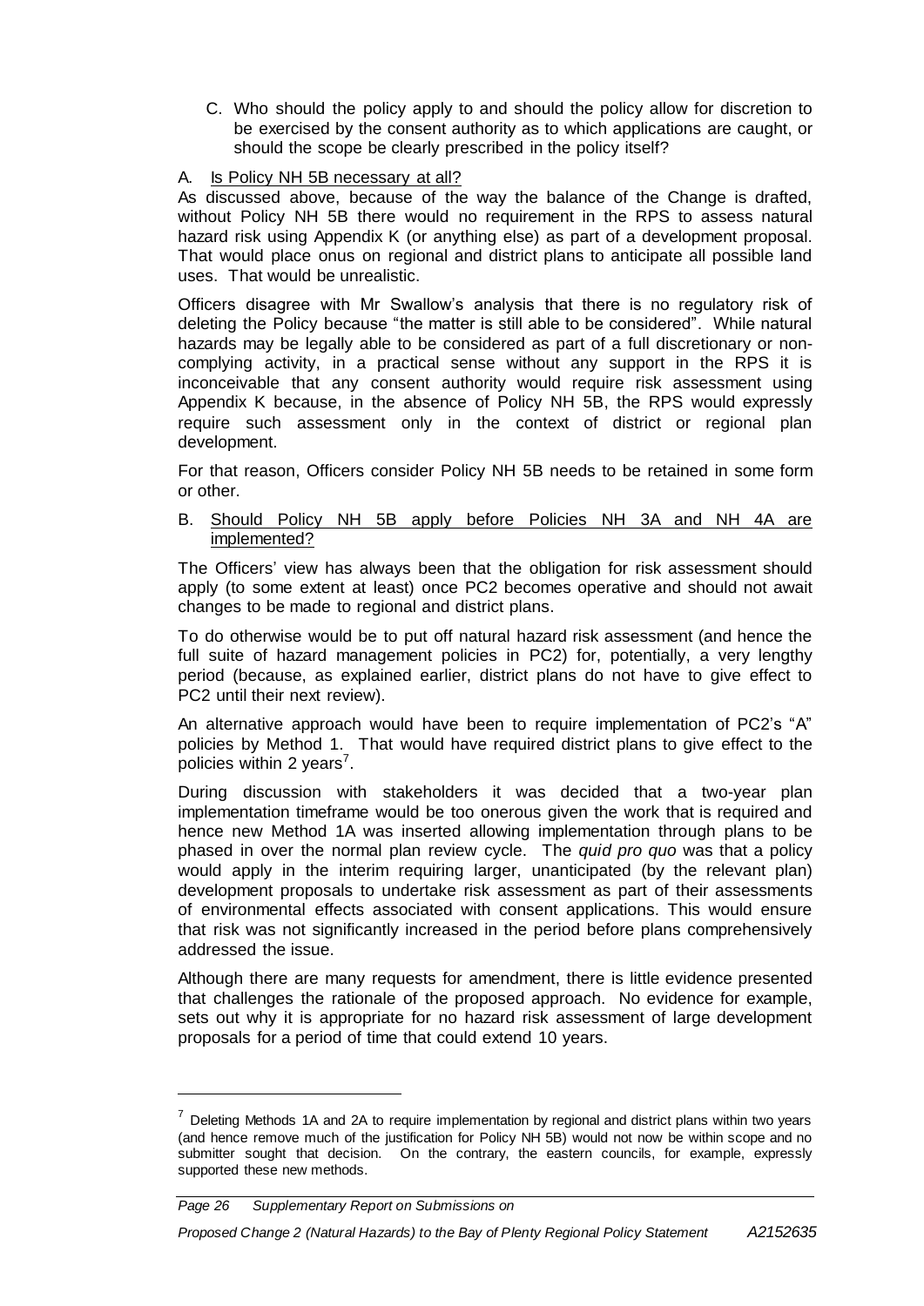C. Who should the policy apply to and should the policy allow for discretion to be exercised by the consent authority as to which applications are caught, or should the scope be clearly prescribed in the policy itself?

A. Is Policy NH 5B necessary at all?

As discussed above, because of the way the balance of the Change is drafted, without Policy NH 5B there would no requirement in the RPS to assess natural hazard risk using Appendix K (or anything else) as part of a development proposal. That would place onus on regional and district plans to anticipate all possible land uses. That would be unrealistic.

Officers disagree with Mr Swallow's analysis that there is no regulatory risk of deleting the Policy because "the matter is still able to be considered". While natural hazards may be legally able to be considered as part of a full discretionary or non-complying activity, in a practical sense without any support in the RPS it is inconceivable that any consent authority would require risk assessment using Appendix K because, in the absence of Policy NH 5B, the RPS would expressly require such assessment only in the context of district or regional plan development.

For that reason, Officers consider Policy NH 5B needs to be retained in some form or other.

B. Should Policy NH 5B apply before Policies NH 3A and NH 4A are implemented?

The Officers' view has always been that the obligation for risk assessment should apply (to some extent at least) once PC2 becomes operative and should not await changes to be made to regional and district plans.

To do otherwise would be to put off natural hazard risk assessment (and hence the full suite of hazard management policies in PC2) for, potentially, a very lengthy period (because, as explained earlier, district plans do not have to give effect to PC2 until their next review).

An alternative approach would have been to require implementation of PC2's "A" policies by Method 1. That would have required district plans to give effect to the policies within 2 years[7].

During discussion with stakeholders it was decided that a two-year plan implementation timeframe would be too onerous given the work that is required and hence new Method 1A was inserted allowing implementation through plans to be phased in over the normal plan review cycle. The *quid pro quo* was that a policy would apply in the interim requiring larger, unanticipated (by the relevant plan) development proposals to undertake risk assessment as part of their assessments of environmental effects associated with consent applications. This would ensure that risk was not significantly increased in the period before plans comprehensively addressed the issue.

Although there are many requests for amendment, there is little evidence presented that challenges the rationale of the proposed approach. No evidence for example, sets out why it is appropriate for no hazard risk assessment of large development proposals for a period of time that could extend 10 years.

[7] Deleting Methods 1A and 2A to require implementation by regional and district plans within two years (and hence remove much of the justification for Policy NH 5B) would not now be within scope and no submitter sought that decision. On the contrary, the eastern councils, for example, expressly supported these new methods.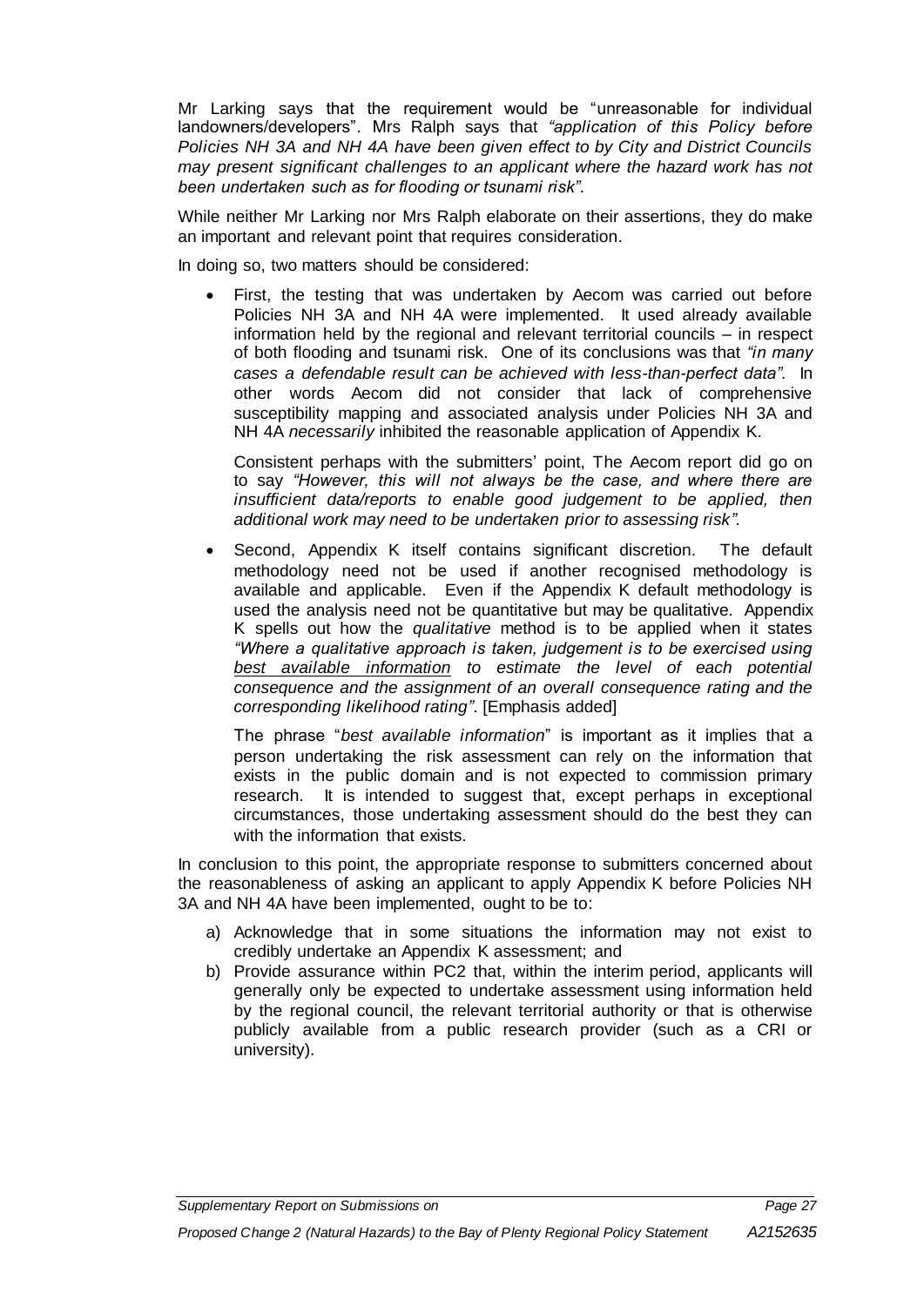Mr Larking says that the requirement would be "unreasonable for individual landowners/developers". Mrs Ralph says that *"application of this Policy before Policies NH 3A and NH 4A have been given effect to by City and District Councils may present significant challenges to an applicant where the hazard work has not been undertaken such as for flooding or tsunami risk"*.

While neither Mr Larking nor Mrs Ralph elaborate on their assertions, they do make an important and relevant point that requires consideration.

In doing so, two matters should be considered:

- First, the testing that was undertaken by Aecom was carried out before Policies NH 3A and NH 4A were implemented. It used already available information held by the regional and relevant territorial councils – in respect of both flooding and tsunami risk. One of its conclusions was that *"in many cases a defendable result can be achieved with less-than-perfect data"*. In other words Aecom did not consider that lack of comprehensive susceptibility mapping and associated analysis under Policies NH 3A and NH 4A *necessarily* inhibited the reasonable application of Appendix K.

  Consistent perhaps with the submitters' point, The Aecom report did go on to say *"However, this will not always be the case, and where there are insufficient data/reports to enable good judgement to be applied, then additional work may need to be undertaken prior to assessing risk".*

- Second, Appendix K itself contains significant discretion. The default methodology need not be used if another recognised methodology is available and applicable. Even if the Appendix K default methodology is used the analysis need not be quantitative but may be qualitative. Appendix K spells out how the *qualitative* method is to be applied when it states *"Where a qualitative approach is taken, judgement is to be exercised using <u>best available information</u> to estimate the level of each potential consequence and the assignment of an overall consequence rating and the corresponding likelihood rating"*. [Emphasis added]

  The phrase "*best available information*" is important as it implies that a person undertaking the risk assessment can rely on the information that exists in the public domain and is not expected to commission primary research. It is intended to suggest that, except perhaps in exceptional circumstances, those undertaking assessment should do the best they can with the information that exists.

In conclusion to this point, the appropriate response to submitters concerned about the reasonableness of asking an applicant to apply Appendix K before Policies NH 3A and NH 4A have been implemented, ought to be to:

a) Acknowledge that in some situations the information may not exist to credibly undertake an Appendix K assessment; and

b) Provide assurance within PC2 that, within the interim period, applicants will generally only be expected to undertake assessment using information held by the regional council, the relevant territorial authority or that is otherwise publicly available from a public research provider (such as a CRI or university).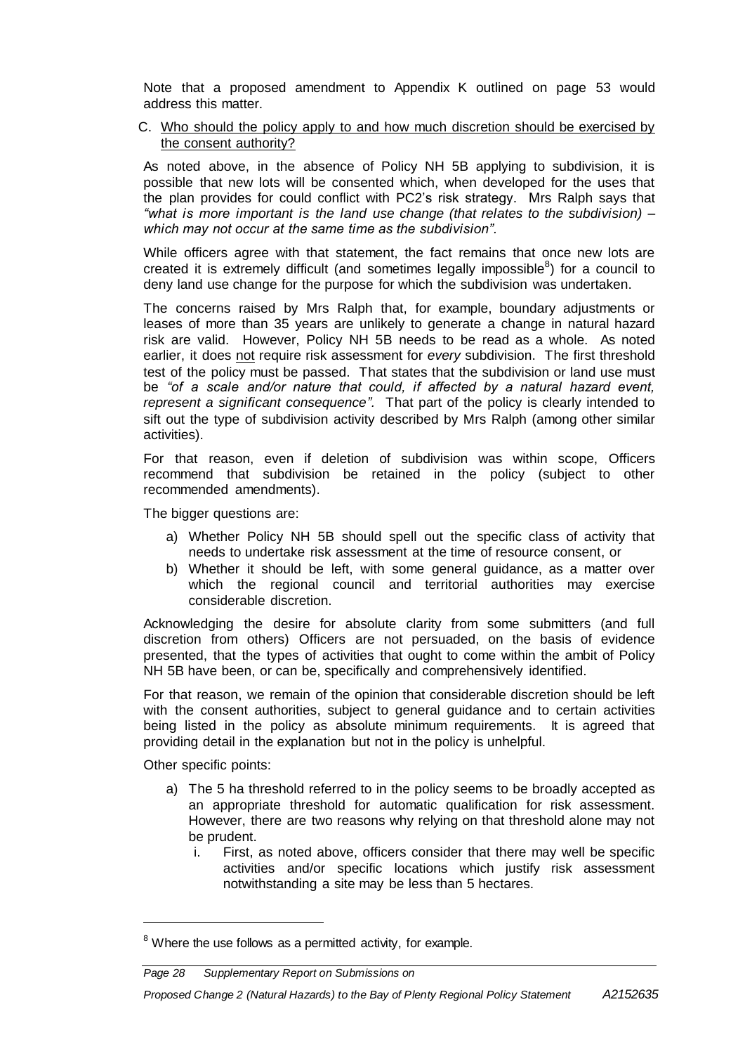Note that a proposed amendment to Appendix K outlined on page 53 would address this matter.

C. Who should the policy apply to and how much discretion should be exercised by the consent authority?

As noted above, in the absence of Policy NH 5B applying to subdivision, it is possible that new lots will be consented which, when developed for the uses that the plan provides for could conflict with PC2's risk strategy. Mrs Ralph says that *"what is more important is the land use change (that relates to the subdivision) – which may not occur at the same time as the subdivision".*

While officers agree with that statement, the fact remains that once new lots are created it is extremely difficult (and sometimes legally impossible[8]) for a council to deny land use change for the purpose for which the subdivision was undertaken.

The concerns raised by Mrs Ralph that, for example, boundary adjustments or leases of more than 35 years are unlikely to generate a change in natural hazard risk are valid. However, Policy NH 5B needs to be read as a whole. As noted earlier, it does not require risk assessment for *every* subdivision. The first threshold test of the policy must be passed. That states that the subdivision or land use must be *"of a scale and/or nature that could, if affected by a natural hazard event, represent a significant consequence".* That part of the policy is clearly intended to sift out the type of subdivision activity described by Mrs Ralph (among other similar activities).

For that reason, even if deletion of subdivision was within scope, Officers recommend that subdivision be retained in the policy (subject to other recommended amendments).

The bigger questions are:

a) Whether Policy NH 5B should spell out the specific class of activity that needs to undertake risk assessment at the time of resource consent, or
b) Whether it should be left, with some general guidance, as a matter over which the regional council and territorial authorities may exercise considerable discretion.

Acknowledging the desire for absolute clarity from some submitters (and full discretion from others) Officers are not persuaded, on the basis of evidence presented, that the types of activities that ought to come within the ambit of Policy NH 5B have been, or can be, specifically and comprehensively identified.

For that reason, we remain of the opinion that considerable discretion should be left with the consent authorities, subject to general guidance and to certain activities being listed in the policy as absolute minimum requirements. It is agreed that providing detail in the explanation but not in the policy is unhelpful.

Other specific points:

a) The 5 ha threshold referred to in the policy seems to be broadly accepted as an appropriate threshold for automatic qualification for risk assessment. However, there are two reasons why relying on that threshold alone may not be prudent.
   i. First, as noted above, officers consider that there may well be specific activities and/or specific locations which justify risk assessment notwithstanding a site may be less than 5 hectares.

[8] Where the use follows as a permitted activity, for example.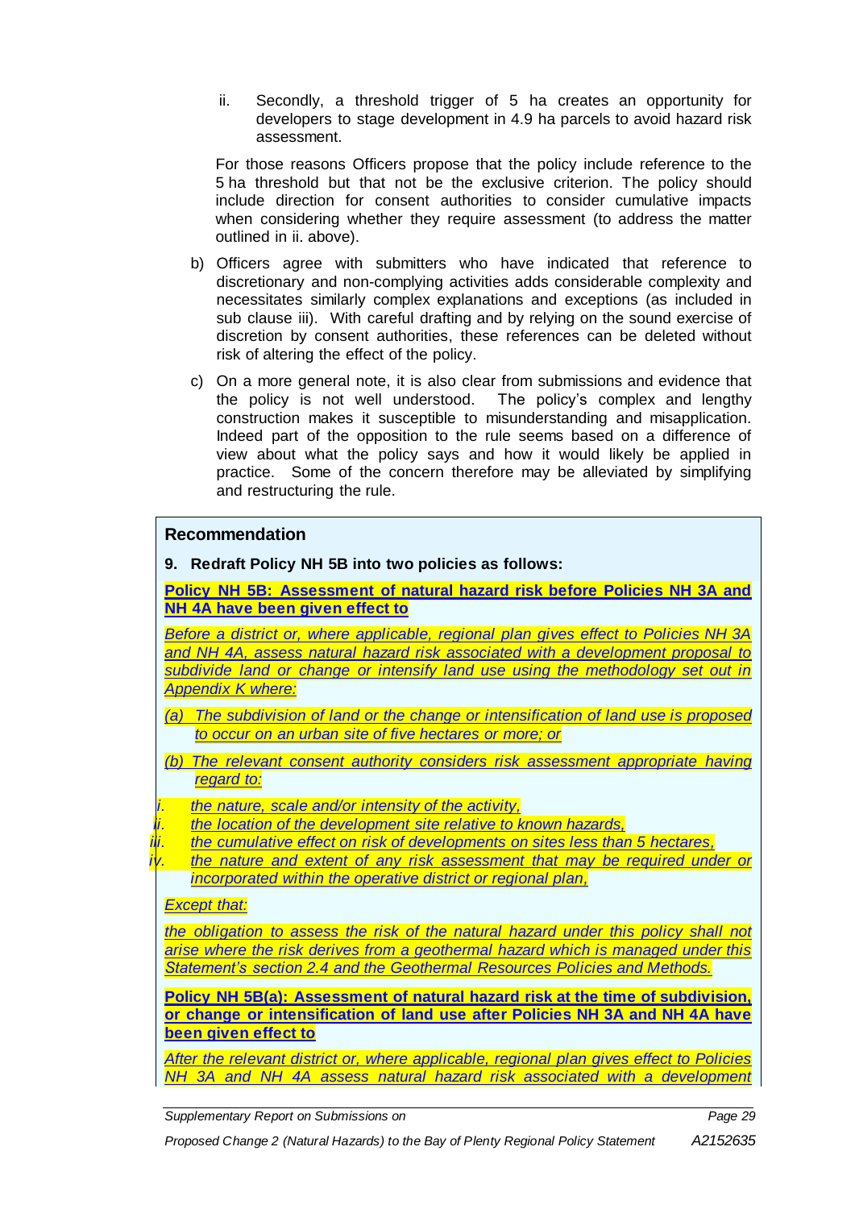ii. Secondly, a threshold trigger of 5 ha creates an opportunity for developers to stage development in 4.9 ha parcels to avoid hazard risk assessment.

For those reasons Officers propose that the policy include reference to the 5 ha threshold but that not be the exclusive criterion. The policy should include direction for consent authorities to consider cumulative impacts when considering whether they require assessment (to address the matter outlined in ii. above).

b) Officers agree with submitters who have indicated that reference to discretionary and non-complying activities adds considerable complexity and necessitates similarly complex explanations and exceptions (as included in sub clause iii). With careful drafting and by relying on the sound exercise of discretion by consent authorities, these references can be deleted without risk of altering the effect of the policy.

c) On a more general note, it is also clear from submissions and evidence that the policy is not well understood. The policy's complex and lengthy construction makes it susceptible to misunderstanding and misapplication. Indeed part of the opposition to the rule seems based on a difference of view about what the policy says and how it would likely be applied in practice. Some of the concern therefore may be alleviated by simplifying and restructuring the rule.

### Recommendation

**9. Redraft Policy NH 5B into two policies as follows:**

**Policy NH 5B: Assessment of natural hazard risk before Policies NH 3A and NH 4A have been given effect to**

*Before a district or, where applicable, regional plan gives effect to Policies NH 3A and NH 4A, assess natural hazard risk associated with a development proposal to subdivide land or change or intensify land use using the methodology set out in Appendix K where:*

*(a) The subdivision of land or the change or intensification of land use is proposed to occur on an urban site of five hectares or more; or*

*(b) The relevant consent authority considers risk assessment appropriate having regard to:*

*i. the nature, scale and/or intensity of the activity,*

*ii. the location of the development site relative to known hazards,*

*iii. the cumulative effect on risk of developments on sites less than 5 hectares,*

*iv. the nature and extent of any risk assessment that may be required under or incorporated within the operative district or regional plan,*

*Except that:*

*the obligation to assess the risk of the natural hazard under this policy shall not arise where the risk derives from a geothermal hazard which is managed under this Statement's section 2.4 and the Geothermal Resources Policies and Methods.*

**Policy NH 5B(a): Assessment of natural hazard risk at the time of subdivision, or change or intensification of land use after Policies NH 3A and NH 4A have been given effect to**

*After the relevant district or, where applicable, regional plan gives effect to Policies NH 3A and NH 4A assess natural hazard risk associated with a development*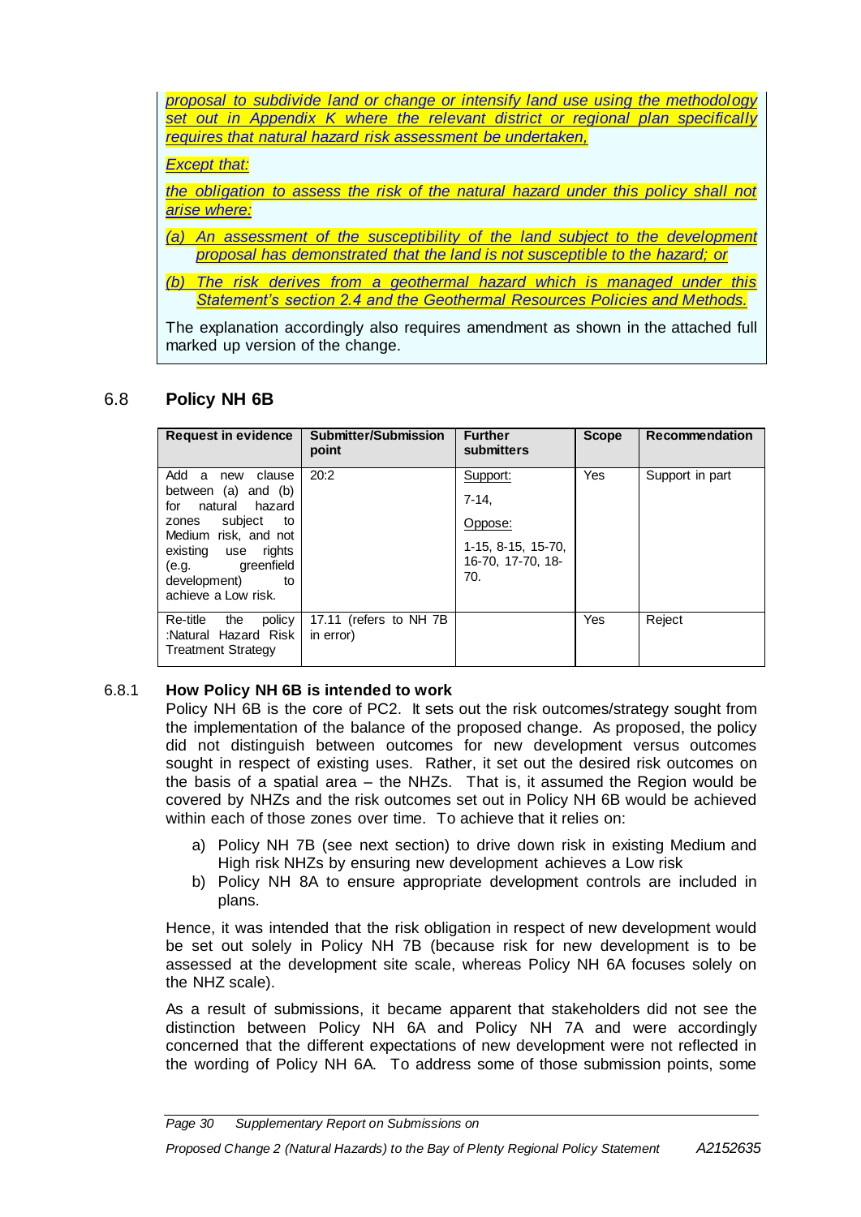*proposal to subdivide land or change or intensify land use using the methodology set out in Appendix K where the relevant district or regional plan specifically requires that natural hazard risk assessment be undertaken,*

*Except that:*

*the obligation to assess the risk of the natural hazard under this policy shall not arise where:*

*(a) An assessment of the susceptibility of the land subject to the development proposal has demonstrated that the land is not susceptible to the hazard; or*

*(b) The risk derives from a geothermal hazard which is managed under this Statement's section 2.4 and the Geothermal Resources Policies and Methods.*

The explanation accordingly also requires amendment as shown in the attached full marked up version of the change.

## 6.8 Policy NH 6B

| Request in evidence | Submitter/Submission point | Further submitters | Scope | Recommendation |
|---|---|---|---|---|
| Add a new clause between (a) and (b) for natural hazard zones subject to Medium risk, and not existing use rights (e.g. greenfield development) to achieve a Low risk. | 20:2 | Support: 7-14, Oppose: 1-15, 8-15, 15-70, 16-70, 17-70, 18-70. | Yes | Support in part |
| Re-title the policy :Natural Hazard Risk Treatment Strategy | 17.11 (refers to NH 7B in error) | | Yes | Reject |

### 6.8.1 How Policy NH 6B is intended to work

Policy NH 6B is the core of PC2. It sets out the risk outcomes/strategy sought from the implementation of the balance of the proposed change. As proposed, the policy did not distinguish between outcomes for new development versus outcomes sought in respect of existing uses. Rather, it set out the desired risk outcomes on the basis of a spatial area – the NHZs. That is, it assumed the Region would be covered by NHZs and the risk outcomes set out in Policy NH 6B would be achieved within each of those zones over time. To achieve that it relies on:

a) Policy NH 7B (see next section) to drive down risk in existing Medium and High risk NHZs by ensuring new development achieves a Low risk
b) Policy NH 8A to ensure appropriate development controls are included in plans.

Hence, it was intended that the risk obligation in respect of new development would be set out solely in Policy NH 7B (because risk for new development is to be assessed at the development site scale, whereas Policy NH 6A focuses solely on the NHZ scale).

As a result of submissions, it became apparent that stakeholders did not see the distinction between Policy NH 6A and Policy NH 7A and were accordingly concerned that the different expectations of new development were not reflected in the wording of Policy NH 6A. To address some of those submission points, some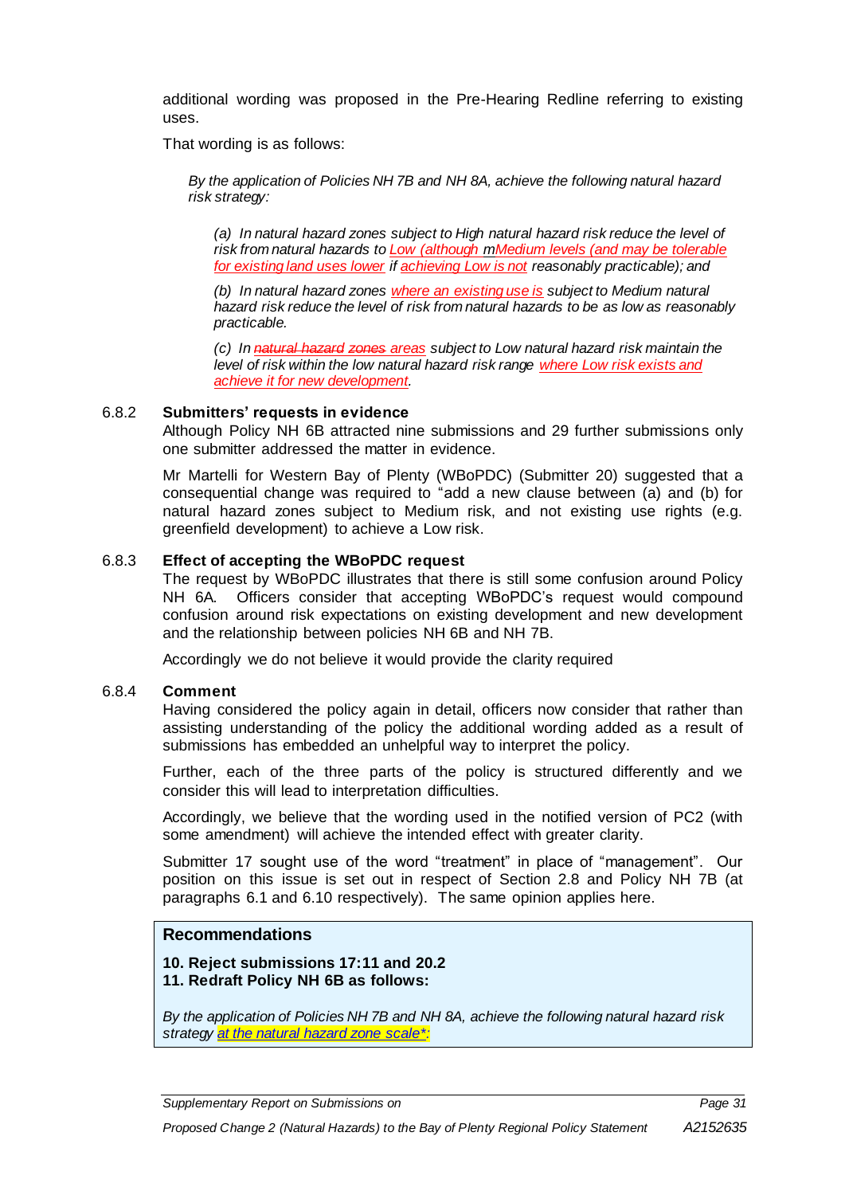additional wording was proposed in the Pre-Hearing Redline referring to existing uses.

That wording is as follows:

> *By the application of Policies NH 7B and NH 8A, achieve the following natural hazard risk strategy:*
>
> *(a) In natural hazard zones subject to High natural hazard risk reduce the level of risk from natural hazards to <u>Low (although m</u>Medium levels (and may be tolerable for existing land uses lower if achieving Low is not reasonably practicable); and*
>
> *(b) In natural hazard zones <u>where an existing use is</u> subject to Medium natural hazard risk reduce the level of risk from natural hazards to be as low as reasonably practicable.*
>
> *(c) In ~~natural hazard zones~~ <u>areas</u> subject to Low natural hazard risk maintain the level of risk within the low natural hazard risk range <u>where Low risk exists and achieve it for new development</u>.*

### 6.8.2 Submitters' requests in evidence

Although Policy NH 6B attracted nine submissions and 29 further submissions only one submitter addressed the matter in evidence.

Mr Martelli for Western Bay of Plenty (WBoPDC) (Submitter 20) suggested that a consequential change was required to "add a new clause between (a) and (b) for natural hazard zones subject to Medium risk, and not existing use rights (e.g. greenfield development) to achieve a Low risk.

### 6.8.3 Effect of accepting the WBoPDC request

The request by WBoPDC illustrates that there is still some confusion around Policy NH 6A. Officers consider that accepting WBoPDC's request would compound confusion around risk expectations on existing development and new development and the relationship between policies NH 6B and NH 7B.

Accordingly we do not believe it would provide the clarity required

### 6.8.4 Comment

Having considered the policy again in detail, officers now consider that rather than assisting understanding of the policy the additional wording added as a result of submissions has embedded an unhelpful way to interpret the policy.

Further, each of the three parts of the policy is structured differently and we consider this will lead to interpretation difficulties.

Accordingly, we believe that the wording used in the notified version of PC2 (with some amendment) will achieve the intended effect with greater clarity.

Submitter 17 sought use of the word "treatment" in place of "management". Our position on this issue is set out in respect of Section 2.8 and Policy NH 7B (at paragraphs 6.1 and 6.10 respectively). The same opinion applies here.

## Recommendations

**10. Reject submissions 17:11 and 20.2**
**11. Redraft Policy NH 6B as follows:**

*By the application of Policies NH 7B and NH 8A, achieve the following natural hazard risk strategy <u>at the natural hazard zone scale*:</u>*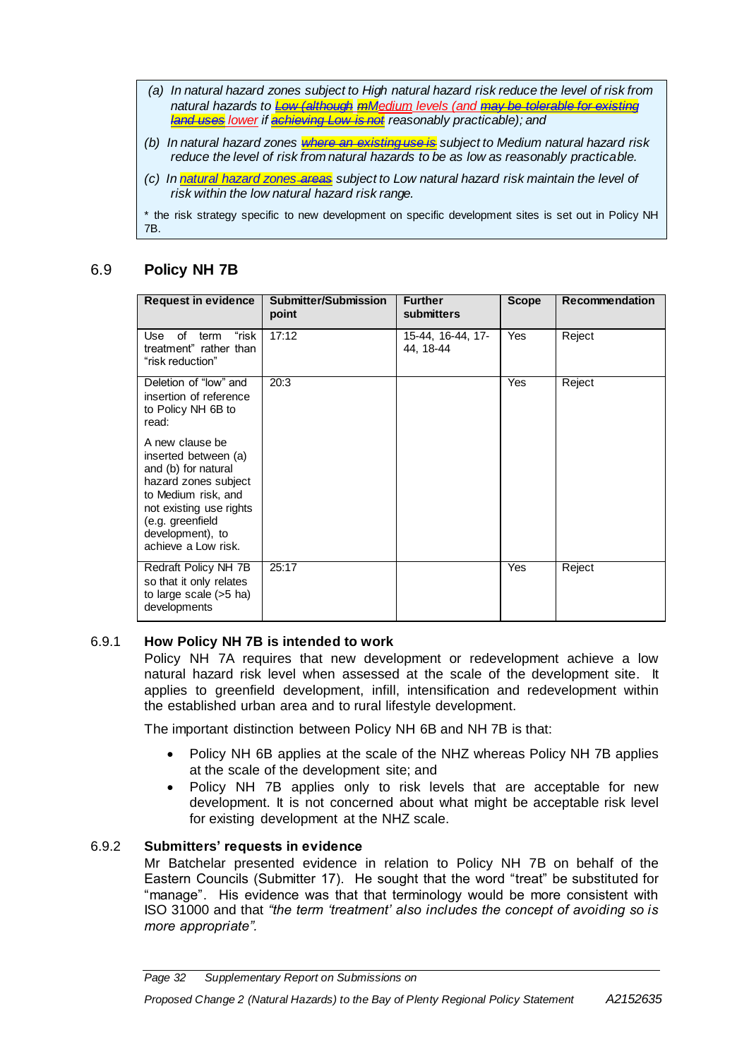> (a) *In natural hazard zones subject to High natural hazard risk reduce the level of risk from natural hazards to ~~Low (although m~~Medium levels (and ~~may be tolerable for existing land uses~~ lower if ~~achieving Low is not~~ reasonably practicable); and*
>
> (b) *In natural hazard zones ~~where an existing use is~~ subject to Medium natural hazard risk reduce the level of risk from natural hazards to be as low as reasonably practicable.*
>
> (c) *In natural hazard zones ~~areas~~ subject to Low natural hazard risk maintain the level of risk within the low natural hazard risk range.*
>
> \* the risk strategy specific to new development on specific development sites is set out in Policy NH 7B.

## 6.9 Policy NH 7B

| Request in evidence | Submitter/Submission point | Further submitters | Scope | Recommendation |
|---|---|---|---|---|
| Use of term "risk treatment" rather than "risk reduction" | 17:12 | 15-44, 16-44, 17-44, 18-44 | Yes | Reject |
| Deletion of "low" and insertion of reference to Policy NH 6B to read: A new clause be inserted between (a) and (b) for natural hazard zones subject to Medium risk, and not existing use rights (e.g. greenfield development), to achieve a Low risk. | 20:3 | | Yes | Reject |
| Redraft Policy NH 7B so that it only relates to large scale (>5 ha) developments | 25:17 | | Yes | Reject |

### 6.9.1 How Policy NH 7B is intended to work

Policy NH 7A requires that new development or redevelopment achieve a low natural hazard risk level when assessed at the scale of the development site. It applies to greenfield development, infill, intensification and redevelopment within the established urban area and to rural lifestyle development.

The important distinction between Policy NH 6B and NH 7B is that:

- Policy NH 6B applies at the scale of the NHZ whereas Policy NH 7B applies at the scale of the development site; and
- Policy NH 7B applies only to risk levels that are acceptable for new development. It is not concerned about what might be acceptable risk level for existing development at the NHZ scale.

### 6.9.2 Submitters' requests in evidence

Mr Batchelar presented evidence in relation to Policy NH 7B on behalf of the Eastern Councils (Submitter 17). He sought that the word "treat" be substituted for "manage". His evidence was that that terminology would be more consistent with ISO 31000 and that *"the term 'treatment' also includes the concept of avoiding so is more appropriate".*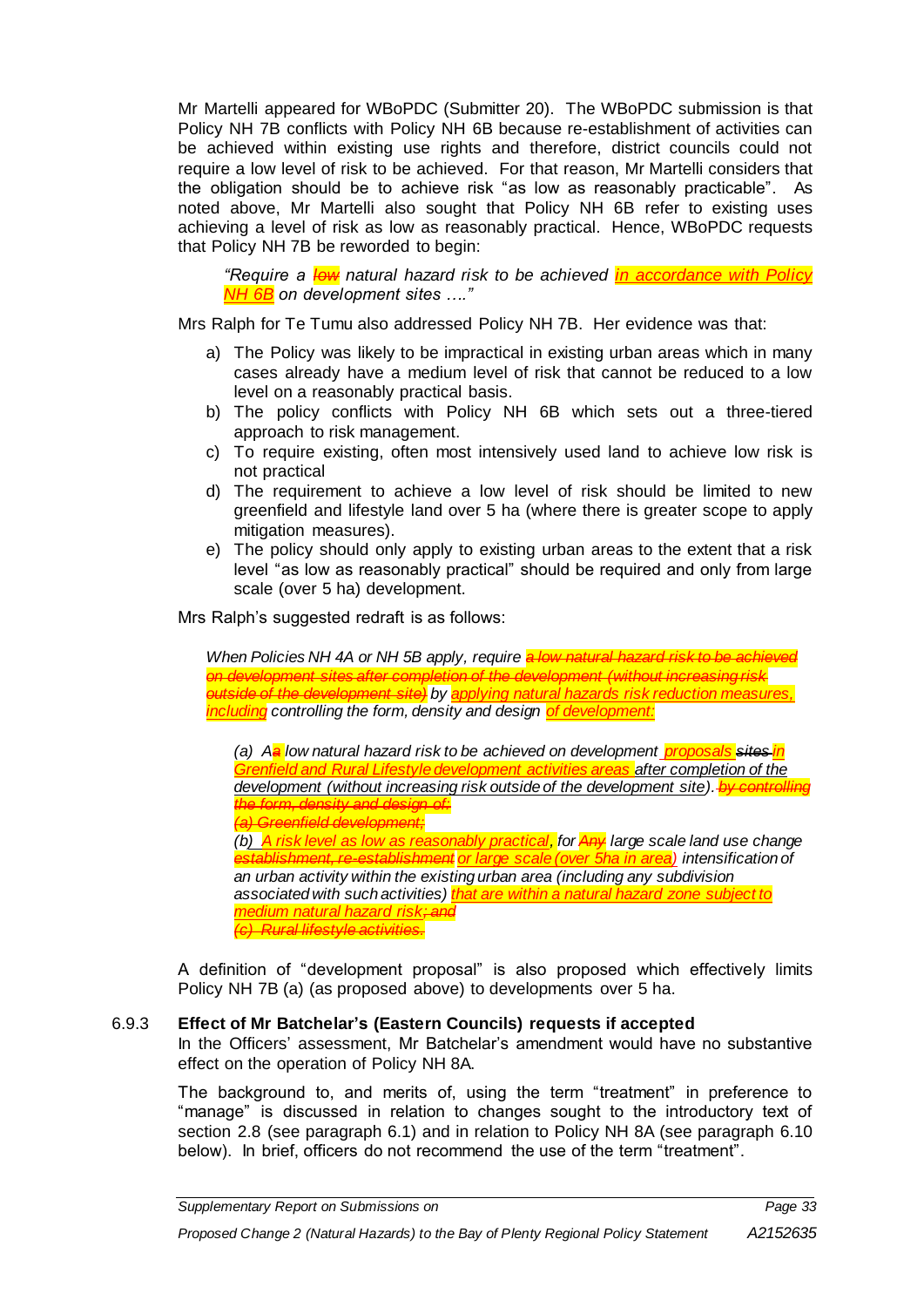Mr Martelli appeared for WBoPDC (Submitter 20). The WBoPDC submission is that Policy NH 7B conflicts with Policy NH 6B because re-establishment of activities can be achieved within existing use rights and therefore, district councils could not require a low level of risk to be achieved. For that reason, Mr Martelli considers that the obligation should be to achieve risk "as low as reasonably practicable". As noted above, Mr Martelli also sought that Policy NH 6B refer to existing uses achieving a level of risk as low as reasonably practical. Hence, WBoPDC requests that Policy NH 7B be reworded to begin:

> *"Require a ~~low~~ natural hazard risk to be achieved in accordance with Policy NH 6B on development sites …."*

Mrs Ralph for Te Tumu also addressed Policy NH 7B. Her evidence was that:

a) The Policy was likely to be impractical in existing urban areas which in many cases already have a medium level of risk that cannot be reduced to a low level on a reasonably practical basis.

b) The policy conflicts with Policy NH 6B which sets out a three-tiered approach to risk management.

c) To require existing, often most intensively used land to achieve low risk is not practical

d) The requirement to achieve a low level of risk should be limited to new greenfield and lifestyle land over 5 ha (where there is greater scope to apply mitigation measures).

e) The policy should only apply to existing urban areas to the extent that a risk level "as low as reasonably practical" should be required and only from large scale (over 5 ha) development.

Mrs Ralph's suggested redraft is as follows:

> *When Policies NH 4A or NH 5B apply, require ~~a low natural hazard risk to be achieved on development sites after completion of the development (without increasing risk outside of the development site)~~ by applying natural hazards risk reduction measures, including controlling the form, density and design of development:*
>
> *(a) A~~a~~ low natural hazard risk to be achieved on development proposals ~~sites~~ in Grenfield and Rural Lifestyle development activities areas after completion of the development (without increasing risk outside of the development site). ~~by controlling the form, density and design of:~~*
> *~~(a) Greenfield development;~~*
> *(b) A risk level as low as reasonably practical, for ~~Any~~ large scale land use change ~~establishment, re-establishment~~ or large scale (over 5ha in area) intensification of an urban activity within the existing urban area (including any subdivision associated with such activities) that are within a natural hazard zone subject to medium natural hazard risk~~; and~~*
> *~~(c) Rural lifestyle activities.~~*

A definition of "development proposal" is also proposed which effectively limits Policy NH 7B (a) (as proposed above) to developments over 5 ha.

### 6.9.3 Effect of Mr Batchelar's (Eastern Councils) requests if accepted

In the Officers' assessment, Mr Batchelar's amendment would have no substantive effect on the operation of Policy NH 8A.

The background to, and merits of, using the term "treatment" in preference to "manage" is discussed in relation to changes sought to the introductory text of section 2.8 (see paragraph 6.1) and in relation to Policy NH 8A (see paragraph 6.10 below). In brief, officers do not recommend the use of the term "treatment".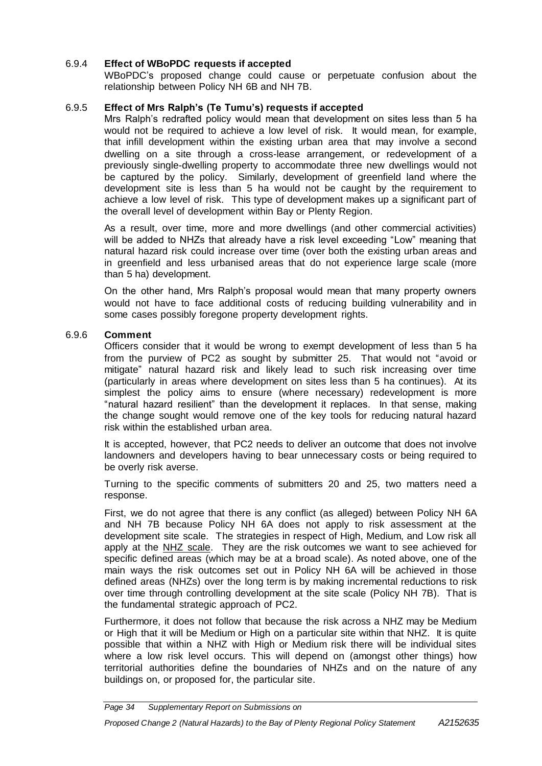#### 6.9.4 **Effect of WBoPDC requests if accepted**

WBoPDC's proposed change could cause or perpetuate confusion about the relationship between Policy NH 6B and NH 7B.

#### 6.9.5 **Effect of Mrs Ralph's (Te Tumu's) requests if accepted**

Mrs Ralph's redrafted policy would mean that development on sites less than 5 ha would not be required to achieve a low level of risk. It would mean, for example, that infill development within the existing urban area that may involve a second dwelling on a site through a cross-lease arrangement, or redevelopment of a previously single-dwelling property to accommodate three new dwellings would not be captured by the policy. Similarly, development of greenfield land where the development site is less than 5 ha would not be caught by the requirement to achieve a low level of risk. This type of development makes up a significant part of the overall level of development within Bay or Plenty Region.

As a result, over time, more and more dwellings (and other commercial activities) will be added to NHZs that already have a risk level exceeding "Low" meaning that natural hazard risk could increase over time (over both the existing urban areas and in greenfield and less urbanised areas that do not experience large scale (more than 5 ha) development.

On the other hand, Mrs Ralph's proposal would mean that many property owners would not have to face additional costs of reducing building vulnerability and in some cases possibly foregone property development rights.

#### 6.9.6 **Comment**

Officers consider that it would be wrong to exempt development of less than 5 ha from the purview of PC2 as sought by submitter 25. That would not "avoid or mitigate" natural hazard risk and likely lead to such risk increasing over time (particularly in areas where development on sites less than 5 ha continues). At its simplest the policy aims to ensure (where necessary) redevelopment is more "natural hazard resilient" than the development it replaces. In that sense, making the change sought would remove one of the key tools for reducing natural hazard risk within the established urban area.

It is accepted, however, that PC2 needs to deliver an outcome that does not involve landowners and developers having to bear unnecessary costs or being required to be overly risk averse.

Turning to the specific comments of submitters 20 and 25, two matters need a response.

First, we do not agree that there is any conflict (as alleged) between Policy NH 6A and NH 7B because Policy NH 6A does not apply to risk assessment at the development site scale. The strategies in respect of High, Medium, and Low risk all apply at the NHZ scale. They are the risk outcomes we want to see achieved for specific defined areas (which may be at a broad scale). As noted above, one of the main ways the risk outcomes set out in Policy NH 6A will be achieved in those defined areas (NHZs) over the long term is by making incremental reductions to risk over time through controlling development at the site scale (Policy NH 7B). That is the fundamental strategic approach of PC2.

Furthermore, it does not follow that because the risk across a NHZ may be Medium or High that it will be Medium or High on a particular site within that NHZ. It is quite possible that within a NHZ with High or Medium risk there will be individual sites where a low risk level occurs. This will depend on (amongst other things) how territorial authorities define the boundaries of NHZs and on the nature of any buildings on, or proposed for, the particular site.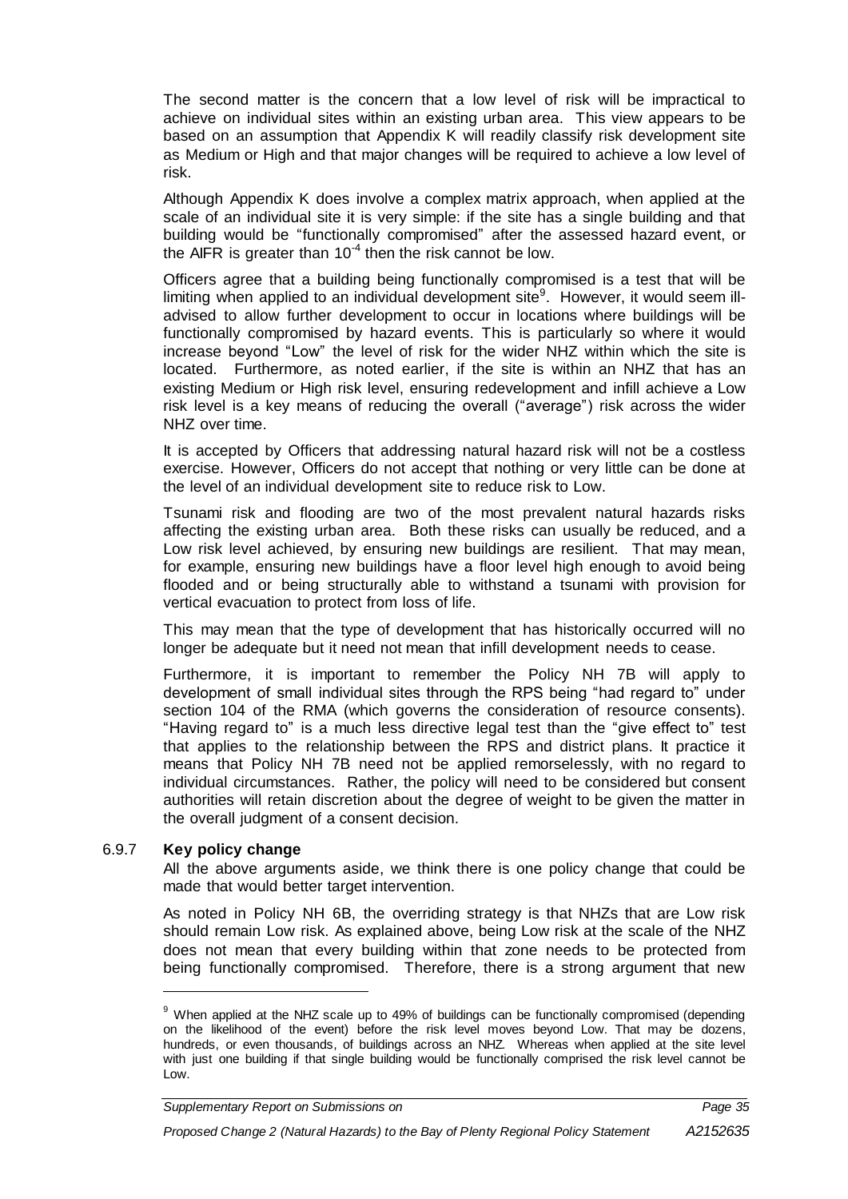The second matter is the concern that a low level of risk will be impractical to achieve on individual sites within an existing urban area. This view appears to be based on an assumption that Appendix K will readily classify risk development site as Medium or High and that major changes will be required to achieve a low level of risk.

Although Appendix K does involve a complex matrix approach, when applied at the scale of an individual site it is very simple: if the site has a single building and that building would be "functionally compromised" after the assessed hazard event, or the AIFR is greater than $10^{-4}$ then the risk cannot be low.

Officers agree that a building being functionally compromised is a test that will be limiting when applied to an individual development site[9]. However, it would seem ill-advised to allow further development to occur in locations where buildings will be functionally compromised by hazard events. This is particularly so where it would increase beyond "Low" the level of risk for the wider NHZ within which the site is located. Furthermore, as noted earlier, if the site is within an NHZ that has an existing Medium or High risk level, ensuring redevelopment and infill achieve a Low risk level is a key means of reducing the overall ("average") risk across the wider NHZ over time.

It is accepted by Officers that addressing natural hazard risk will not be a costless exercise. However, Officers do not accept that nothing or very little can be done at the level of an individual development site to reduce risk to Low.

Tsunami risk and flooding are two of the most prevalent natural hazards risks affecting the existing urban area. Both these risks can usually be reduced, and a Low risk level achieved, by ensuring new buildings are resilient. That may mean, for example, ensuring new buildings have a floor level high enough to avoid being flooded and or being structurally able to withstand a tsunami with provision for vertical evacuation to protect from loss of life.

This may mean that the type of development that has historically occurred will no longer be adequate but it need not mean that infill development needs to cease.

Furthermore, it is important to remember the Policy NH 7B will apply to development of small individual sites through the RPS being "had regard to" under section 104 of the RMA (which governs the consideration of resource consents). "Having regard to" is a much less directive legal test than the "give effect to" test that applies to the relationship between the RPS and district plans. It practice it means that Policy NH 7B need not be applied remorselessly, with no regard to individual circumstances. Rather, the policy will need to be considered but consent authorities will retain discretion about the degree of weight to be given the matter in the overall judgment of a consent decision.

### 6.9.7 Key policy change

All the above arguments aside, we think there is one policy change that could be made that would better target intervention.

As noted in Policy NH 6B, the overriding strategy is that NHZs that are Low risk should remain Low risk. As explained above, being Low risk at the scale of the NHZ does not mean that every building within that zone needs to be protected from being functionally compromised. Therefore, there is a strong argument that new

[9] When applied at the NHZ scale up to 49% of buildings can be functionally compromised (depending on the likelihood of the event) before the risk level moves beyond Low. That may be dozens, hundreds, or even thousands, of buildings across an NHZ. Whereas when applied at the site level with just one building if that single building would be functionally comprised the risk level cannot be Low.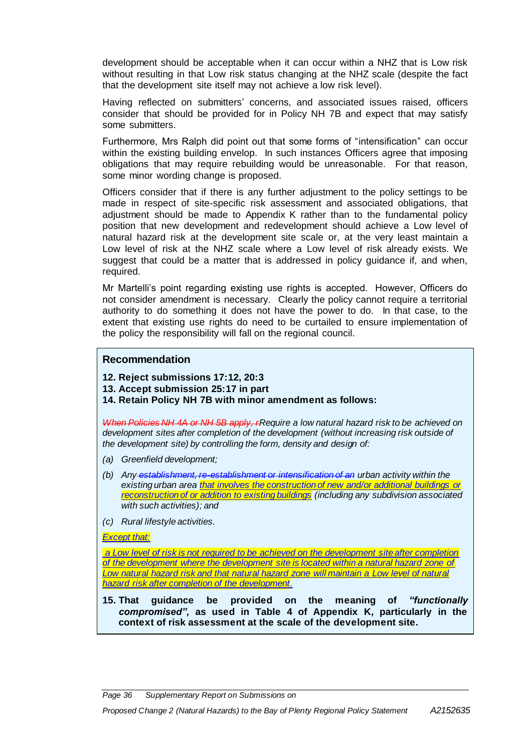development should be acceptable when it can occur within a NHZ that is Low risk without resulting in that Low risk status changing at the NHZ scale (despite the fact that the development site itself may not achieve a low risk level).

Having reflected on submitters' concerns, and associated issues raised, officers consider that should be provided for in Policy NH 7B and expect that may satisfy some submitters.

Furthermore, Mrs Ralph did point out that some forms of "intensification" can occur within the existing building envelop. In such instances Officers agree that imposing obligations that may require rebuilding would be unreasonable. For that reason, some minor wording change is proposed.

Officers consider that if there is any further adjustment to the policy settings to be made in respect of site-specific risk assessment and associated obligations, that adjustment should be made to Appendix K rather than to the fundamental policy position that new development and redevelopment should achieve a Low level of natural hazard risk at the development site scale or, at the very least maintain a Low level of risk at the NHZ scale where a Low level of risk already exists. We suggest that could be a matter that is addressed in policy guidance if, and when, required.

Mr Martelli's point regarding existing use rights is accepted. However, Officers do not consider amendment is necessary. Clearly the policy cannot require a territorial authority to do something it does not have the power to do. In that case, to the extent that existing use rights do need to be curtailed to ensure implementation of the policy the responsibility will fall on the regional council.

### Recommendation

**12. Reject submissions 17:12, 20:3**

**13. Accept submission 25:17 in part**

**14. Retain Policy NH 7B with minor amendment as follows:**

*~~When Policies NH 4A or NH 5B apply, r~~Require a low natural hazard risk to be achieved on development sites after completion of the development (without increasing risk outside of the development site) by controlling the form, density and design of:*

*(a) Greenfield development;*

*(b) Any ~~establishment, re-establishment or intensification of an~~ urban activity within the existing urban area <u>that involves the construction of new and/or additional buildings or reconstruction of or addition to existing buildings</u> (including any subdivision associated with such activities); and*

*(c) Rural lifestyle activities.*

*<u>Except that:</u>*

*<u>a Low level of risk is not required to be achieved on the development site after completion of the development where the development site is located within a natural hazard zone of Low natural hazard risk and that natural hazard zone will maintain a Low level of natural hazard risk after completion of the development.</u>*

**15. That guidance be provided on the meaning of *"functionally compromised"*, as used in Table 4 of Appendix K, particularly in the context of risk assessment at the scale of the development site.**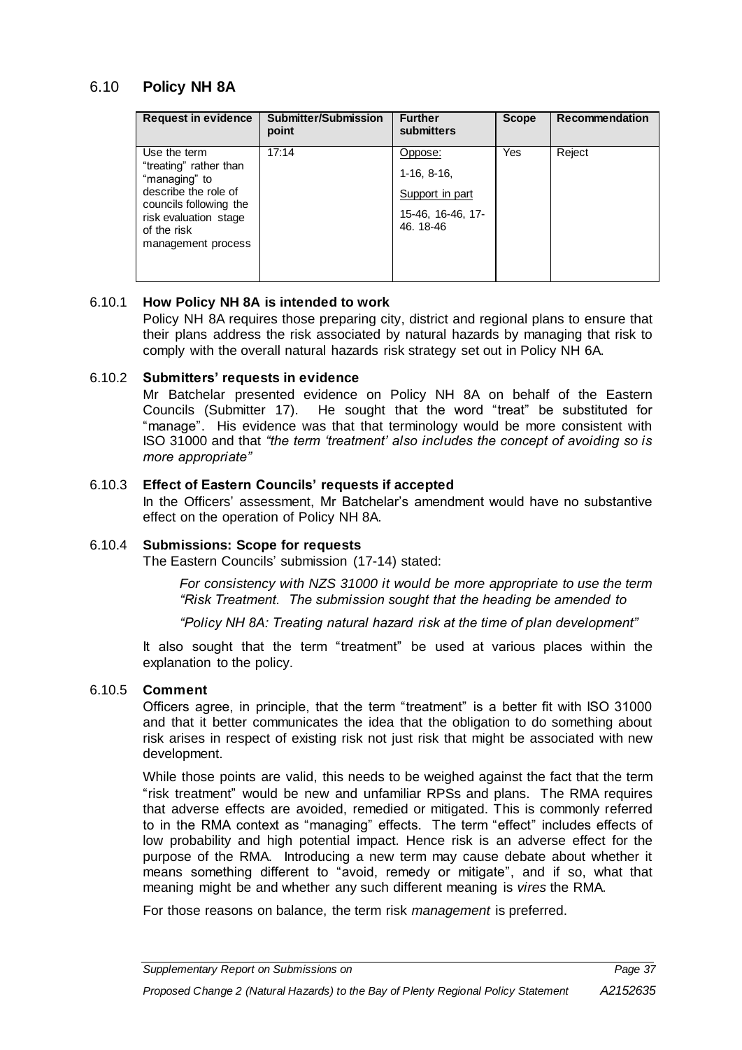## 6.10 **Policy NH 8A**

| Request in evidence | Submitter/Submission point | Further submitters | Scope | Recommendation |
|---|---|---|---|---|
| Use the term "treating" rather than "managing" to describe the role of councils following the risk evaluation stage of the risk management process | 17:14 | Oppose:<br>1-16, 8-16,<br>Support in part<br>15-46, 16-46, 17-46. 18-46 | Yes | Reject |

### 6.10.1 **How Policy NH 8A is intended to work**

Policy NH 8A requires those preparing city, district and regional plans to ensure that their plans address the risk associated by natural hazards by managing that risk to comply with the overall natural hazards risk strategy set out in Policy NH 6A.

### 6.10.2 **Submitters' requests in evidence**

Mr Batchelar presented evidence on Policy NH 8A on behalf of the Eastern Councils (Submitter 17). He sought that the word "treat" be substituted for "manage". His evidence was that that terminology would be more consistent with ISO 31000 and that *"the term 'treatment' also includes the concept of avoiding so is more appropriate"*

### 6.10.3 **Effect of Eastern Councils' requests if accepted**

In the Officers' assessment, Mr Batchelar's amendment would have no substantive effect on the operation of Policy NH 8A.

### 6.10.4 **Submissions: Scope for requests**

The Eastern Councils' submission (17-14) stated:

> *For consistency with NZS 31000 it would be more appropriate to use the term "Risk Treatment. The submission sought that the heading be amended to*
>
> *"Policy NH 8A: Treating natural hazard risk at the time of plan development"*

It also sought that the term "treatment" be used at various places within the explanation to the policy.

### 6.10.5 **Comment**

Officers agree, in principle, that the term "treatment" is a better fit with ISO 31000 and that it better communicates the idea that the obligation to do something about risk arises in respect of existing risk not just risk that might be associated with new development.

While those points are valid, this needs to be weighed against the fact that the term "risk treatment" would be new and unfamiliar RPSs and plans. The RMA requires that adverse effects are avoided, remedied or mitigated. This is commonly referred to in the RMA context as "managing" effects. The term "effect" includes effects of low probability and high potential impact. Hence risk is an adverse effect for the purpose of the RMA. Introducing a new term may cause debate about whether it means something different to "avoid, remedy or mitigate", and if so, what that meaning might be and whether any such different meaning is *vires* the RMA.

For those reasons on balance, the term risk *management* is preferred.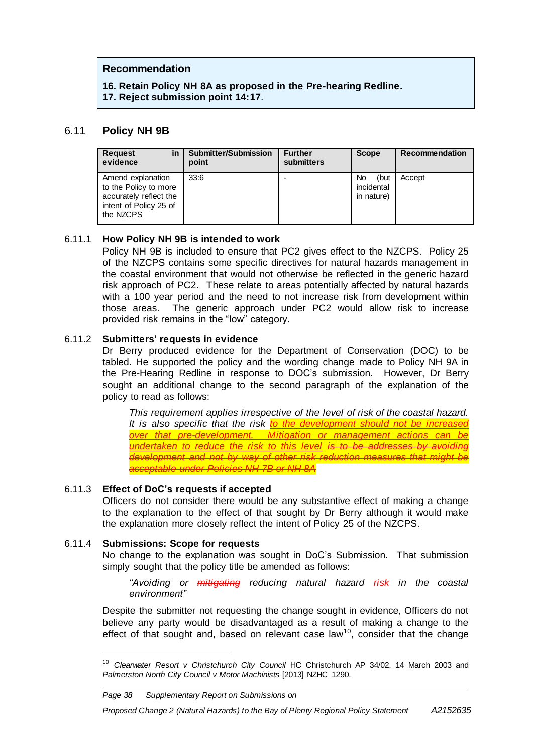**Recommendation**

**16. Retain Policy NH 8A as proposed in the Pre-hearing Redline.**
**17. Reject submission point 14:17**.

## 6.11 Policy NH 9B

| Request in evidence | Submitter/Submission point | Further submitters | Scope | Recommendation |
|---|---|---|---|---|
| Amend explanation to the Policy to more accurately reflect the intent of Policy 25 of the NZCPS | 33:6 | - | No (but incidental in nature) | Accept |

### 6.11.1 How Policy NH 9B is intended to work

Policy NH 9B is included to ensure that PC2 gives effect to the NZCPS. Policy 25 of the NZCPS contains some specific directives for natural hazards management in the coastal environment that would not otherwise be reflected in the generic hazard risk approach of PC2. These relate to areas potentially affected by natural hazards with a 100 year period and the need to not increase risk from development within those areas. The generic approach under PC2 would allow risk to increase provided risk remains in the "low" category.

### 6.11.2 Submitters' requests in evidence

Dr Berry produced evidence for the Department of Conservation (DOC) to be tabled. He supported the policy and the wording change made to Policy NH 9A in the Pre-Hearing Redline in response to DOC's submission. However, Dr Berry sought an additional change to the second paragraph of the explanation of the policy to read as follows:

> *This requirement applies irrespective of the level of risk of the coastal hazard. It is also specific that the risk <u>to the development should not be increased over that pre-development. Mitigation or management actions can be undertaken to reduce the risk to this level</u> ~~is to be addresses by avoiding development and not by way of other risk reduction measures that might be acceptable under Policies NH 7B or NH 8A~~*

### 6.11.3 Effect of DoC's requests if accepted

Officers do not consider there would be any substantive effect of making a change to the explanation to the effect of that sought by Dr Berry although it would make the explanation more closely reflect the intent of Policy 25 of the NZCPS.

### 6.11.4 Submissions: Scope for requests

No change to the explanation was sought in DoC's Submission. That submission simply sought that the policy title be amended as follows:

> *"Avoiding or ~~mitigating~~ reducing natural hazard <u>risk</u> in the coastal environment"*

Despite the submitter not requesting the change sought in evidence, Officers do not believe any party would be disadvantaged as a result of making a change to the effect of that sought and, based on relevant case law[10], consider that the change

---

[10] *Clearwater Resort v Christchurch City Council* HC Christchurch AP 34/02, 14 March 2003 and *Palmerston North City Council v Motor Machinists* [2013] NZHC 1290.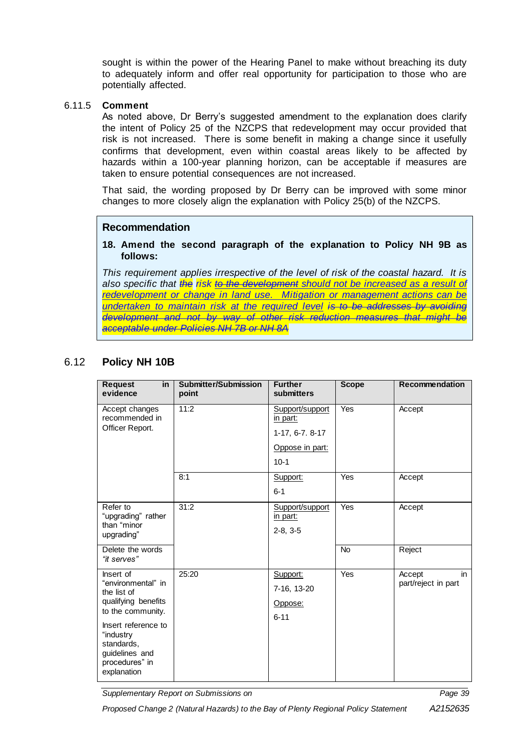sought is within the power of the Hearing Panel to make without breaching its duty to adequately inform and offer real opportunity for participation to those who are potentially affected.

6.11.5 **Comment**

As noted above, Dr Berry's suggested amendment to the explanation does clarify the intent of Policy 25 of the NZCPS that redevelopment may occur provided that risk is not increased. There is some benefit in making a change since it usefully confirms that development, even within coastal areas likely to be affected by hazards within a 100-year planning horizon, can be acceptable if measures are taken to ensure potential consequences are not increased.

That said, the wording proposed by Dr Berry can be improved with some minor changes to more closely align the explanation with Policy 25(b) of the NZCPS.

> ### Recommendation
>
> **18. Amend the second paragraph of the explanation to Policy NH 9B as follows:**
>
> *This requirement applies irrespective of the level of risk of the coastal hazard. It is also specific that ~~the~~ risk ~~to the development~~ should not be increased as a result of redevelopment or change in land use. Mitigation or management actions can be undertaken to maintain risk at the required level ~~is to be addresses by avoiding development and not by way of other risk reduction measures that might be acceptable under Policies NH 7B or NH 8A~~*

## 6.12 Policy NH 10B

| Request in evidence | Submitter/Submission point | Further submitters | Scope | Recommendation |
|---|---|---|---|---|
| Accept changes recommended in Officer Report. | 11:2 | Support/support in part: 1-17, 6-7. 8-17 Oppose in part: 10-1 | Yes | Accept |
| | 8:1 | Support: 6-1 | Yes | Accept |
| Refer to "upgrading" rather than "minor upgrading" | 31:2 | Support/support in part: 2-8, 3-5 | Yes | Accept |
| Delete the words *"it serves"* | | | No | Reject |
| Insert of "environmental" in the list of qualifying benefits to the community. Insert reference to "industry standards, guidelines and procedures" in explanation | 25:20 | Support: 7-16, 13-20 Oppose: 6-11 | Yes | Accept in part/reject in part |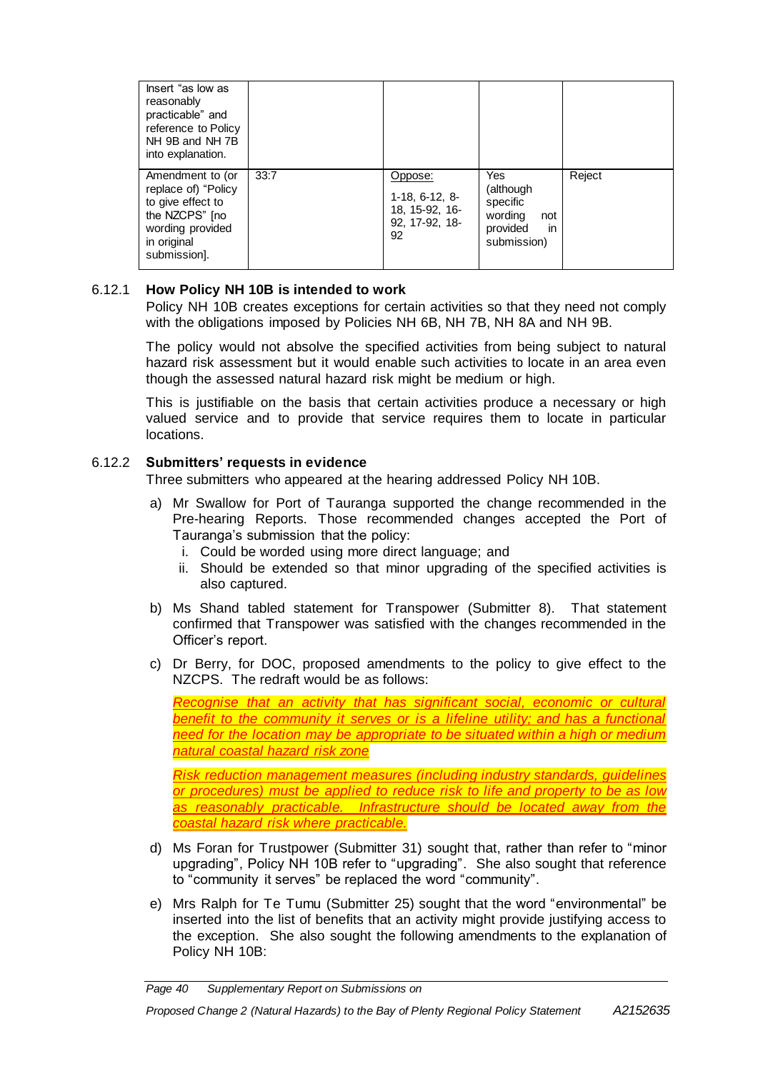| | | | | |
|---|---|---|---|---|
| Insert "as low as reasonably practicable" and reference to Policy NH 9B and NH 7B into explanation. | | | | |
| Amendment to (or replace of) "Policy to give effect to the NZCPS" [no wording provided in original submission]. | 33:7 | Oppose: 1-18, 6-12, 8-18, 15-92, 16-92, 17-92, 18-92 | Yes (although specific wording not provided in submission) | Reject |

### 6.12.1 How Policy NH 10B is intended to work

Policy NH 10B creates exceptions for certain activities so that they need not comply with the obligations imposed by Policies NH 6B, NH 7B, NH 8A and NH 9B.

The policy would not absolve the specified activities from being subject to natural hazard risk assessment but it would enable such activities to locate in an area even though the assessed natural hazard risk might be medium or high.

This is justifiable on the basis that certain activities produce a necessary or high valued service and to provide that service requires them to locate in particular locations.

### 6.12.2 Submitters' requests in evidence

Three submitters who appeared at the hearing addressed Policy NH 10B.

a) Mr Swallow for Port of Tauranga supported the change recommended in the Pre-hearing Reports. Those recommended changes accepted the Port of Tauranga's submission that the policy:
   i. Could be worded using more direct language; and
   ii. Should be extended so that minor upgrading of the specified activities is also captured.

b) Ms Shand tabled statement for Transpower (Submitter 8). That statement confirmed that Transpower was satisfied with the changes recommended in the Officer's report.

c) Dr Berry, for DOC, proposed amendments to the policy to give effect to the NZCPS. The redraft would be as follows:

   *Recognise that an activity that has significant social, economic or cultural benefit to the community it serves or is a lifeline utility; and has a functional need for the location may be appropriate to be situated within a high or medium natural coastal hazard risk zone*

   *Risk reduction management measures (including industry standards, guidelines or procedures) must be applied to reduce risk to life and property to be as low as reasonably practicable. Infrastructure should be located away from the coastal hazard risk where practicable.*

d) Ms Foran for Trustpower (Submitter 31) sought that, rather than refer to "minor upgrading", Policy NH 10B refer to "upgrading". She also sought that reference to "community it serves" be replaced the word "community".

e) Mrs Ralph for Te Tumu (Submitter 25) sought that the word "environmental" be inserted into the list of benefits that an activity might provide justifying access to the exception. She also sought the following amendments to the explanation of Policy NH 10B: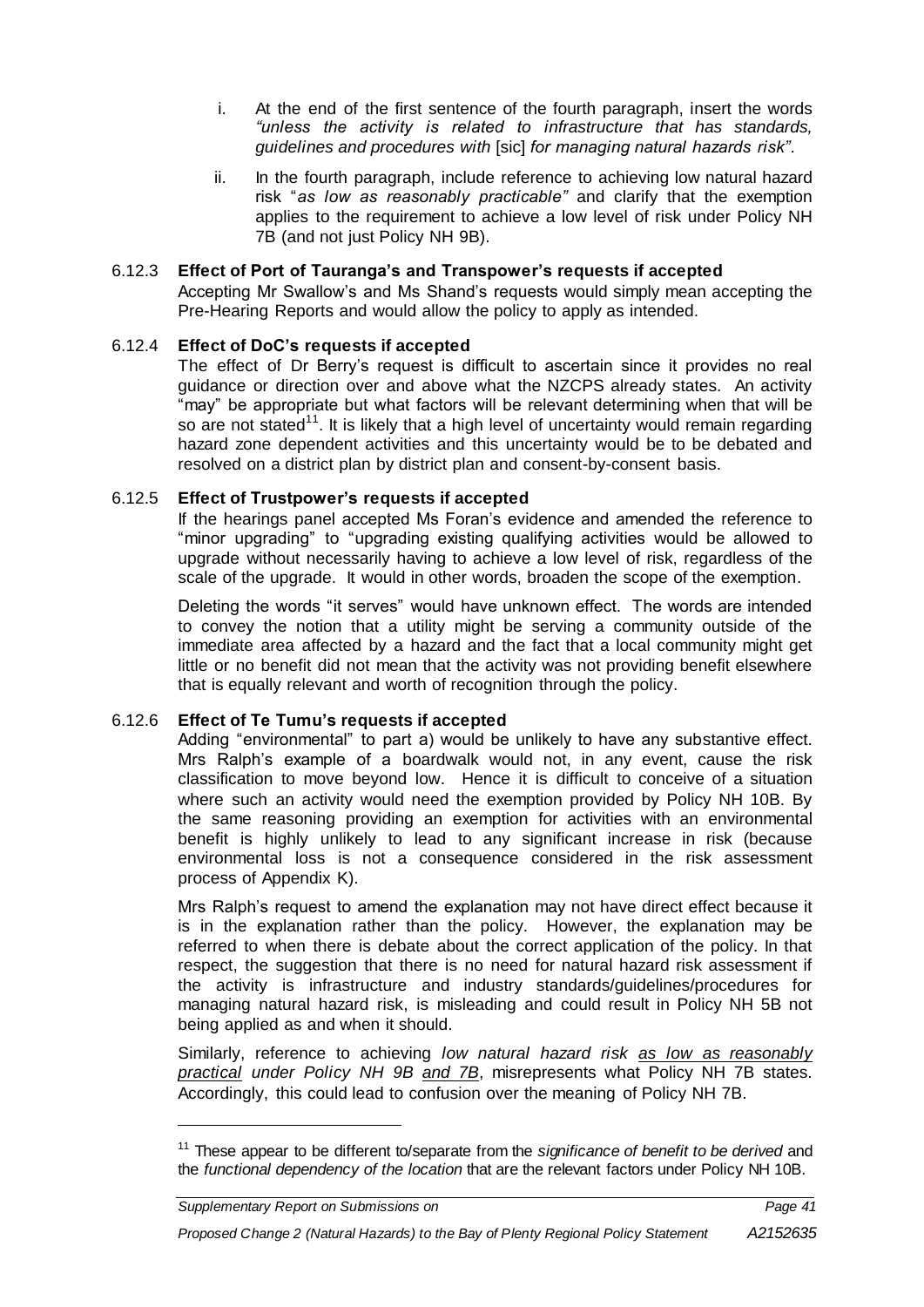i. At the end of the first sentence of the fourth paragraph, insert the words *"unless the activity is related to infrastructure that has standards, guidelines and procedures with* [sic] *for managing natural hazards risk"*.

ii. In the fourth paragraph, include reference to achieving low natural hazard risk "*as low as reasonably practicable"* and clarify that the exemption applies to the requirement to achieve a low level of risk under Policy NH 7B (and not just Policy NH 9B).

### 6.12.3 Effect of Port of Tauranga's and Transpower's requests if accepted

Accepting Mr Swallow's and Ms Shand's requests would simply mean accepting the Pre-Hearing Reports and would allow the policy to apply as intended.

### 6.12.4 Effect of DoC's requests if accepted

The effect of Dr Berry's request is difficult to ascertain since it provides no real guidance or direction over and above what the NZCPS already states. An activity "may" be appropriate but what factors will be relevant determining when that will be so are not stated[11]. It is likely that a high level of uncertainty would remain regarding hazard zone dependent activities and this uncertainty would be to be debated and resolved on a district plan by district plan and consent-by-consent basis.

### 6.12.5 Effect of Trustpower's requests if accepted

If the hearings panel accepted Ms Foran's evidence and amended the reference to "minor upgrading" to "upgrading existing qualifying activities would be allowed to upgrade without necessarily having to achieve a low level of risk, regardless of the scale of the upgrade. It would in other words, broaden the scope of the exemption.

Deleting the words "it serves" would have unknown effect. The words are intended to convey the notion that a utility might be serving a community outside of the immediate area affected by a hazard and the fact that a local community might get little or no benefit did not mean that the activity was not providing benefit elsewhere that is equally relevant and worth of recognition through the policy.

### 6.12.6 Effect of Te Tumu's requests if accepted

Adding "environmental" to part a) would be unlikely to have any substantive effect. Mrs Ralph's example of a boardwalk would not, in any event, cause the risk classification to move beyond low. Hence it is difficult to conceive of a situation where such an activity would need the exemption provided by Policy NH 10B. By the same reasoning providing an exemption for activities with an environmental benefit is highly unlikely to lead to any significant increase in risk (because environmental loss is not a consequence considered in the risk assessment process of Appendix K).

Mrs Ralph's request to amend the explanation may not have direct effect because it is in the explanation rather than the policy. However, the explanation may be referred to when there is debate about the correct application of the policy. In that respect, the suggestion that there is no need for natural hazard risk assessment if the activity is infrastructure and industry standards/guidelines/procedures for managing natural hazard risk, is misleading and could result in Policy NH 5B not being applied as and when it should.

Similarly, reference to achieving *low natural hazard risk <u>as low as reasonably practical</u> under Policy NH 9B <u>and 7B</u>*, misrepresents what Policy NH 7B states. Accordingly, this could lead to confusion over the meaning of Policy NH 7B.

---

[11] These appear to be different to/separate from the *significance of benefit to be derived* and the *functional dependency of the location* that are the relevant factors under Policy NH 10B.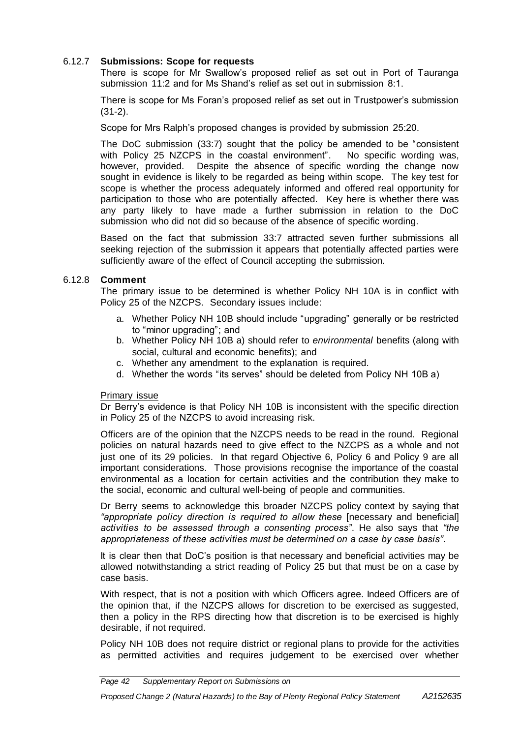#### 6.12.7 **Submissions: Scope for requests**

There is scope for Mr Swallow's proposed relief as set out in Port of Tauranga submission 11:2 and for Ms Shand's relief as set out in submission 8:1.

There is scope for Ms Foran's proposed relief as set out in Trustpower's submission (31-2).

Scope for Mrs Ralph's proposed changes is provided by submission 25:20.

The DoC submission (33:7) sought that the policy be amended to be "consistent with Policy 25 NZCPS in the coastal environment". No specific wording was, however, provided. Despite the absence of specific wording the change now sought in evidence is likely to be regarded as being within scope. The key test for scope is whether the process adequately informed and offered real opportunity for participation to those who are potentially affected. Key here is whether there was any party likely to have made a further submission in relation to the DoC submission who did not did so because of the absence of specific wording.

Based on the fact that submission 33:7 attracted seven further submissions all seeking rejection of the submission it appears that potentially affected parties were sufficiently aware of the effect of Council accepting the submission.

#### 6.12.8 **Comment**

The primary issue to be determined is whether Policy NH 10A is in conflict with Policy 25 of the NZCPS. Secondary issues include:

a. Whether Policy NH 10B should include "upgrading" generally or be restricted to "minor upgrading"; and
b. Whether Policy NH 10B a) should refer to *environmental* benefits (along with social, cultural and economic benefits); and
c. Whether any amendment to the explanation is required.
d. Whether the words "its serves" should be deleted from Policy NH 10B a)

Primary issue

Dr Berry's evidence is that Policy NH 10B is inconsistent with the specific direction in Policy 25 of the NZCPS to avoid increasing risk.

Officers are of the opinion that the NZCPS needs to be read in the round. Regional policies on natural hazards need to give effect to the NZCPS as a whole and not just one of its 29 policies. In that regard Objective 6, Policy 6 and Policy 9 are all important considerations. Those provisions recognise the importance of the coastal environmental as a location for certain activities and the contribution they make to the social, economic and cultural well-being of people and communities.

Dr Berry seems to acknowledge this broader NZCPS policy context by saying that *"appropriate policy direction is required to allow these* [necessary and beneficial] *activities to be assessed through a consenting process"*. He also says that *"the appropriateness of these activities must be determined on a case by case basis"*.

It is clear then that DoC's position is that necessary and beneficial activities may be allowed notwithstanding a strict reading of Policy 25 but that must be on a case by case basis.

With respect, that is not a position with which Officers agree. Indeed Officers are of the opinion that, if the NZCPS allows for discretion to be exercised as suggested, then a policy in the RPS directing how that discretion is to be exercised is highly desirable, if not required.

Policy NH 10B does not require district or regional plans to provide for the activities as permitted activities and requires judgement to be exercised over whether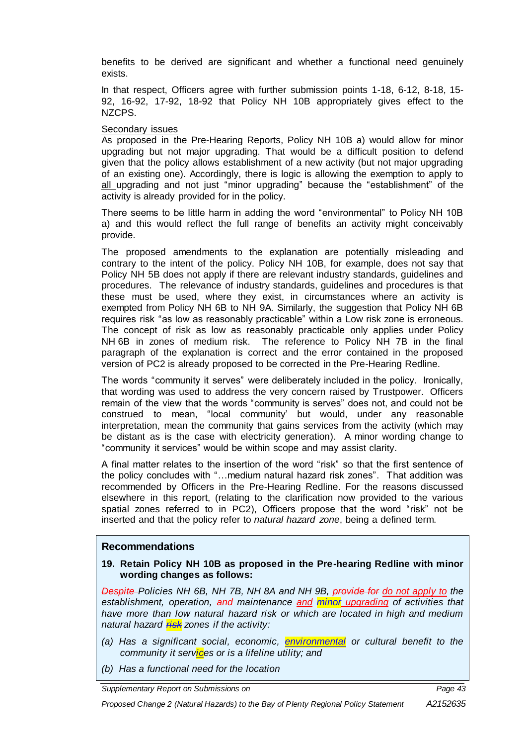benefits to be derived are significant and whether a functional need genuinely exists.

In that respect, Officers agree with further submission points 1-18, 6-12, 8-18, 15-92, 16-92, 17-92, 18-92 that Policy NH 10B appropriately gives effect to the NZCPS.

Secondary issues

As proposed in the Pre-Hearing Reports, Policy NH 10B a) would allow for minor upgrading but not major upgrading. That would be a difficult position to defend given that the policy allows establishment of a new activity (but not major upgrading of an existing one). Accordingly, there is logic is allowing the exemption to apply to all upgrading and not just "minor upgrading" because the "establishment" of the activity is already provided for in the policy.

There seems to be little harm in adding the word "environmental" to Policy NH 10B a) and this would reflect the full range of benefits an activity might conceivably provide.

The proposed amendments to the explanation are potentially misleading and contrary to the intent of the policy. Policy NH 10B, for example, does not say that Policy NH 5B does not apply if there are relevant industry standards, guidelines and procedures. The relevance of industry standards, guidelines and procedures is that these must be used, where they exist, in circumstances where an activity is exempted from Policy NH 6B to NH 9A. Similarly, the suggestion that Policy NH 6B requires risk "as low as reasonably practicable" within a Low risk zone is erroneous. The concept of risk as low as reasonably practicable only applies under Policy NH 6B in zones of medium risk. The reference to Policy NH 7B in the final paragraph of the explanation is correct and the error contained in the proposed version of PC2 is already proposed to be corrected in the Pre-Hearing Redline.

The words "community it serves" were deliberately included in the policy. Ironically, that wording was used to address the very concern raised by Trustpower. Officers remain of the view that the words "community is serves" does not, and could not be construed to mean, 'local community' but would, under any reasonable interpretation, mean the community that gains services from the activity (which may be distant as is the case with electricity generation). A minor wording change to "community it services" would be within scope and may assist clarity.

A final matter relates to the insertion of the word "risk" so that the first sentence of the policy concludes with "…medium natural hazard risk zones". That addition was recommended by Officers in the Pre-Hearing Redline. For the reasons discussed elsewhere in this report, (relating to the clarification now provided to the various spatial zones referred to in PC2), Officers propose that the word "risk" not be inserted and that the policy refer to *natural hazard zone*, being a defined term.

## Recommendations

**19. Retain Policy NH 10B as proposed in the Pre-hearing Redline with minor wording changes as follows:**

*~~Despite~~ Policies NH 6B, NH 7B, NH 8A and NH 9B, ~~provide for~~ do not apply to the establishment, operation, ~~and~~ maintenance and ~~minor~~ upgrading of activities that have more than low natural hazard risk or which are located in high and medium natural hazard ~~risk~~ zones if the activity:*

*(a) Has a significant social, economic, environmental or cultural benefit to the community it services or is a lifeline utility; and*

*(b) Has a functional need for the location*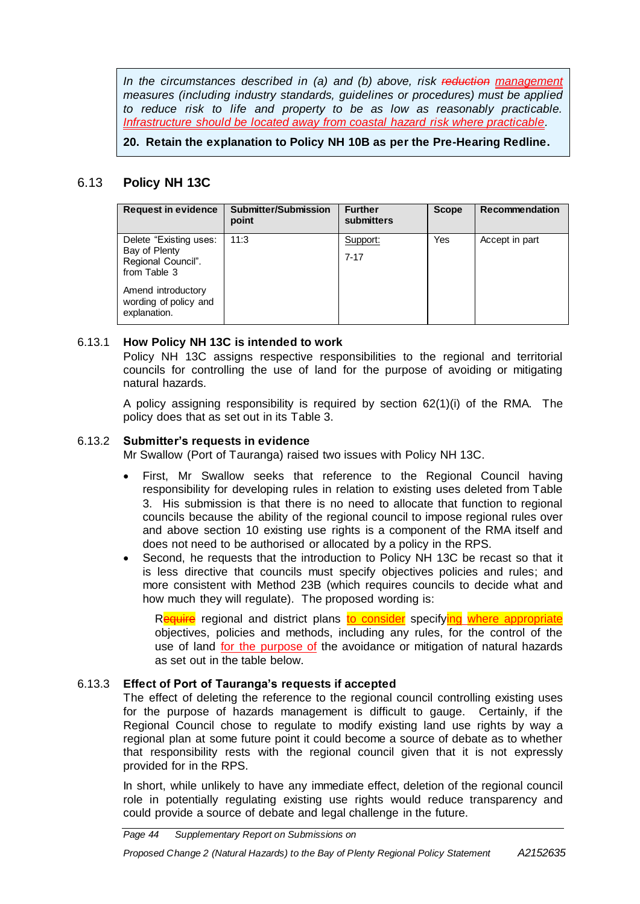*In the circumstances described in (a) and (b) above, risk ~~reduction~~ management measures (including industry standards, guidelines or procedures) must be applied to reduce risk to life and property to be as low as reasonably practicable. Infrastructure should be located away from coastal hazard risk where practicable.*

**20. Retain the explanation to Policy NH 10B as per the Pre-Hearing Redline.**

## 6.13 Policy NH 13C

| Request in evidence | Submitter/Submission point | Further submitters | Scope | Recommendation |
|---|---|---|---|---|
| Delete "Existing uses: Bay of Plenty Regional Council". from Table 3<br><br>Amend introductory wording of policy and explanation. | 11:3 | Support:<br><br>7-17 | Yes | Accept in part |

### 6.13.1 How Policy NH 13C is intended to work

Policy NH 13C assigns respective responsibilities to the regional and territorial councils for controlling the use of land for the purpose of avoiding or mitigating natural hazards.

A policy assigning responsibility is required by section 62(1)(i) of the RMA. The policy does that as set out in its Table 3.

### 6.13.2 Submitter's requests in evidence

Mr Swallow (Port of Tauranga) raised two issues with Policy NH 13C.

- First, Mr Swallow seeks that reference to the Regional Council having responsibility for developing rules in relation to existing uses deleted from Table 3. His submission is that there is no need to allocate that function to regional councils because the ability of the regional council to impose regional rules over and above section 10 existing use rights is a component of the RMA itself and does not need to be authorised or allocated by a policy in the RPS.
- Second, he requests that the introduction to Policy NH 13C be recast so that it is less directive that councils must specify objectives policies and rules; and more consistent with Method 23B (which requires councils to decide what and how much they will regulate). The proposed wording is:

  R~~equire~~ regional and district plans to consider specifying where appropriate objectives, policies and methods, including any rules, for the control of the use of land for the purpose of the avoidance or mitigation of natural hazards as set out in the table below.

### 6.13.3 Effect of Port of Tauranga's requests if accepted

The effect of deleting the reference to the regional council controlling existing uses for the purpose of hazards management is difficult to gauge. Certainly, if the Regional Council chose to regulate to modify existing land use rights by way a regional plan at some future point it could become a source of debate as to whether that responsibility rests with the regional council given that it is not expressly provided for in the RPS.

In short, while unlikely to have any immediate effect, deletion of the regional council role in potentially regulating existing use rights would reduce transparency and could provide a source of debate and legal challenge in the future.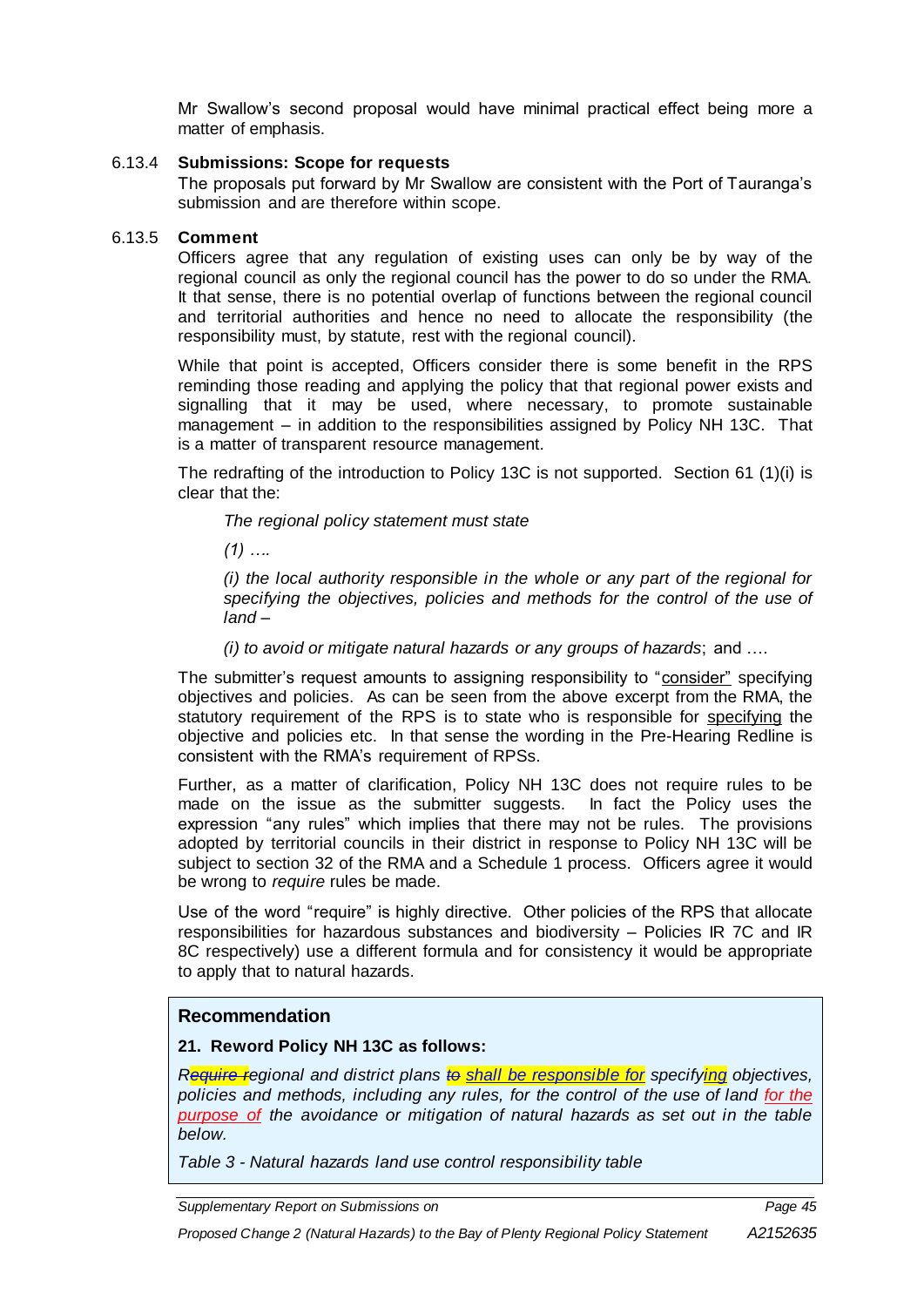Mr Swallow's second proposal would have minimal practical effect being more a matter of emphasis.

### 6.13.4 Submissions: Scope for requests

The proposals put forward by Mr Swallow are consistent with the Port of Tauranga's submission and are therefore within scope.

### 6.13.5 Comment

Officers agree that any regulation of existing uses can only be by way of the regional council as only the regional council has the power to do so under the RMA. It that sense, there is no potential overlap of functions between the regional council and territorial authorities and hence no need to allocate the responsibility (the responsibility must, by statute, rest with the regional council).

While that point is accepted, Officers consider there is some benefit in the RPS reminding those reading and applying the policy that that regional power exists and signalling that it may be used, where necessary, to promote sustainable management – in addition to the responsibilities assigned by Policy NH 13C. That is a matter of transparent resource management.

The redrafting of the introduction to Policy 13C is not supported. Section 61 (1)(i) is clear that the:

> *The regional policy statement must state*
>
> *(1) ….*
>
> *(i) the local authority responsible in the whole or any part of the regional for specifying the objectives, policies and methods for the control of the use of land –*
>
> *(i) to avoid or mitigate natural hazards or any groups of hazards*; and ….

The submitter's request amounts to assigning responsibility to "<u>consider"</u> specifying objectives and policies. As can be seen from the above excerpt from the RMA, the statutory requirement of the RPS is to state who is responsible for <u>specifying</u> the objective and policies. In that sense the wording in the Pre-Hearing Redline is consistent with the RMA's requirement of RPSs.

Further, as a matter of clarification, Policy NH 13C does not require rules to be made on the issue as the submitter suggests. In fact the Policy uses the expression "any rules" which implies that there may not be rules. The provisions adopted by territorial councils in their district in response to Policy NH 13C will be subject to section 32 of the RMA and a Schedule 1 process. Officers agree it would be wrong to *require* rules be made.

Use of the word "require" is highly directive. Other policies of the RPS that allocate responsibilities for hazardous substances and biodiversity – Policies IR 7C and IR 8C respectively) use a different formula and for consistency it would be appropriate to apply that to natural hazards.

### Recommendation

**21. Reword Policy NH 13C as follows:**

*R~~equire r~~egional and district plans ~~to~~ <u>shall be responsible for</u> specify<u>ing</u> objectives, policies and methods, including any rules, for the control of the use of land <u>for the purpose of</u> the avoidance or mitigation of natural hazards as set out in the table below.*

*Table 3 - Natural hazards land use control responsibility table*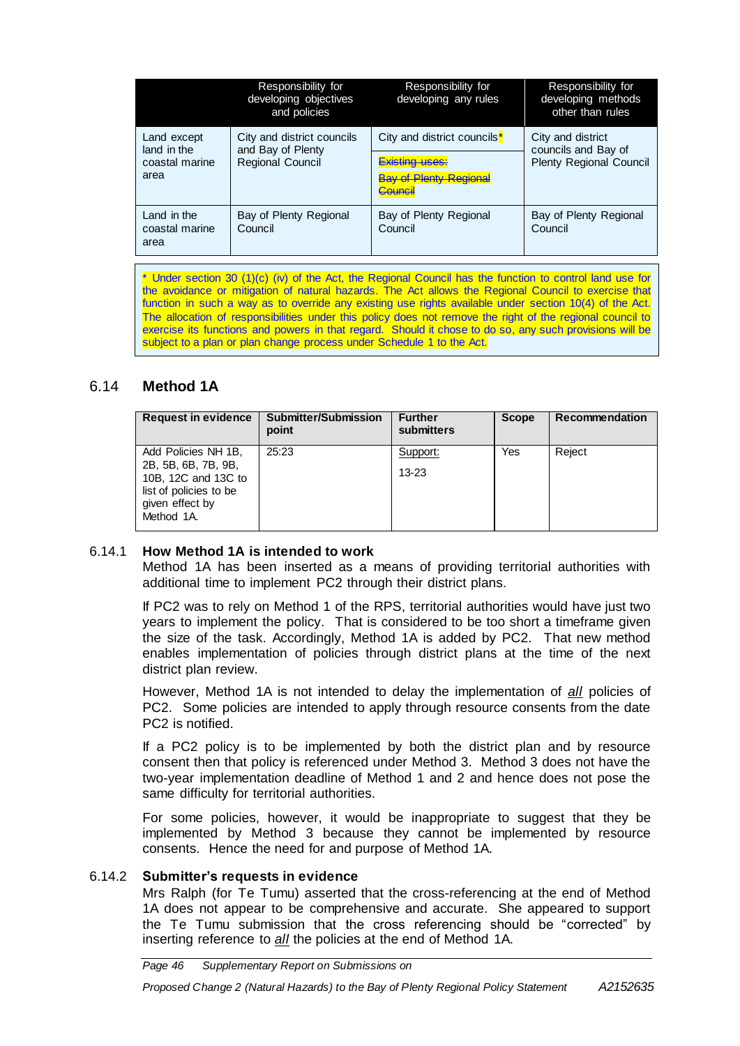| | Responsibility for developing objectives and policies | Responsibility for developing any rules | Responsibility for developing methods other than rules |
|---|---|---|---|
| Land except land in the coastal marine area | City and district councils and Bay of Plenty Regional Council | City and district councils* ~~Existing uses: Bay of Plenty Regional Council~~ | City and district councils and Bay of Plenty Regional Council |
| Land in the coastal marine area | Bay of Plenty Regional Council | Bay of Plenty Regional Council | Bay of Plenty Regional Council |

\* Under section 30 (1)(c) (iv) of the Act, the Regional Council has the function to control land use for the avoidance or mitigation of natural hazards. The Act allows the Regional Council to exercise that function in such a way as to override any existing use rights available under section 10(4) of the Act. The allocation of responsibilities under this policy does not remove the right of the regional council to exercise its functions and powers in that regard. Should it chose to do so, any such provisions will be subject to a plan or plan change process under Schedule 1 to the Act.

## 6.14 Method 1A

| Request in evidence | Submitter/Submission point | Further submitters | Scope | Recommendation |
|---|---|---|---|---|
| Add Policies NH 1B, 2B, 5B, 6B, 7B, 9B, 10B, 12C and 13C to list of policies to be given effect by Method 1A. | 25:23 | Support: 13-23 | Yes | Reject |

### 6.14.1 How Method 1A is intended to work

Method 1A has been inserted as a means of providing territorial authorities with additional time to implement PC2 through their district plans.

If PC2 was to rely on Method 1 of the RPS, territorial authorities would have just two years to implement the policy. That is considered to be too short a timeframe given the size of the task. Accordingly, Method 1A is added by PC2. That new method enables implementation of policies through district plans at the time of the next district plan review.

However, Method 1A is not intended to delay the implementation of ***all*** policies of PC2. Some policies are intended to apply through resource consents from the date PC2 is notified.

If a PC2 policy is to be implemented by both the district plan and by resource consent then that policy is referenced under Method 3. Method 3 does not have the two-year implementation deadline of Method 1 and 2 and hence does not pose the same difficulty for territorial authorities.

For some policies, however, it would be inappropriate to suggest that they be implemented by Method 3 because they cannot be implemented by resource consents. Hence the need for and purpose of Method 1A.

### 6.14.2 Submitter's requests in evidence

Mrs Ralph (for Te Tumu) asserted that the cross-referencing at the end of Method 1A does not appear to be comprehensive and accurate. She appeared to support the Te Tumu submission that the cross referencing should be "corrected" by inserting reference to ***all*** the policies at the end of Method 1A.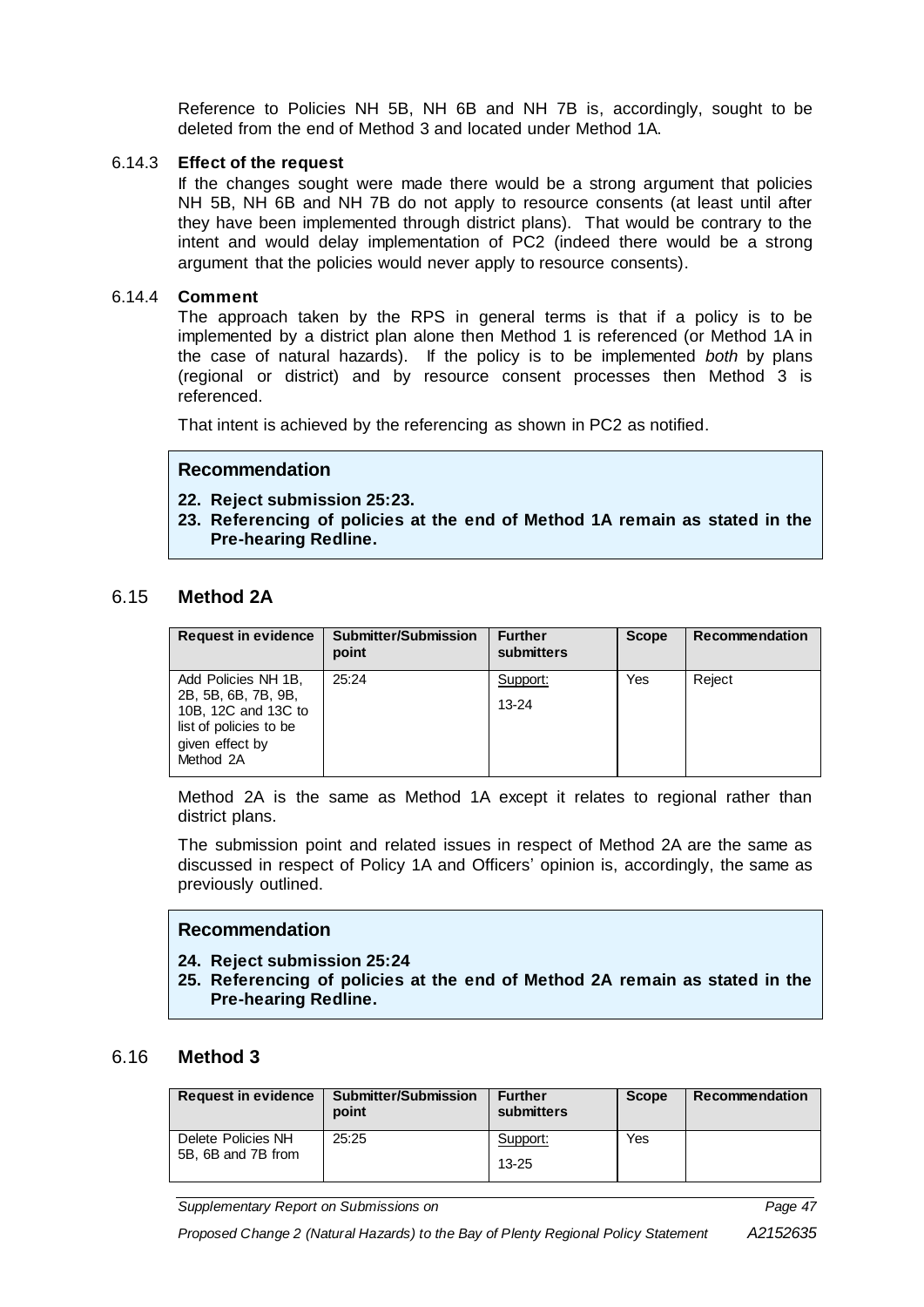Reference to Policies NH 5B, NH 6B and NH 7B is, accordingly, sought to be deleted from the end of Method 3 and located under Method 1A.

6.14.3 **Effect of the request**

If the changes sought were made there would be a strong argument that policies NH 5B, NH 6B and NH 7B do not apply to resource consents (at least until after they have been implemented through district plans). That would be contrary to the intent and would delay implementation of PC2 (indeed there would be a strong argument that the policies would never apply to resource consents).

6.14.4 **Comment**

The approach taken by the RPS in general terms is that if a policy is to be implemented by a district plan alone then Method 1 is referenced (or Method 1A in the case of natural hazards). If the policy is to be implemented *both* by plans (regional or district) and by resource consent processes then Method 3 is referenced.

That intent is achieved by the referencing as shown in PC2 as notified.

**Recommendation**

22. **Reject submission 25:23.**
23. **Referencing of policies at the end of Method 1A remain as stated in the Pre-hearing Redline.**

## 6.15 Method 2A

| Request in evidence | Submitter/Submission point | Further submitters | Scope | Recommendation |
|---|---|---|---|---|
| Add Policies NH 1B, 2B, 5B, 6B, 7B, 9B, 10B, 12C and 13C to list of policies to be given effect by Method 2A | 25:24 | Support:<br>13-24 | Yes | Reject |

Method 2A is the same as Method 1A except it relates to regional rather than district plans.

The submission point and related issues in respect of Method 2A are the same as discussed in respect of Policy 1A and Officers' opinion is, accordingly, the same as previously outlined.

**Recommendation**

24. **Reject submission 25:24**
25. **Referencing of policies at the end of Method 2A remain as stated in the Pre-hearing Redline.**

## 6.16 Method 3

| Request in evidence | Submitter/Submission point | Further submitters | Scope | Recommendation |
|---|---|---|---|---|
| Delete Policies NH 5B, 6B and 7B from | 25:25 | Support:<br>13-25 | Yes | |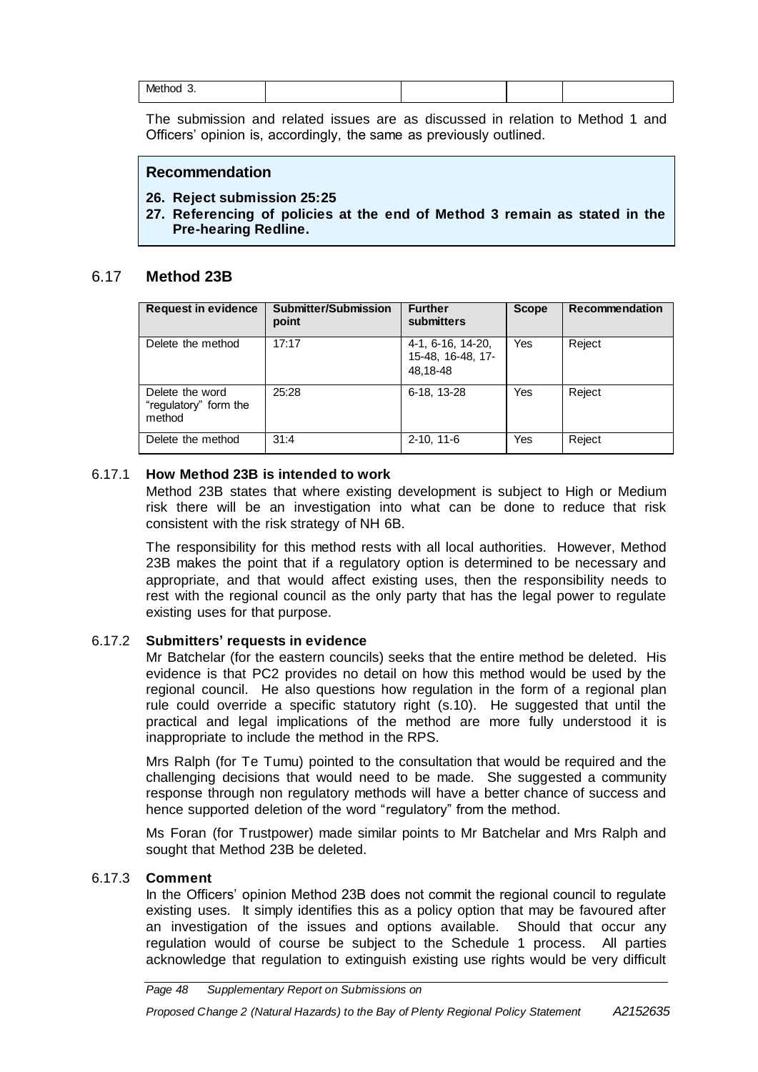| | | | | |
|---|---|---|---|---|
| Method 3. | | | | |

The submission and related issues are as discussed in relation to Method 1 and Officers' opinion is, accordingly, the same as previously outlined.

> **Recommendation**
>
> **26. Reject submission 25:25**
>
> **27. Referencing of policies at the end of Method 3 remain as stated in the Pre-hearing Redline.**

## 6.17 Method 23B

| Request in evidence | Submitter/Submission point | Further submitters | Scope | Recommendation |
|---|---|---|---|---|
| Delete the method | 17:17 | 4-1, 6-16, 14-20, 15-48, 16-48, 17-48,18-48 | Yes | Reject |
| Delete the word "regulatory" form the method | 25:28 | 6-18, 13-28 | Yes | Reject |
| Delete the method | 31:4 | 2-10, 11-6 | Yes | Reject |

### 6.17.1 How Method 23B is intended to work

Method 23B states that where existing development is subject to High or Medium risk there will be an investigation into what can be done to reduce that risk consistent with the risk strategy of NH 6B.

The responsibility for this method rests with all local authorities. However, Method 23B makes the point that if a regulatory option is determined to be necessary and appropriate, and that would affect existing uses, then the responsibility needs to rest with the regional council as the only party that has the legal power to regulate existing uses for that purpose.

### 6.17.2 Submitters' requests in evidence

Mr Batchelar (for the eastern councils) seeks that the entire method be deleted. His evidence is that PC2 provides no detail on how this method would be used by the regional council. He also questions how regulation in the form of a regional plan rule could override a specific statutory right (s.10). He suggested that until the practical and legal implications of the method are more fully understood it is inappropriate to include the method in the RPS.

Mrs Ralph (for Te Tumu) pointed to the consultation that would be required and the challenging decisions that would need to be made. She suggested a community response through non regulatory methods will have a better chance of success and hence supported deletion of the word "regulatory" from the method.

Ms Foran (for Trustpower) made similar points to Mr Batchelar and Mrs Ralph and sought that Method 23B be deleted.

### 6.17.3 Comment

In the Officers' opinion Method 23B does not commit the regional council to regulate existing uses. It simply identifies this as a policy option that may be favoured after an investigation of the issues and options available. Should that occur any regulation would of course be subject to the Schedule 1 process. All parties acknowledge that regulation to extinguish existing use rights would be very difficult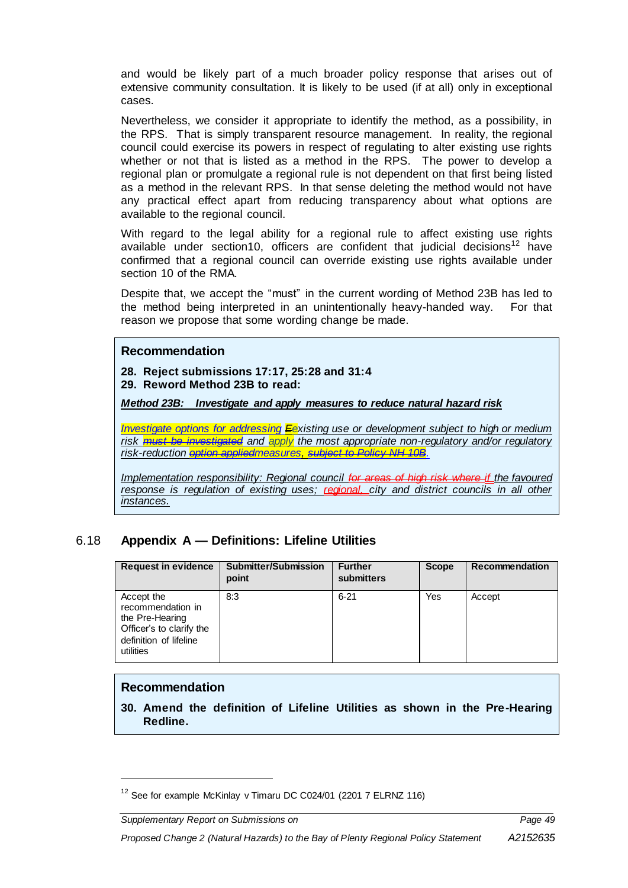and would be likely part of a much broader policy response that arises out of extensive community consultation. It is likely to be used (if at all) only in exceptional cases.

Nevertheless, we consider it appropriate to identify the method, as a possibility, in the RPS. That is simply transparent resource management. In reality, the regional council could exercise its powers in respect of regulating to alter existing use rights whether or not that is listed as a method in the RPS. The power to develop a regional plan or promulgate a regional rule is not dependent on that first being listed as a method in the relevant RPS. In that sense deleting the method would not have any practical effect apart from reducing transparency about what options are available to the regional council.

With regard to the legal ability for a regional rule to affect existing use rights available under section10, officers are confident that judicial decisions[12] have confirmed that a regional council can override existing use rights available under section 10 of the RMA.

Despite that, we accept the "must" in the current wording of Method 23B has led to the method being interpreted in an unintentionally heavy-handed way. For that reason we propose that some wording change be made.

> **Recommendation**
>
> **28. Reject submissions 17:17, 25:28 and 31:4**
>
> **29. Reword Method 23B to read:**
>
> ***Method 23B: Investigate and apply measures to reduce natural hazard risk***
>
> *Investigate options for addressing ~~E~~existing use or development subject to high or medium risk ~~must be investigated~~ and apply the most appropriate non-regulatory and/or regulatory risk-reduction ~~option appliedmeasures, subject to Policy NH 10B~~.*
>
> *Implementation responsibility: Regional council ~~for areas of high risk where if~~ the favoured response is regulation of existing uses; regional, city and district councils in all other instances.*

## 6.18 Appendix A — Definitions: Lifeline Utilities

| Request in evidence | Submitter/Submission point | Further submitters | Scope | Recommendation |
|---|---|---|---|---|
| Accept the recommendation in the Pre-Hearing Officer's to clarify the definition of lifeline utilities | 8:3 | 6-21 | Yes | Accept |

> **Recommendation**
>
> **30. Amend the definition of Lifeline Utilities as shown in the Pre-Hearing Redline.**

[12] See for example McKinlay v Timaru DC C024/01 (2201 7 ELRNZ 116)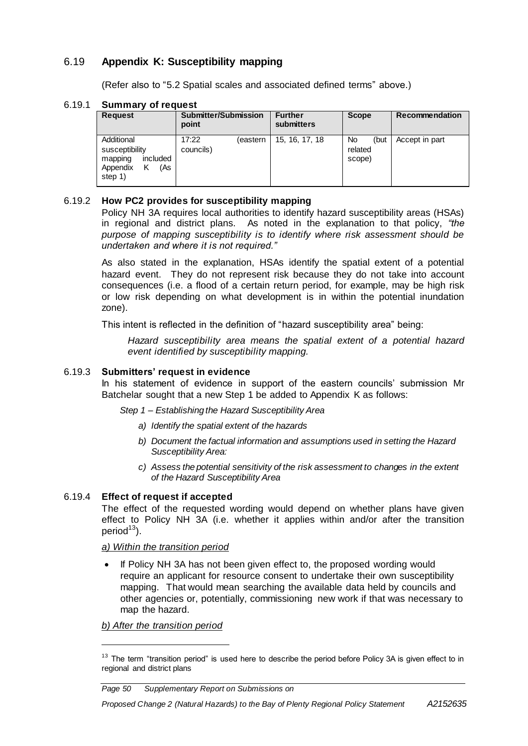## 6.19 Appendix K: Susceptibility mapping

(Refer also to "5.2 Spatial scales and associated defined terms" above.)

### 6.19.1 Summary of request

| Request | Submitter/Submission point | Further submitters | Scope | Recommendation |
|---|---|---|---|---|
| Additional susceptibility mapping included Appendix K (As step 1) | 17:22 (eastern councils) | 15, 16, 17, 18 | No (but related scope) | Accept in part |

### 6.19.2 How PC2 provides for susceptibility mapping

Policy NH 3A requires local authorities to identify hazard susceptibility areas (HSAs) in regional and district plans. As noted in the explanation to that policy, *"the purpose of mapping susceptibility is to identify where risk assessment should be undertaken and where it is not required."*

As also stated in the explanation, HSAs identify the spatial extent of a potential hazard event. They do not represent risk because they do not take into account consequences (i.e. a flood of a certain return period, for example, may be high risk or low risk depending on what development is in within the potential inundation zone).

This intent is reflected in the definition of "hazard susceptibility area" being:

> *Hazard susceptibility area means the spatial extent of a potential hazard event identified by susceptibility mapping.*

### 6.19.3 Submitters' request in evidence

In his statement of evidence in support of the eastern councils' submission Mr Batchelar sought that a new Step 1 be added to Appendix K as follows:

*Step 1 – Establishing the Hazard Susceptibility Area*

- *a) Identify the spatial extent of the hazards*
- *b) Document the factual information and assumptions used in setting the Hazard Susceptibility Area:*
- *c) Assess the potential sensitivity of the risk assessment to changes in the extent of the Hazard Susceptibility Area*

### 6.19.4 Effect of request if accepted

The effect of the requested wording would depend on whether plans have given effect to Policy NH 3A (i.e. whether it applies within and/or after the transition period[13]).

*a) Within the transition period*

- If Policy NH 3A has not been given effect to, the proposed wording would require an applicant for resource consent to undertake their own susceptibility mapping. That would mean searching the available data held by councils and other agencies or, potentially, commissioning new work if that was necessary to map the hazard.

*b) After the transition period*

[13] The term "transition period" is used here to describe the period before Policy 3A is given effect to in regional and district plans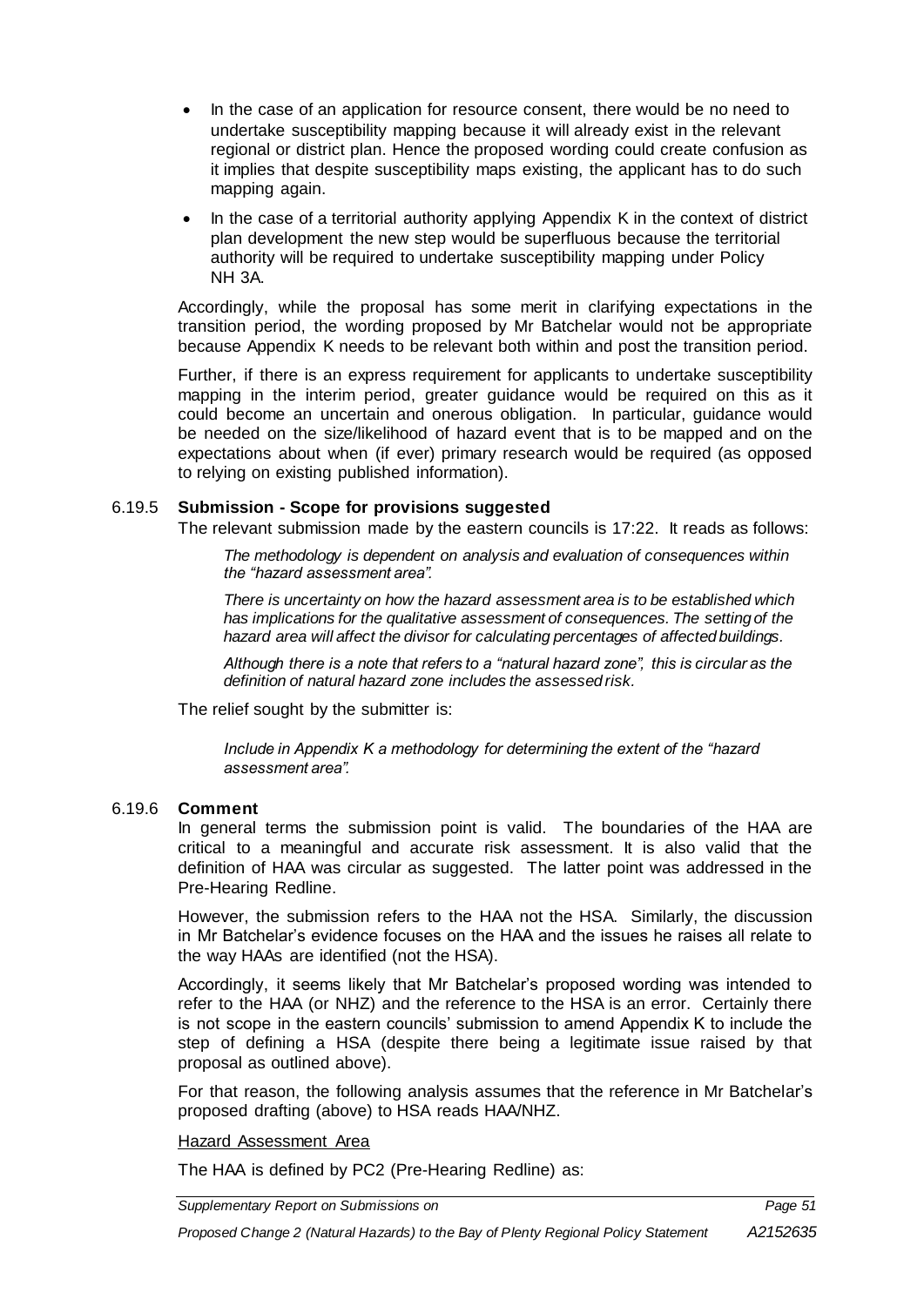- In the case of an application for resource consent, there would be no need to undertake susceptibility mapping because it will already exist in the relevant regional or district plan. Hence the proposed wording could create confusion as it implies that despite susceptibility maps existing, the applicant has to do such mapping again.
- In the case of a territorial authority applying Appendix K in the context of district plan development the new step would be superfluous because the territorial authority will be required to undertake susceptibility mapping under Policy NH 3A.

Accordingly, while the proposal has some merit in clarifying expectations in the transition period, the wording proposed by Mr Batchelar would not be appropriate because Appendix K needs to be relevant both within and post the transition period.

Further, if there is an express requirement for applicants to undertake susceptibility mapping in the interim period, greater guidance would be required on this as it could become an uncertain and onerous obligation. In particular, guidance would be needed on the size/likelihood of hazard event that is to be mapped and on the expectations about when (if ever) primary research would be required (as opposed to relying on existing published information).

### 6.19.5 Submission - Scope for provisions suggested

The relevant submission made by the eastern councils is 17:22. It reads as follows:

> *The methodology is dependent on analysis and evaluation of consequences within the "hazard assessment area".*
>
> *There is uncertainty on how the hazard assessment area is to be established which has implications for the qualitative assessment of consequences. The setting of the hazard area will affect the divisor for calculating percentages of affected buildings.*
>
> *Although there is a note that refers to a "natural hazard zone", this is circular as the definition of natural hazard zone includes the assessed risk.*

The relief sought by the submitter is:

> *Include in Appendix K a methodology for determining the extent of the "hazard assessment area".*

### 6.19.6 Comment

In general terms the submission point is valid. The boundaries of the HAA are critical to a meaningful and accurate risk assessment. It is also valid that the definition of HAA was circular as suggested. The latter point was addressed in the Pre-Hearing Redline.

However, the submission refers to the HAA not the HSA. Similarly, the discussion in Mr Batchelar's evidence focuses on the HAA and the issues he raises all relate to the way HAAs are identified (not the HSA).

Accordingly, it seems likely that Mr Batchelar's proposed wording was intended to refer to the HAA (or NHZ) and the reference to the HSA is an error. Certainly there is not scope in the eastern councils' submission to amend Appendix K to include the step of defining a HSA (despite there being a legitimate issue raised by that proposal as outlined above).

For that reason, the following analysis assumes that the reference in Mr Batchelar's proposed drafting (above) to HSA reads HAA/NHZ.

<u>Hazard Assessment Area</u>

The HAA is defined by PC2 (Pre-Hearing Redline) as: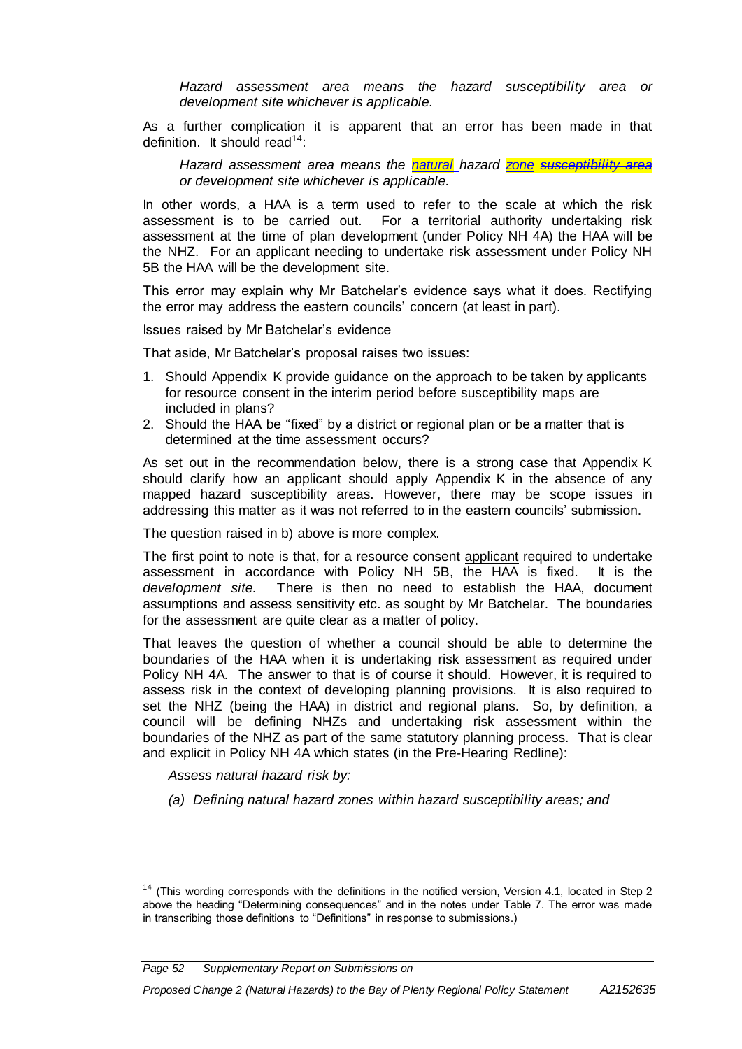*Hazard assessment area means the hazard susceptibility area or development site whichever is applicable.*

As a further complication it is apparent that an error has been made in that definition. It should read[14]:

*Hazard assessment area means the natural hazard zone ~~susceptibility area~~ or development site whichever is applicable.*

In other words, a HAA is a term used to refer to the scale at which the risk assessment is to be carried out. For a territorial authority undertaking risk assessment at the time of plan development (under Policy NH 4A) the HAA will be the NHZ. For an applicant needing to undertake risk assessment under Policy NH 5B the HAA will be the development site.

This error may explain why Mr Batchelar's evidence says what it does. Rectifying the error may address the eastern councils' concern (at least in part).

Issues raised by Mr Batchelar's evidence

That aside, Mr Batchelar's proposal raises two issues:

1. Should Appendix K provide guidance on the approach to be taken by applicants for resource consent in the interim period before susceptibility maps are included in plans?
2. Should the HAA be "fixed" by a district or regional plan or be a matter that is determined at the time assessment occurs?

As set out in the recommendation below, there is a strong case that Appendix K should clarify how an applicant should apply Appendix K in the absence of any mapped hazard susceptibility areas. However, there may be scope issues in addressing this matter as it was not referred to in the eastern councils' submission.

The question raised in b) above is more complex.

The first point to note is that, for a resource consent applicant required to undertake assessment in accordance with Policy NH 5B, the HAA is fixed. It is the *development site.* There is then no need to establish the HAA, document assumptions and assess sensitivity etc. as sought by Mr Batchelar. The boundaries for the assessment are quite clear as a matter of policy.

That leaves the question of whether a council should be able to determine the boundaries of the HAA when it is undertaking risk assessment as required under Policy NH 4A. The answer to that is of course it should. However, it is required to assess risk in the context of developing planning provisions. It is also required to set the NHZ (being the HAA) in district and regional plans. So, by definition, a council will be defining NHZs and undertaking risk assessment within the boundaries of the NHZ as part of the same statutory planning process. That is clear and explicit in Policy NH 4A which states (in the Pre-Hearing Redline):

*Assess natural hazard risk by:*

*(a) Defining natural hazard zones within hazard susceptibility areas; and*

[14] (This wording corresponds with the definitions in the notified version, Version 4.1, located in Step 2 above the heading "Determining consequences" and in the notes under Table 7. The error was made in transcribing those definitions to "Definitions" in response to submissions.)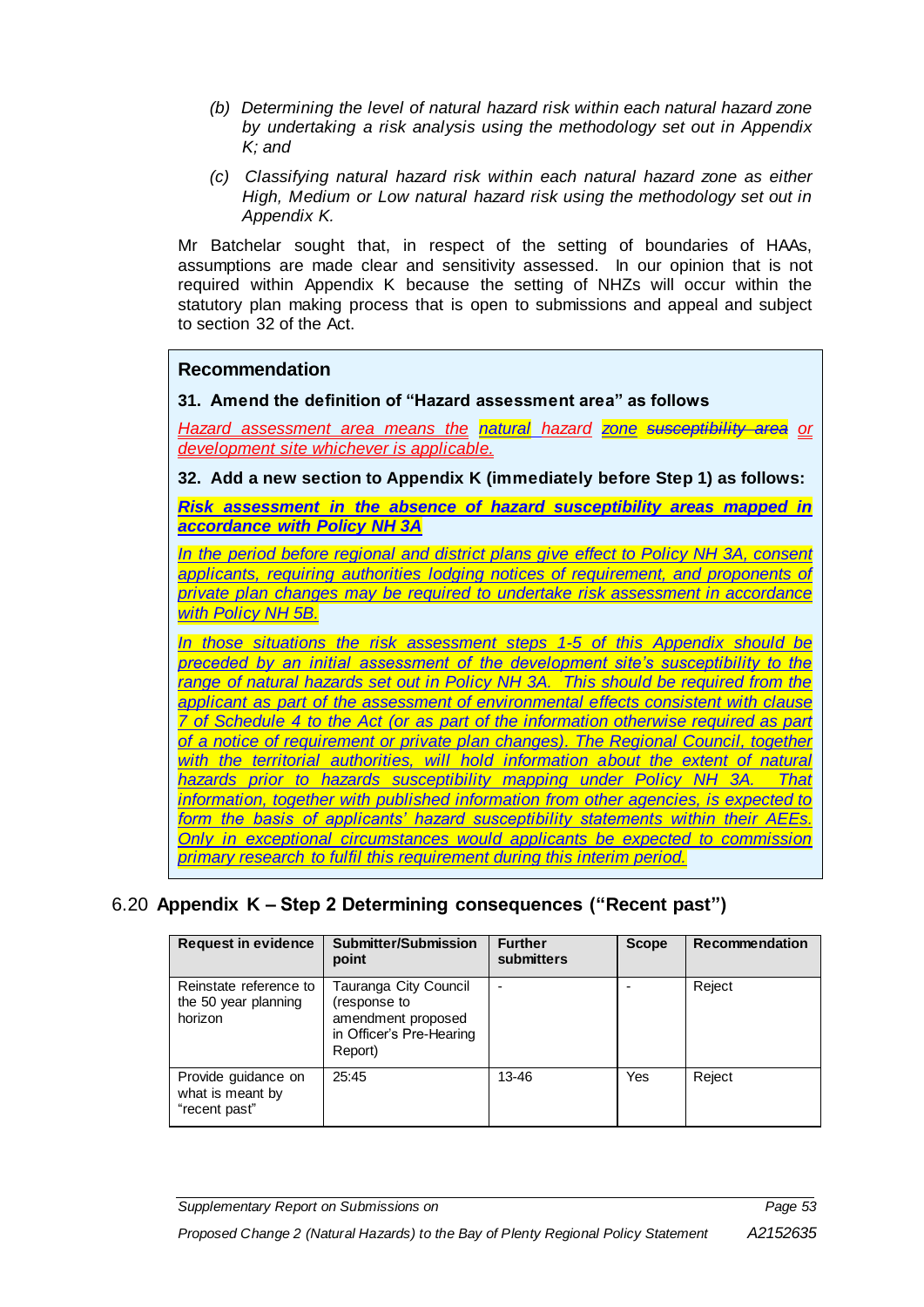*(b) Determining the level of natural hazard risk within each natural hazard zone by undertaking a risk analysis using the methodology set out in Appendix K; and*

*(c) Classifying natural hazard risk within each natural hazard zone as either High, Medium or Low natural hazard risk using the methodology set out in Appendix K.*

Mr Batchelar sought that, in respect of the setting of boundaries of HAAs, assumptions are made clear and sensitivity assessed. In our opinion that is not required within Appendix K because the setting of NHZs will occur within the statutory plan making process that is open to submissions and appeal and subject to section 32 of the Act.

**Recommendation**

**31. Amend the definition of "Hazard assessment area" as follows**

*Hazard assessment area means the natural hazard zone ~~susceptibility area~~ or development site whichever is applicable.*

**32. Add a new section to Appendix K (immediately before Step 1) as follows:**

***Risk assessment in the absence of hazard susceptibility areas mapped in accordance with Policy NH 3A***

*In the period before regional and district plans give effect to Policy NH 3A, consent applicants, requiring authorities lodging notices of requirement, and proponents of private plan changes may be required to undertake risk assessment in accordance with Policy NH 5B.*

*In those situations the risk assessment steps 1-5 of this Appendix should be preceded by an initial assessment of the development site's susceptibility to the range of natural hazards set out in Policy NH 3A. This should be required from the applicant as part of the assessment of environmental effects consistent with clause 7 of Schedule 4 to the Act (or as part of the information otherwise required as part of a notice of requirement or private plan changes). The Regional Council, together with the territorial authorities, will hold information about the extent of natural hazards prior to hazards susceptibility mapping under Policy NH 3A. That information, together with published information from other agencies, is expected to form the basis of applicants' hazard susceptibility statements within their AEEs. Only in exceptional circumstances would applicants be expected to commission primary research to fulfil this requirement during this interim period.*

## 6.20 Appendix K – Step 2 Determining consequences ("Recent past")

| Request in evidence | Submitter/Submission point | Further submitters | Scope | Recommendation |
|---|---|---|---|---|
| Reinstate reference to the 50 year planning horizon | Tauranga City Council (response to amendment proposed in Officer's Pre-Hearing Report) | - | - | Reject |
| Provide guidance on what is meant by "recent past" | 25:45 | 13-46 | Yes | Reject |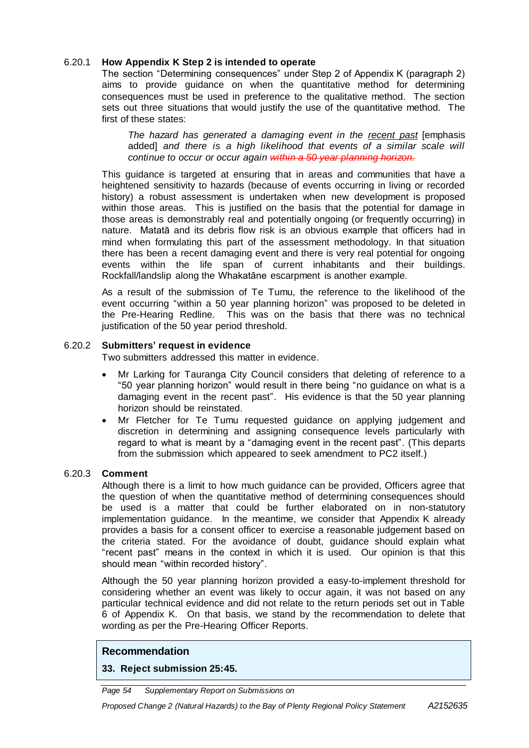### 6.20.1 How Appendix K Step 2 is intended to operate

The section "Determining consequences" under Step 2 of Appendix K (paragraph 2) aims to provide guidance on when the quantitative method for determining consequences must be used in preference to the qualitative method. The section sets out three situations that would justify the use of the quantitative method. The first of these states:

> *The hazard has generated a damaging event in the* *__recent past__* [emphasis added] *and there is a high likelihood that events of a similar scale will continue to occur or occur again* ~~*within a 50 year planning horizon.*~~

This guidance is targeted at ensuring that in areas and communities that have a heightened sensitivity to hazards (because of events occurring in living or recorded history) a robust assessment is undertaken when new development is proposed within those areas. This is justified on the basis that the potential for damage in those areas is demonstrably real and potentially ongoing (or frequently occurring) in nature. Matatā and its debris flow risk is an obvious example that officers had in mind when formulating this part of the assessment methodology. In that situation there has been a recent damaging event and there is very real potential for ongoing events within the life span of current inhabitants and their buildings. Rockfall/landslip along the Whakatāne escarpment is another example.

As a result of the submission of Te Tumu, the reference to the likelihood of the event occurring "within a 50 year planning horizon" was proposed to be deleted in the Pre-Hearing Redline. This was on the basis that there was no technical justification of the 50 year period threshold.

### 6.20.2 Submitters' request in evidence

Two submitters addressed this matter in evidence.

- Mr Larking for Tauranga City Council considers that deleting of reference to a "50 year planning horizon" would result in there being "no guidance on what is a damaging event in the recent past". His evidence is that the 50 year planning horizon should be reinstated.
- Mr Fletcher for Te Tumu requested guidance on applying judgement and discretion in determining and assigning consequence levels particularly with regard to what is meant by a "damaging event in the recent past". (This departs from the submission which appeared to seek amendment to PC2 itself.)

### 6.20.3 Comment

Although there is a limit to how much guidance can be provided, Officers agree that the question of when the quantitative method of determining consequences should be used is a matter that could be further elaborated on in non-statutory implementation guidance. In the meantime, we consider that Appendix K already provides a basis for a consent officer to exercise a reasonable judgement based on the criteria stated. For the avoidance of doubt, guidance should explain what "recent past" means in the context in which it is used. Our opinion is that this should mean "within recorded history".

Although the 50 year planning horizon provided a easy-to-implement threshold for considering whether an event was likely to occur again, it was not based on any particular technical evidence and did not relate to the return periods set out in Table 6 of Appendix K. On that basis, we stand by the recommendation to delete that wording as per the Pre-Hearing Officer Reports.

> **Recommendation**
>
> **33. Reject submission 25:45.**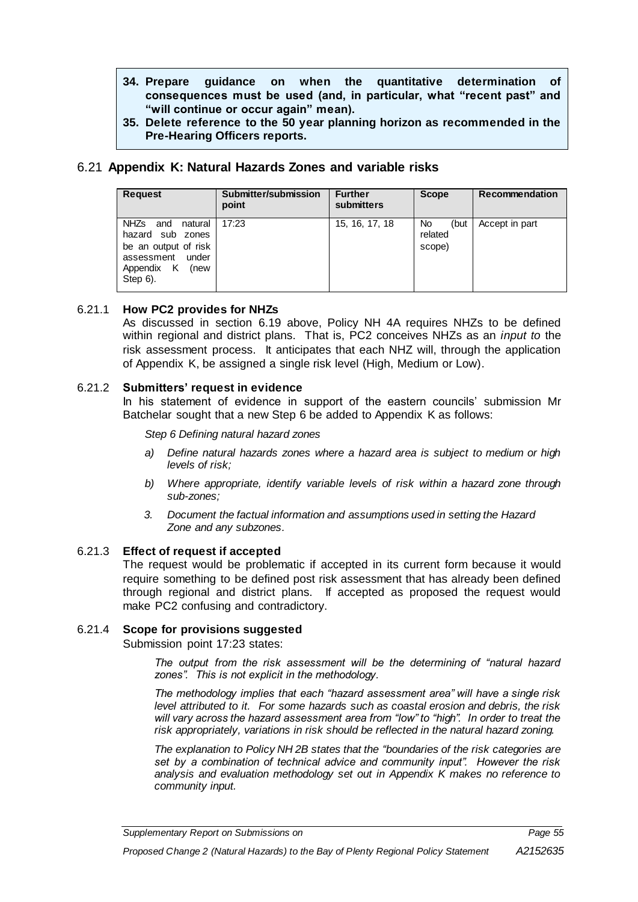> **34. Prepare guidance on when the quantitative determination of consequences must be used (and, in particular, what "recent past" and "will continue or occur again" mean).**
>
> **35. Delete reference to the 50 year planning horizon as recommended in the Pre-Hearing Officers reports.**

## 6.21 Appendix K: Natural Hazards Zones and variable risks

| Request | Submitter/submission point | Further submitters | Scope | Recommendation |
|---|---|---|---|---|
| NHZs and natural hazard sub zones be an output of risk assessment under Appendix K (new Step 6). | 17:23 | 15, 16, 17, 18 | No (but related scope) | Accept in part |

### 6.21.1 How PC2 provides for NHZs

As discussed in section 6.19 above, Policy NH 4A requires NHZs to be defined within regional and district plans. That is, PC2 conceives NHZs as an *input to* the risk assessment process. It anticipates that each NHZ will, through the application of Appendix K, be assigned a single risk level (High, Medium or Low).

### 6.21.2 Submitters' request in evidence

In his statement of evidence in support of the eastern councils' submission Mr Batchelar sought that a new Step 6 be added to Appendix K as follows:

*Step 6 Defining natural hazard zones*

*a) Define natural hazards zones where a hazard area is subject to medium or high levels of risk;*

*b) Where appropriate, identify variable levels of risk within a hazard zone through sub-zones;*

*3. Document the factual information and assumptions used in setting the Hazard Zone and any subzones.*

### 6.21.3 Effect of request if accepted

The request would be problematic if accepted in its current form because it would require something to be defined post risk assessment that has already been defined through regional and district plans. If accepted as proposed the request would make PC2 confusing and contradictory.

### 6.21.4 Scope for provisions suggested

Submission point 17:23 states:

> *The output from the risk assessment will be the determining of "natural hazard zones". This is not explicit in the methodology.*
>
> *The methodology implies that each "hazard assessment area" will have a single risk level attributed to it. For some hazards such as coastal erosion and debris, the risk will vary across the hazard assessment area from "low" to "high". In order to treat the risk appropriately, variations in risk should be reflected in the natural hazard zoning.*
>
> *The explanation to Policy NH 2B states that the "boundaries of the risk categories are set by a combination of technical advice and community input". However the risk analysis and evaluation methodology set out in Appendix K makes no reference to community input.*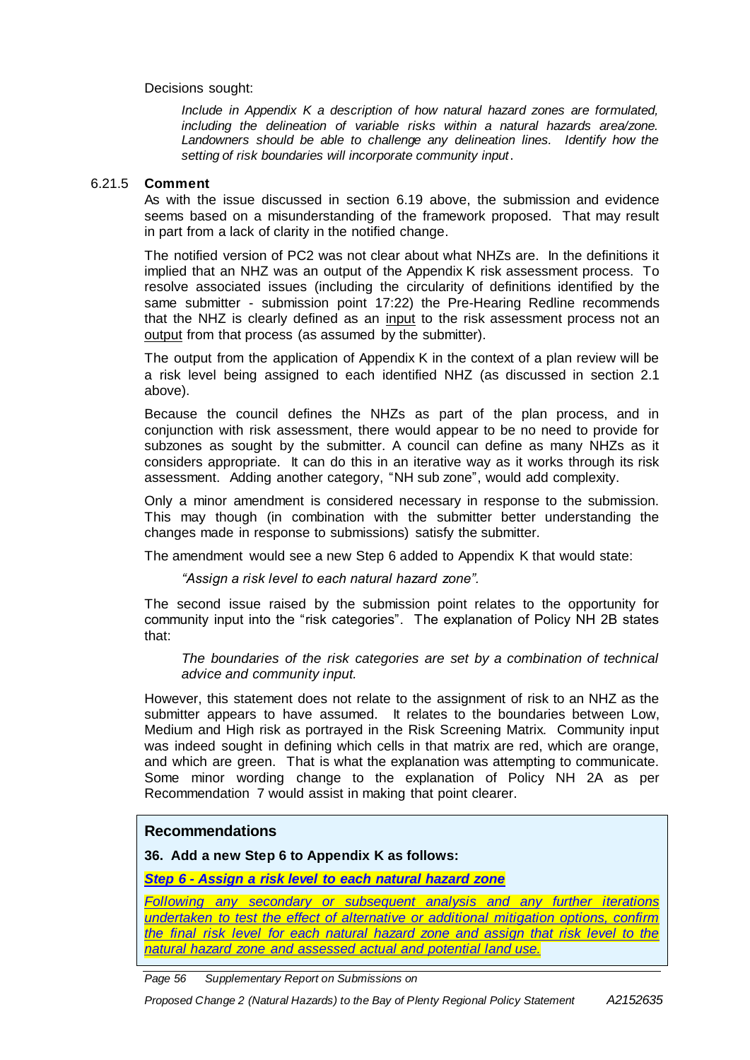Decisions sought:

> *Include in Appendix K a description of how natural hazard zones are formulated, including the delineation of variable risks within a natural hazards area/zone. Landowners should be able to challenge any delineation lines. Identify how the setting of risk boundaries will incorporate community input.*

### 6.21.5 Comment

As with the issue discussed in section 6.19 above, the submission and evidence seems based on a misunderstanding of the framework proposed. That may result in part from a lack of clarity in the notified change.

The notified version of PC2 was not clear about what NHZs are. In the definitions it implied that an NHZ was an output of the Appendix K risk assessment process. To resolve associated issues (including the circularity of definitions identified by the same submitter - submission point 17:22) the Pre-Hearing Redline recommends that the NHZ is clearly defined as an <u>input</u> to the risk assessment process not an <u>output</u> from that process (as assumed by the submitter).

The output from the application of Appendix K in the context of a plan review will be a risk level being assigned to each identified NHZ (as discussed in section 2.1 above).

Because the council defines the NHZs as part of the plan process, and in conjunction with risk assessment, there would appear to be no need to provide for subzones as sought by the submitter. A council can define as many NHZs as it considers appropriate. It can do this in an iterative way as it works through its risk assessment. Adding another category, "NH sub zone", would add complexity.

Only a minor amendment is considered necessary in response to the submission. This may though (in combination with the submitter better understanding the changes made in response to submissions) satisfy the submitter.

The amendment would see a new Step 6 added to Appendix K that would state:

> *"Assign a risk level to each natural hazard zone".*

The second issue raised by the submission point relates to the opportunity for community input into the "risk categories". The explanation of Policy NH 2B states that:

> *The boundaries of the risk categories are set by a combination of technical advice and community input.*

However, this statement does not relate to the assignment of risk to an NHZ as the submitter appears to have assumed. It relates to the boundaries between Low, Medium and High risk as portrayed in the Risk Screening Matrix. Community input was indeed sought in defining which cells in that matrix are red, which are orange, and which are green. That is what the explanation was attempting to communicate. Some minor wording change to the explanation of Policy NH 2A as per Recommendation 7 would assist in making that point clearer.

#### Recommendations

**36. Add a new Step 6 to Appendix K as follows:**

***<u>Step 6 - Assign a risk level to each natural hazard zone</u>***

*<u>Following any secondary or subsequent analysis and any further iterations undertaken to test the effect of alternative or additional mitigation options, confirm the final risk level for each natural hazard zone and assign that risk level to the natural hazard zone and assessed actual and potential land use.</u>*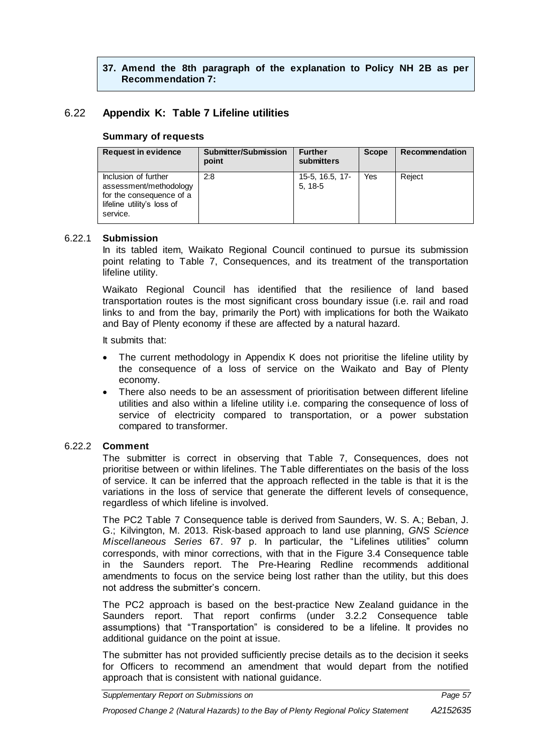**37. Amend the 8th paragraph of the explanation to Policy NH 2B as per Recommendation 7:**

## 6.22 Appendix K: Table 7 Lifeline utilities

### Summary of requests

| Request in evidence | Submitter/Submission point | Further submitters | Scope | Recommendation |
|---|---|---|---|---|
| Inclusion of further assessment/methodology for the consequence of a lifeline utility's loss of service. | 2:8 | 15-5, 16.5, 17-5, 18-5 | Yes | Reject |

### 6.22.1 Submission

In its tabled item, Waikato Regional Council continued to pursue its submission point relating to Table 7, Consequences, and its treatment of the transportation lifeline utility.

Waikato Regional Council has identified that the resilience of land based transportation routes is the most significant cross boundary issue (i.e. rail and road links to and from the bay, primarily the Port) with implications for both the Waikato and Bay of Plenty economy if these are affected by a natural hazard.

It submits that:

- The current methodology in Appendix K does not prioritise the lifeline utility by the consequence of a loss of service on the Waikato and Bay of Plenty economy.
- There also needs to be an assessment of prioritisation between different lifeline utilities and also within a lifeline utility i.e. comparing the consequence of loss of service of electricity compared to transportation, or a power substation compared to transformer.

### 6.22.2 Comment

The submitter is correct in observing that Table 7, Consequences, does not prioritise between or within lifelines. The Table differentiates on the basis of the loss of service. It can be inferred that the approach reflected in the table is that it is the variations in the loss of service that generate the different levels of consequence, regardless of which lifeline is involved.

The PC2 Table 7 Consequence table is derived from Saunders, W. S. A.; Beban, J. G.; Kilvington, M. 2013. Risk-based approach to land use planning, *GNS Science Miscellaneous Series* 67. 97 p. In particular, the "Lifelines utilities" column corresponds, with minor corrections, with that in the Figure 3.4 Consequence table in the Saunders report. The Pre-Hearing Redline recommends additional amendments to focus on the service being lost rather than the utility, but this does not address the submitter's concern.

The PC2 approach is based on the best-practice New Zealand guidance in the Saunders report. That report confirms (under 3.2.2 Consequence table assumptions) that "Transportation" is considered to be a lifeline. It provides no additional guidance on the point at issue.

The submitter has not provided sufficiently precise details as to the decision it seeks for Officers to recommend an amendment that would depart from the notified approach that is consistent with national guidance.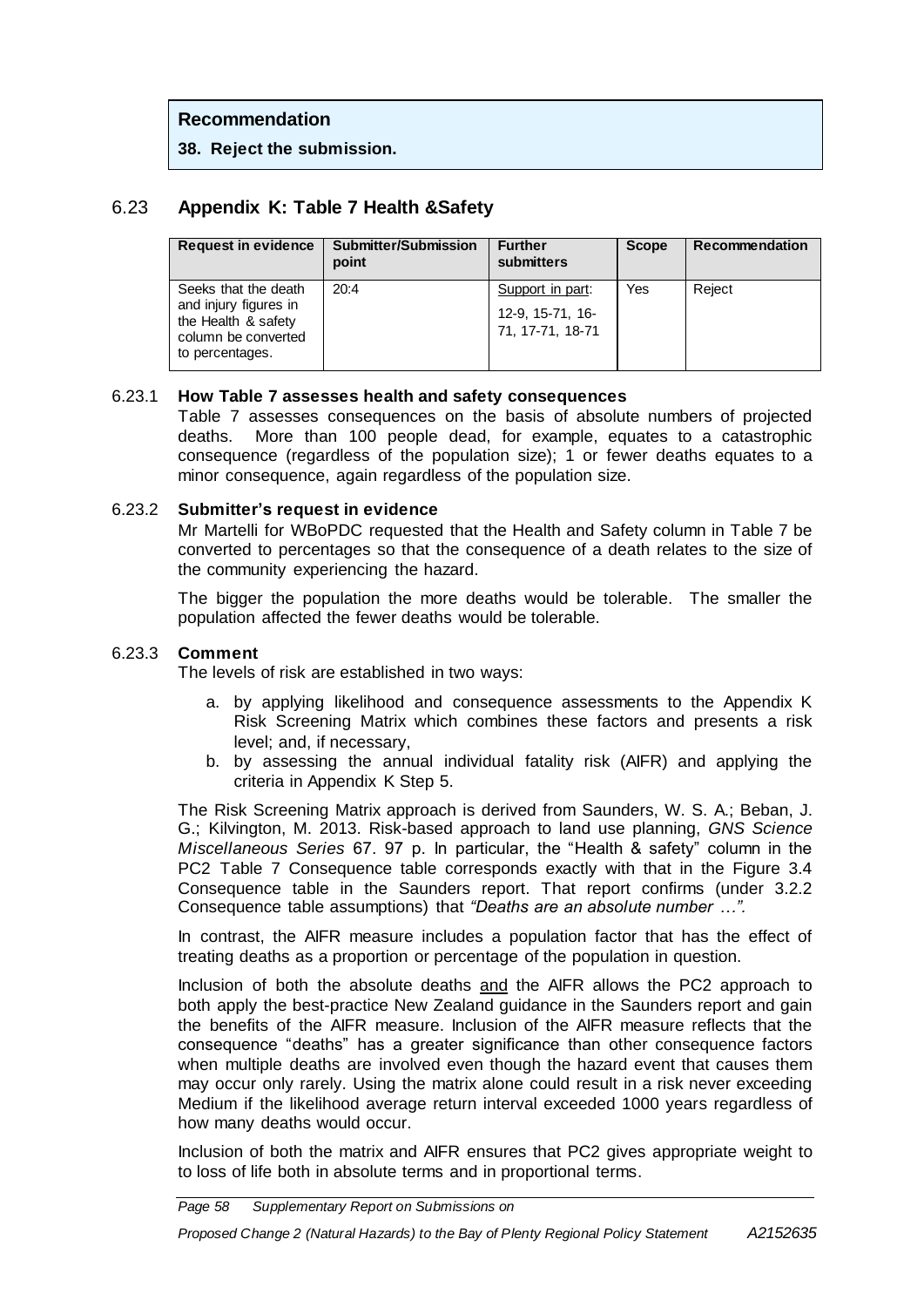**Recommendation**

**38. Reject the submission.**

## 6.23 Appendix K: Table 7 Health &Safety

| Request in evidence | Submitter/Submission point | Further submitters | Scope | Recommendation |
|---|---|---|---|---|
| Seeks that the death and injury figures in the Health & safety column be converted to percentages. | 20:4 | Support in part: 12-9, 15-71, 16-71, 17-71, 18-71 | Yes | Reject |

### 6.23.1 How Table 7 assesses health and safety consequences

Table 7 assesses consequences on the basis of absolute numbers of projected deaths. More than 100 people dead, for example, equates to a catastrophic consequence (regardless of the population size); 1 or fewer deaths equates to a minor consequence, again regardless of the population size.

### 6.23.2 Submitter's request in evidence

Mr Martelli for WBoPDC requested that the Health and Safety column in Table 7 be converted to percentages so that the consequence of a death relates to the size of the community experiencing the hazard.

The bigger the population the more deaths would be tolerable. The smaller the population affected the fewer deaths would be tolerable.

### 6.23.3 Comment

The levels of risk are established in two ways:

a. by applying likelihood and consequence assessments to the Appendix K Risk Screening Matrix which combines these factors and presents a risk level; and, if necessary,
b. by assessing the annual individual fatality risk (AIFR) and applying the criteria in Appendix K Step 5.

The Risk Screening Matrix approach is derived from Saunders, W. S. A.; Beban, J. G.; Kilvington, M. 2013. Risk-based approach to land use planning, *GNS Science Miscellaneous Series* 67. 97 p. In particular, the "Health & safety" column in the PC2 Table 7 Consequence table corresponds exactly with that in the Figure 3.4 Consequence table in the Saunders report. That report confirms (under 3.2.2 Consequence table assumptions) that *"Deaths are an absolute number …".*

In contrast, the AIFR measure includes a population factor that has the effect of treating deaths as a proportion or percentage of the population in question.

Inclusion of both the absolute deaths and the AIFR allows the PC2 approach to both apply the best-practice New Zealand guidance in the Saunders report and gain the benefits of the AIFR measure. Inclusion of the AIFR measure reflects that the consequence "deaths" has a greater significance than other consequence factors when multiple deaths are involved even though the hazard event that causes them may occur only rarely. Using the matrix alone could result in a risk never exceeding Medium if the likelihood average return interval exceeded 1000 years regardless of how many deaths would occur.

Inclusion of both the matrix and AIFR ensures that PC2 gives appropriate weight to to loss of life both in absolute terms and in proportional terms.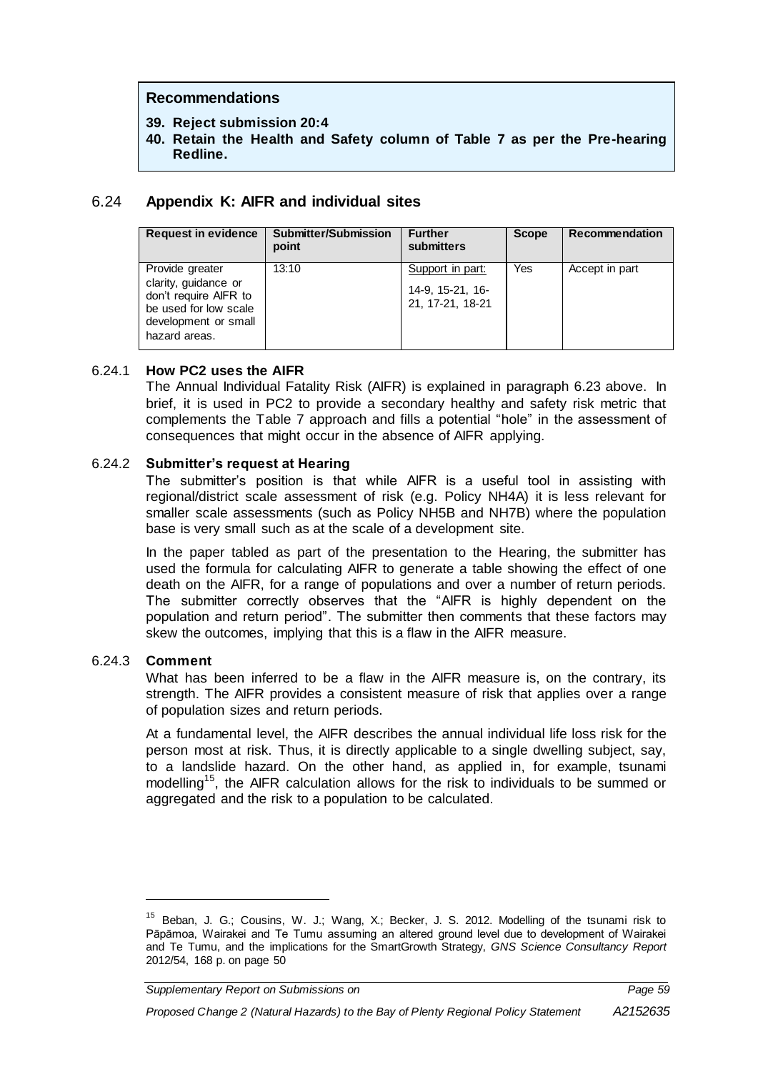**Recommendations**

**39. Reject submission 20:4**

**40. Retain the Health and Safety column of Table 7 as per the Pre-hearing Redline.**

## 6.24 Appendix K: AIFR and individual sites

| Request in evidence | Submitter/Submission point | Further submitters | Scope | Recommendation |
| --- | --- | --- | --- | --- |
| Provide greater clarity, guidance or don't require AIFR to be used for low scale development or small hazard areas. | 13:10 | Support in part: 14-9, 15-21, 16-21, 17-21, 18-21 | Yes | Accept in part |

### 6.24.1 How PC2 uses the AIFR

The Annual Individual Fatality Risk (AIFR) is explained in paragraph 6.23 above. In brief, it is used in PC2 to provide a secondary healthy and safety risk metric that complements the Table 7 approach and fills a potential "hole" in the assessment of consequences that might occur in the absence of AIFR applying.

### 6.24.2 Submitter's request at Hearing

The submitter's position is that while AIFR is a useful tool in assisting with regional/district scale assessment of risk (e.g. Policy NH4A) it is less relevant for smaller scale assessments (such as Policy NH5B and NH7B) where the population base is very small such as at the scale of a development site.

In the paper tabled as part of the presentation to the Hearing, the submitter has used the formula for calculating AIFR to generate a table showing the effect of one death on the AIFR, for a range of populations and over a number of return periods. The submitter correctly observes that the "AIFR is highly dependent on the population and return period". The submitter then comments that these factors may skew the outcomes, implying that this is a flaw in the AIFR measure.

### 6.24.3 Comment

What has been inferred to be a flaw in the AIFR measure is, on the contrary, its strength. The AIFR provides a consistent measure of risk that applies over a range of population sizes and return periods.

At a fundamental level, the AIFR describes the annual individual life loss risk for the person most at risk. Thus, it is directly applicable to a single dwelling subject, say, to a landslide hazard. On the other hand, as applied in, for example, tsunami modelling[15], the AIFR calculation allows for the risk to individuals to be summed or aggregated and the risk to a population to be calculated.

[15] Beban, J. G.; Cousins, W. J.; Wang, X.; Becker, J. S. 2012. Modelling of the tsunami risk to Pāpāmoa, Wairakei and Te Tumu assuming an altered ground level due to development of Wairakei and Te Tumu, and the implications for the SmartGrowth Strategy, *GNS Science Consultancy Report* 2012/54, 168 p. on page 50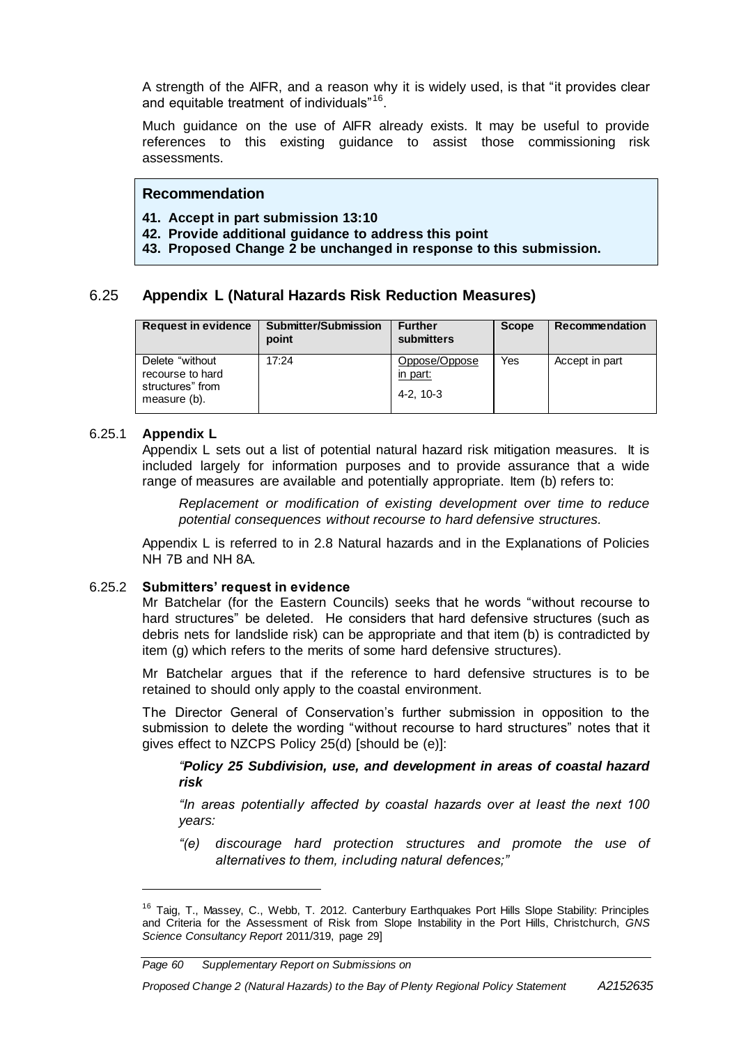A strength of the AIFR, and a reason why it is widely used, is that "it provides clear and equitable treatment of individuals"[16].

Much guidance on the use of AIFR already exists. It may be useful to provide references to this existing guidance to assist those commissioning risk assessments.

> **Recommendation**
>
> **41. Accept in part submission 13:10**
> **42. Provide additional guidance to address this point**
> **43. Proposed Change 2 be unchanged in response to this submission.**

## 6.25 Appendix L (Natural Hazards Risk Reduction Measures)

| Request in evidence | Submitter/Submission point | Further submitters | Scope | Recommendation |
|---|---|---|---|---|
| Delete "without recourse to hard structures" from measure (b). | 17:24 | Oppose/Oppose in part: 4-2, 10-3 | Yes | Accept in part |

### 6.25.1 Appendix L

Appendix L sets out a list of potential natural hazard risk mitigation measures. It is included largely for information purposes and to provide assurance that a wide range of measures are available and potentially appropriate. Item (b) refers to:

> *Replacement or modification of existing development over time to reduce potential consequences without recourse to hard defensive structures.*

Appendix L is referred to in 2.8 Natural hazards and in the Explanations of Policies NH 7B and NH 8A.

### 6.25.2 Submitters' request in evidence

Mr Batchelar (for the Eastern Councils) seeks that he words "without recourse to hard structures" be deleted. He considers that hard defensive structures (such as debris nets for landslide risk) can be appropriate and that item (b) is contradicted by item (g) which refers to the merits of some hard defensive structures).

Mr Batchelar argues that if the reference to hard defensive structures is to be retained to should only apply to the coastal environment.

The Director General of Conservation's further submission in opposition to the submission to delete the wording "without recourse to hard structures" notes that it gives effect to NZCPS Policy 25(d) [should be (e)]:

> *"**Policy 25 Subdivision, use, and development in areas of coastal hazard risk***
>
> *"In areas potentially affected by coastal hazards over at least the next 100 years:*
>
> *"(e) discourage hard protection structures and promote the use of alternatives to them, including natural defences;"*

---

[16] Taig, T., Massey, C., Webb, T. 2012. Canterbury Earthquakes Port Hills Slope Stability: Principles and Criteria for the Assessment of Risk from Slope Instability in the Port Hills, Christchurch, *GNS Science Consultancy Report* 2011/319, page 29]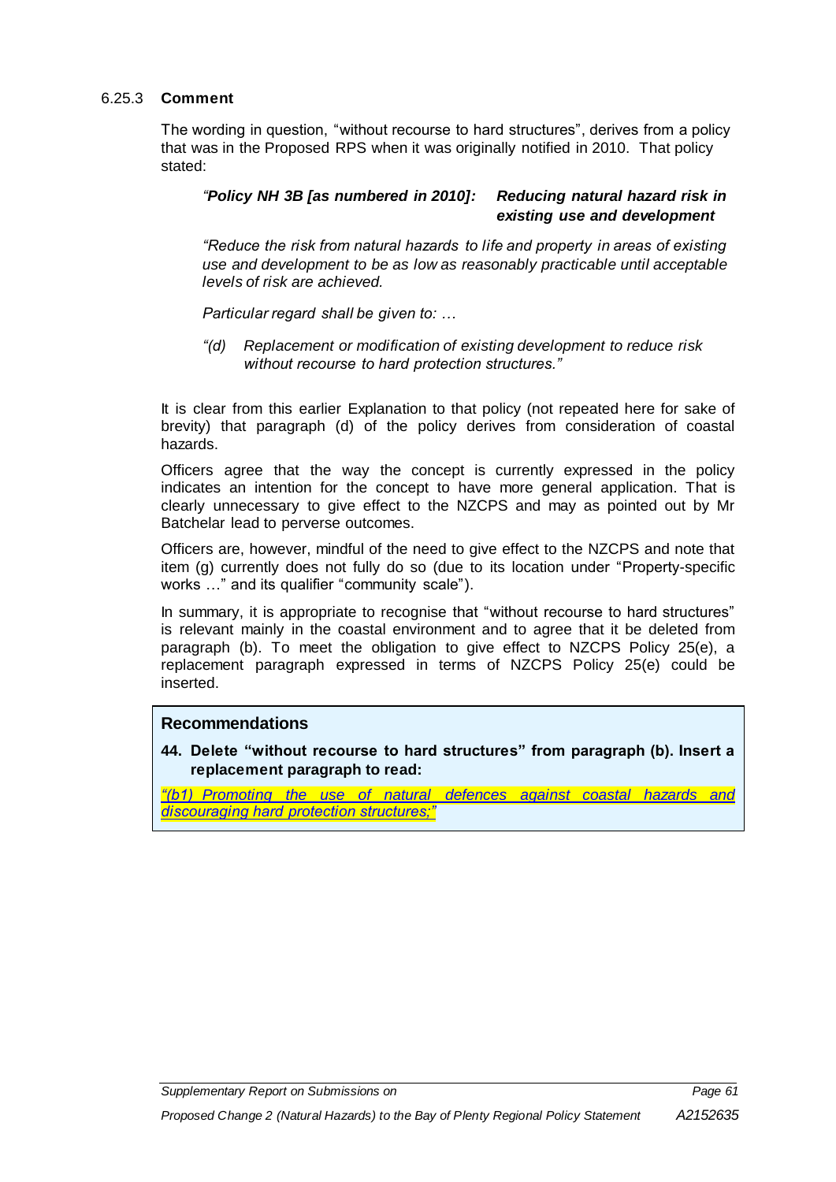### 6.25.3 Comment

The wording in question, "without recourse to hard structures", derives from a policy that was in the Proposed RPS when it was originally notified in 2010. That policy stated:

> *"**Policy NH 3B [as numbered in 2010]: Reducing natural hazard risk in existing use and development***
>
> *"Reduce the risk from natural hazards to life and property in areas of existing use and development to be as low as reasonably practicable until acceptable levels of risk are achieved.*
>
> *Particular regard shall be given to: …*
>
> *"(d) Replacement or modification of existing development to reduce risk without recourse to hard protection structures."*

It is clear from this earlier Explanation to that policy (not repeated here for sake of brevity) that paragraph (d) of the policy derives from consideration of coastal hazards.

Officers agree that the way the concept is currently expressed in the policy indicates an intention for the concept to have more general application. That is clearly unnecessary to give effect to the NZCPS and may as pointed out by Mr Batchelar lead to perverse outcomes.

Officers are, however, mindful of the need to give effect to the NZCPS and note that item (g) currently does not fully do so (due to its location under "Property-specific works …" and its qualifier "community scale").

In summary, it is appropriate to recognise that "without recourse to hard structures" is relevant mainly in the coastal environment and to agree that it be deleted from paragraph (b). To meet the obligation to give effect to NZCPS Policy 25(e), a replacement paragraph expressed in terms of NZCPS Policy 25(e) could be inserted.

#### Recommendations

**44. Delete "without recourse to hard structures" from paragraph (b). Insert a replacement paragraph to read:**

*"(b1) Promoting the use of natural defences against coastal hazards and discouraging hard protection structures;"*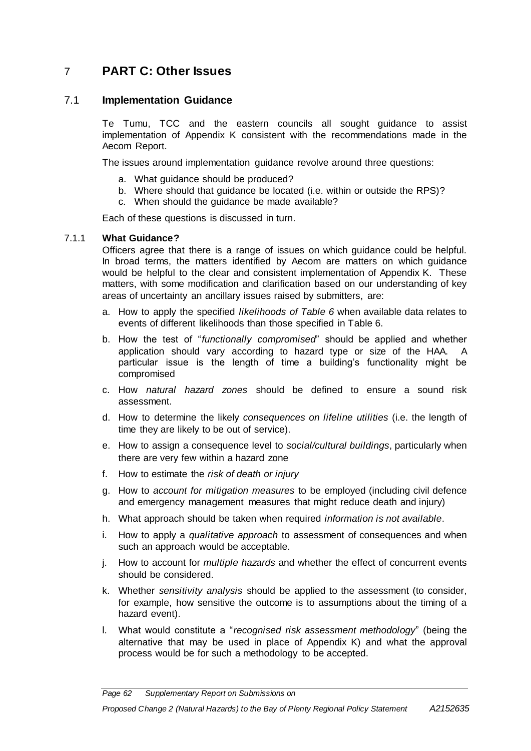# 7 PART C: Other Issues

## 7.1 Implementation Guidance

Te Tumu, TCC and the eastern councils all sought guidance to assist implementation of Appendix K consistent with the recommendations made in the Aecom Report.

The issues around implementation guidance revolve around three questions:

a. What guidance should be produced?
b. Where should that guidance be located (i.e. within or outside the RPS)?
c. When should the guidance be made available?

Each of these questions is discussed in turn.

### 7.1.1 What Guidance?

Officers agree that there is a range of issues on which guidance could be helpful. In broad terms, the matters identified by Aecom are matters on which guidance would be helpful to the clear and consistent implementation of Appendix K. These matters, with some modification and clarification based on our understanding of key areas of uncertainty an ancillary issues raised by submitters, are:

a. How to apply the specified *likelihoods of Table 6* when available data relates to events of different likelihoods than those specified in Table 6.

b. How the test of "*functionally compromised*" should be applied and whether application should vary according to hazard type or size of the HAA. A particular issue is the length of time a building's functionality might be compromised

c. How *natural hazard zones* should be defined to ensure a sound risk assessment.

d. How to determine the likely *consequences on lifeline utilities* (i.e. the length of time they are likely to be out of service).

e. How to assign a consequence level to *social/cultural buildings*, particularly when there are very few within a hazard zone

f. How to estimate the *risk of death or injury*

g. How to *account for mitigation measures* to be employed (including civil defence and emergency management measures that might reduce death and injury)

h. What approach should be taken when required *information is not available*.

i. How to apply a *qualitative approach* to assessment of consequences and when such an approach would be acceptable.

j. How to account for *multiple hazards* and whether the effect of concurrent events should be considered.

k. Whether *sensitivity analysis* should be applied to the assessment (to consider, for example, how sensitive the outcome is to assumptions about the timing of a hazard event).

l. What would constitute a "*recognised risk assessment methodology*" (being the alternative that may be used in place of Appendix K) and what the approval process would be for such a methodology to be accepted.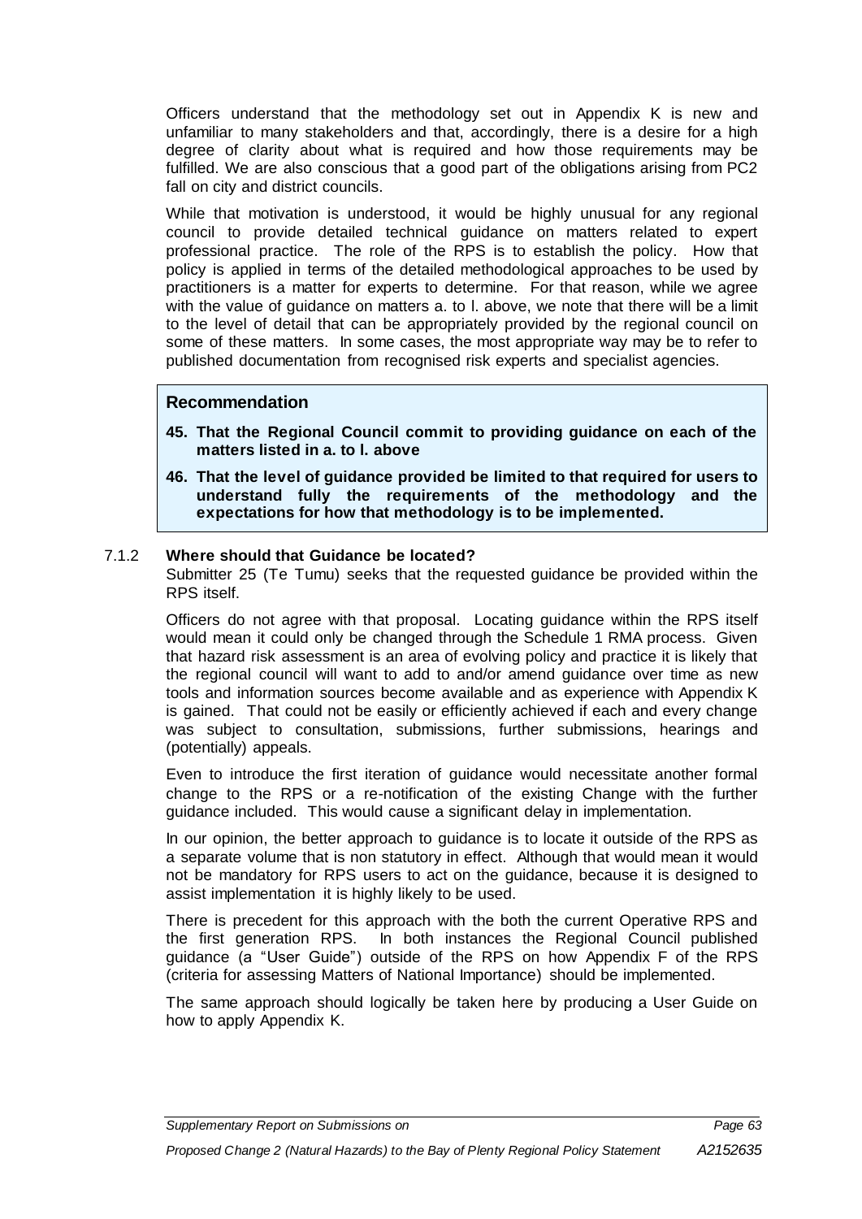Officers understand that the methodology set out in Appendix K is new and unfamiliar to many stakeholders and that, accordingly, there is a desire for a high degree of clarity about what is required and how those requirements may be fulfilled. We are also conscious that a good part of the obligations arising from PC2 fall on city and district councils.

While that motivation is understood, it would be highly unusual for any regional council to provide detailed technical guidance on matters related to expert professional practice. The role of the RPS is to establish the policy. How that policy is applied in terms of the detailed methodological approaches to be used by practitioners is a matter for experts to determine. For that reason, while we agree with the value of guidance on matters a. to l. above, we note that there will be a limit to the level of detail that can be appropriately provided by the regional council on some of these matters. In some cases, the most appropriate way may be to refer to published documentation from recognised risk experts and specialist agencies.

**Recommendation**

**45. That the Regional Council commit to providing guidance on each of the matters listed in a. to l. above**

**46. That the level of guidance provided be limited to that required for users to understand fully the requirements of the methodology and the expectations for how that methodology is to be implemented.**

### 7.1.2 Where should that Guidance be located?

Submitter 25 (Te Tumu) seeks that the requested guidance be provided within the RPS itself.

Officers do not agree with that proposal. Locating guidance within the RPS itself would mean it could only be changed through the Schedule 1 RMA process. Given that hazard risk assessment is an area of evolving policy and practice it is likely that the regional council will want to add to and/or amend guidance over time as new tools and information sources become available and as experience with Appendix K is gained. That could not be easily or efficiently achieved if each and every change was subject to consultation, submissions, further submissions, hearings and (potentially) appeals.

Even to introduce the first iteration of guidance would necessitate another formal change to the RPS or a re-notification of the existing Change with the further guidance included. This would cause a significant delay in implementation.

In our opinion, the better approach to guidance is to locate it outside of the RPS as a separate volume that is non statutory in effect. Although that would mean it would not be mandatory for RPS users to act on the guidance, because it is designed to assist implementation it is highly likely to be used.

There is precedent for this approach with the both the current Operative RPS and the first generation RPS. In both instances the Regional Council published guidance (a "User Guide") outside of the RPS on how Appendix F of the RPS (criteria for assessing Matters of National Importance) should be implemented.

The same approach should logically be taken here by producing a User Guide on how to apply Appendix K.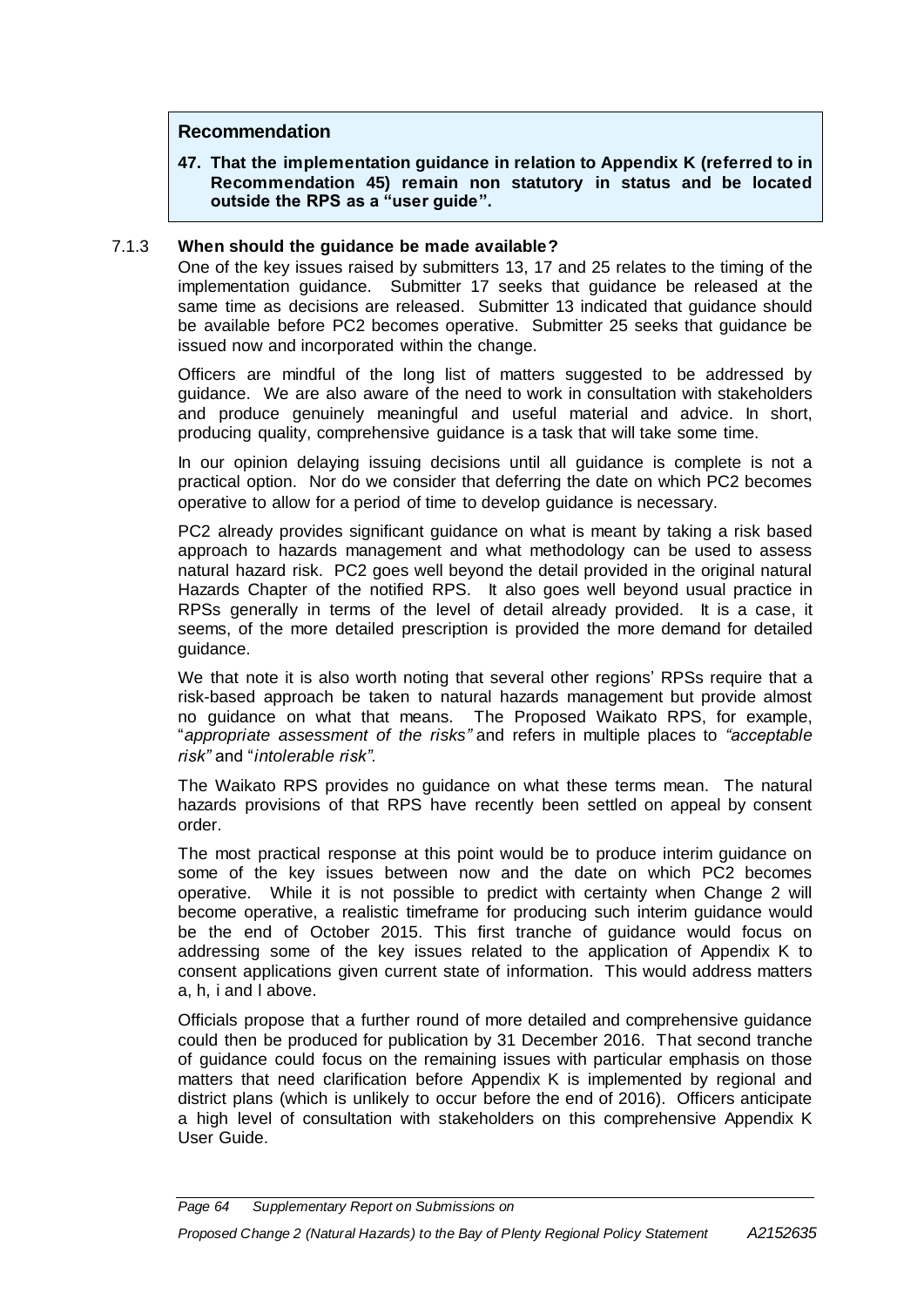**Recommendation**

**47. That the implementation guidance in relation to Appendix K (referred to in Recommendation 45) remain non statutory in status and be located outside the RPS as a "user guide".**

### 7.1.3 When should the guidance be made available?

One of the key issues raised by submitters 13, 17 and 25 relates to the timing of the implementation guidance. Submitter 17 seeks that guidance be released at the same time as decisions are released. Submitter 13 indicated that guidance should be available before PC2 becomes operative. Submitter 25 seeks that guidance be issued now and incorporated within the change.

Officers are mindful of the long list of matters suggested to be addressed by guidance. We are also aware of the need to work in consultation with stakeholders and produce genuinely meaningful and useful material and advice. In short, producing quality, comprehensive guidance is a task that will take some time.

In our opinion delaying issuing decisions until all guidance is complete is not a practical option. Nor do we consider that deferring the date on which PC2 becomes operative to allow for a period of time to develop guidance is necessary.

PC2 already provides significant guidance on what is meant by taking a risk based approach to hazards management and what methodology can be used to assess natural hazard risk. PC2 goes well beyond the detail provided in the original natural Hazards Chapter of the notified RPS. It also goes well beyond usual practice in RPSs generally in terms of the level of detail already provided. It is a case, it seems, of the more detailed prescription is provided the more demand for detailed guidance.

We that note it is also worth noting that several other regions' RPSs require that a risk-based approach be taken to natural hazards management but provide almost no guidance on what that means. The Proposed Waikato RPS, for example, "*appropriate assessment of the risks"* and refers in multiple places to *"acceptable risk"* and "*intolerable risk".*

The Waikato RPS provides no guidance on what these terms mean. The natural hazards provisions of that RPS have recently been settled on appeal by consent order.

The most practical response at this point would be to produce interim guidance on some of the key issues between now and the date on which PC2 becomes operative. While it is not possible to predict with certainty when Change 2 will become operative, a realistic timeframe for producing such interim guidance would be the end of October 2015. This first tranche of guidance would focus on addressing some of the key issues related to the application of Appendix K to consent applications given current state of information. This would address matters a, h, i and l above.

Officials propose that a further round of more detailed and comprehensive guidance could then be produced for publication by 31 December 2016. That second tranche of guidance could focus on the remaining issues with particular emphasis on those matters that need clarification before Appendix K is implemented by regional and district plans (which is unlikely to occur before the end of 2016). Officers anticipate a high level of consultation with stakeholders on this comprehensive Appendix K User Guide.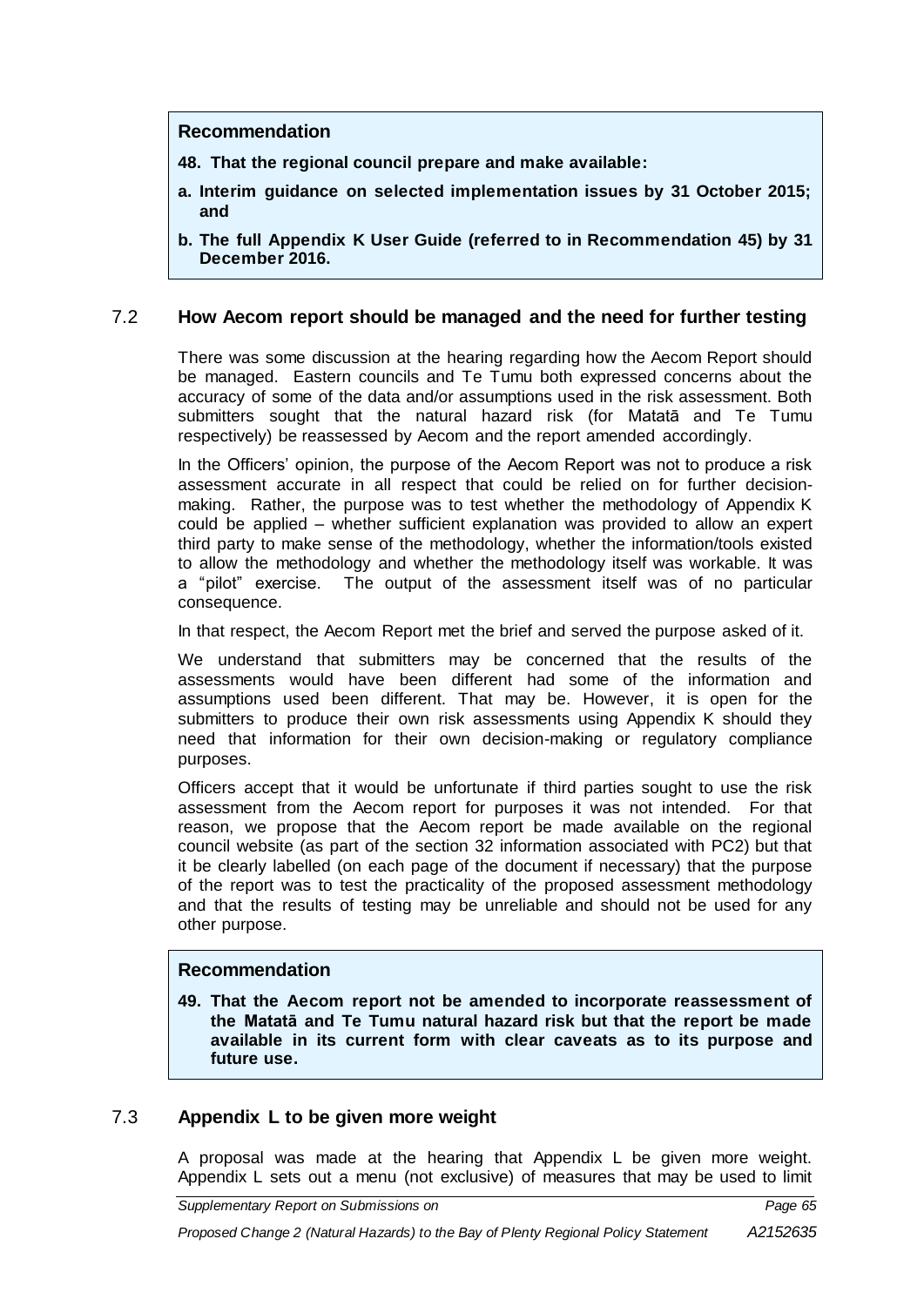**Recommendation**

**48. That the regional council prepare and make available:**

**a. Interim guidance on selected implementation issues by 31 October 2015; and**

**b. The full Appendix K User Guide (referred to in Recommendation 45) by 31 December 2016.**

## 7.2 How Aecom report should be managed and the need for further testing

There was some discussion at the hearing regarding how the Aecom Report should be managed. Eastern councils and Te Tumu both expressed concerns about the accuracy of some of the data and/or assumptions used in the risk assessment. Both submitters sought that the natural hazard risk (for Matatā and Te Tumu respectively) be reassessed by Aecom and the report amended accordingly.

In the Officers' opinion, the purpose of the Aecom Report was not to produce a risk assessment accurate in all respect that could be relied on for further decision-making. Rather, the purpose was to test whether the methodology of Appendix K could be applied – whether sufficient explanation was provided to allow an expert third party to make sense of the methodology, whether the information/tools existed to allow the methodology and whether the methodology itself was workable. It was a "pilot" exercise. The output of the assessment itself was of no particular consequence.

In that respect, the Aecom Report met the brief and served the purpose asked of it.

We understand that submitters may be concerned that the results of the assessments would have been different had some of the information and assumptions used been different. That may be. However, it is open for the submitters to produce their own risk assessments using Appendix K should they need that information for their own decision-making or regulatory compliance purposes.

Officers accept that it would be unfortunate if third parties sought to use the risk assessment from the Aecom report for purposes it was not intended. For that reason, we propose that the Aecom report be made available on the regional council website (as part of the section 32 information associated with PC2) but that it be clearly labelled (on each page of the document if necessary) that the purpose of the report was to test the practicality of the proposed assessment methodology and that the results of testing may be unreliable and should not be used for any other purpose.

**Recommendation**

**49. That the Aecom report not be amended to incorporate reassessment of the Matatā and Te Tumu natural hazard risk but that the report be made available in its current form with clear caveats as to its purpose and future use.**

## 7.3 Appendix L to be given more weight

A proposal was made at the hearing that Appendix L be given more weight. Appendix L sets out a menu (not exclusive) of measures that may be used to limit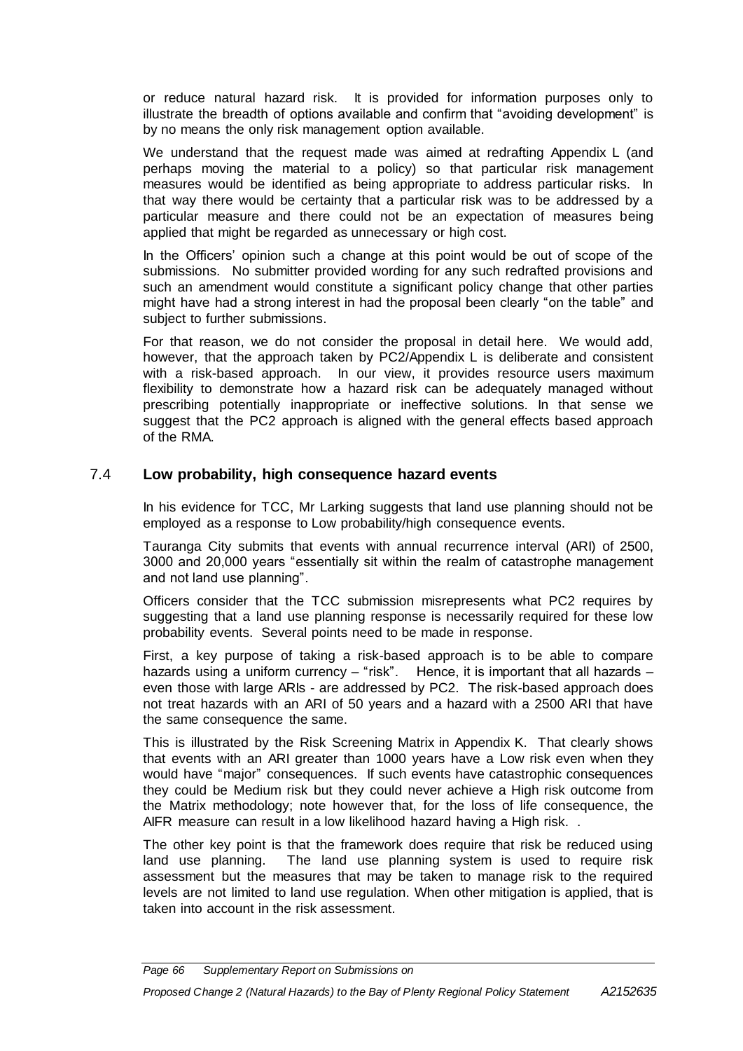or reduce natural hazard risk. It is provided for information purposes only to illustrate the breadth of options available and confirm that "avoiding development" is by no means the only risk management option available.

We understand that the request made was aimed at redrafting Appendix L (and perhaps moving the material to a policy) so that particular risk management measures would be identified as being appropriate to address particular risks. In that way there would be certainty that a particular risk was to be addressed by a particular measure and there could not be an expectation of measures being applied that might be regarded as unnecessary or high cost.

In the Officers' opinion such a change at this point would be out of scope of the submissions. No submitter provided wording for any such redrafted provisions and such an amendment would constitute a significant policy change that other parties might have had a strong interest in had the proposal been clearly "on the table" and subject to further submissions.

For that reason, we do not consider the proposal in detail here. We would add, however, that the approach taken by PC2/Appendix L is deliberate and consistent with a risk-based approach. In our view, it provides resource users maximum flexibility to demonstrate how a hazard risk can be adequately managed without prescribing potentially inappropriate or ineffective solutions. In that sense we suggest that the PC2 approach is aligned with the general effects based approach of the RMA.

## 7.4 Low probability, high consequence hazard events

In his evidence for TCC, Mr Larking suggests that land use planning should not be employed as a response to Low probability/high consequence events.

Tauranga City submits that events with annual recurrence interval (ARI) of 2500, 3000 and 20,000 years "essentially sit within the realm of catastrophe management and not land use planning".

Officers consider that the TCC submission misrepresents what PC2 requires by suggesting that a land use planning response is necessarily required for these low probability events. Several points need to be made in response.

First, a key purpose of taking a risk-based approach is to be able to compare hazards using a uniform currency – "risk". Hence, it is important that all hazards – even those with large ARIs - are addressed by PC2. The risk-based approach does not treat hazards with an ARI of 50 years and a hazard with a 2500 ARI that have the same consequence the same.

This is illustrated by the Risk Screening Matrix in Appendix K. That clearly shows that events with an ARI greater than 1000 years have a Low risk even when they would have "major" consequences. If such events have catastrophic consequences they could be Medium risk but they could never achieve a High risk outcome from the Matrix methodology; note however that, for the loss of life consequence, the AIFR measure can result in a low likelihood hazard having a High risk. .

The other key point is that the framework does require that risk be reduced using land use planning. The land use planning system is used to require risk assessment but the measures that may be taken to manage risk to the required levels are not limited to land use regulation. When other mitigation is applied, that is taken into account in the risk assessment.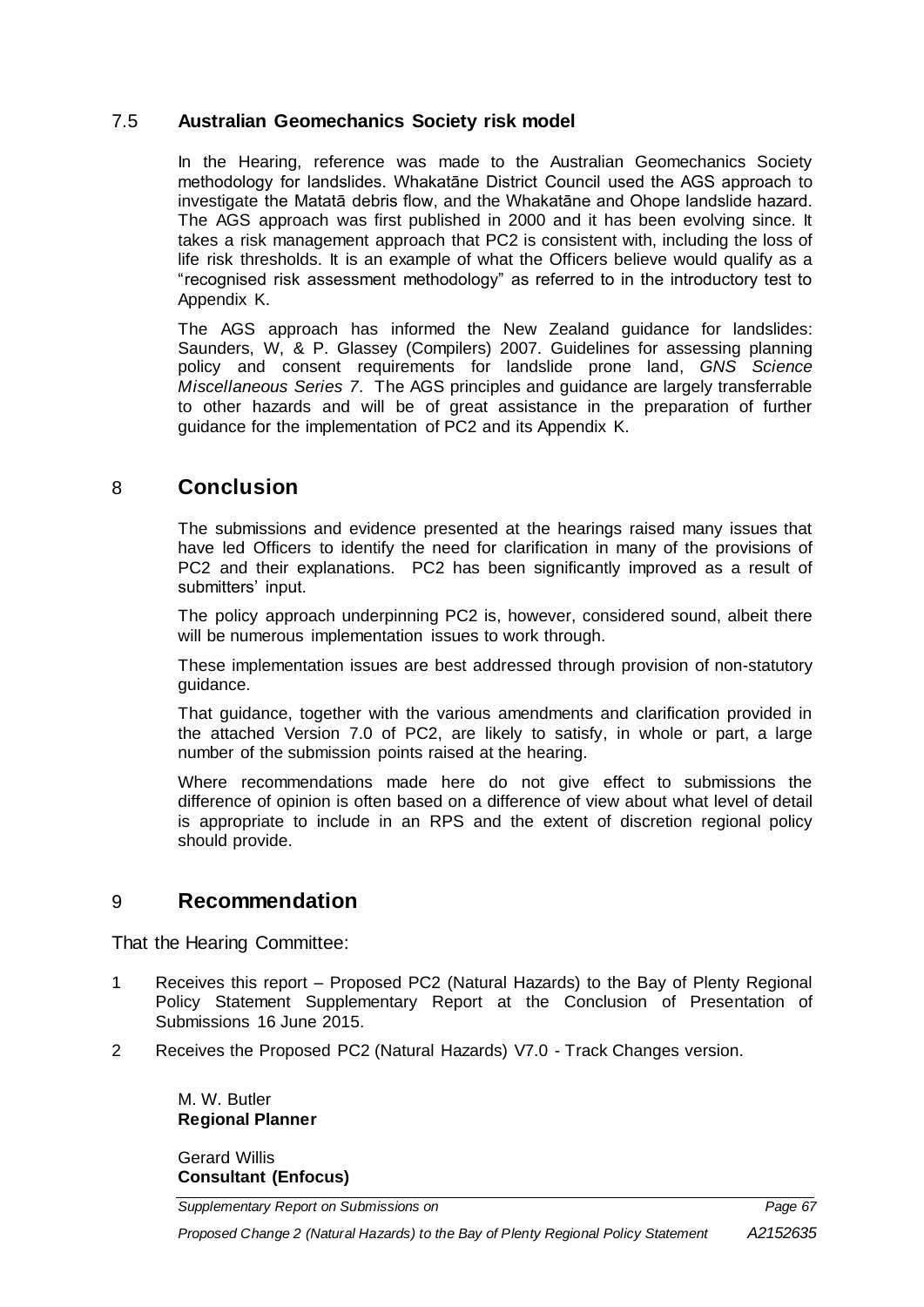### 7.5 Australian Geomechanics Society risk model

In the Hearing, reference was made to the Australian Geomechanics Society methodology for landslides. Whakatāne District Council used the AGS approach to investigate the Matatā debris flow, and the Whakatāne and Ohope landslide hazard. The AGS approach was first published in 2000 and it has been evolving since. It takes a risk management approach that PC2 is consistent with, including the loss of life risk thresholds. It is an example of what the Officers believe would qualify as a "recognised risk assessment methodology" as referred to in the introductory test to Appendix K.

The AGS approach has informed the New Zealand guidance for landslides: Saunders, W, & P. Glassey (Compilers) 2007. Guidelines for assessing planning policy and consent requirements for landslide prone land, *GNS Science Miscellaneous Series 7*. The AGS principles and guidance are largely transferrable to other hazards and will be of great assistance in the preparation of further guidance for the implementation of PC2 and its Appendix K.

## 8 Conclusion

The submissions and evidence presented at the hearings raised many issues that have led Officers to identify the need for clarification in many of the provisions of PC2 and their explanations. PC2 has been significantly improved as a result of submitters' input.

The policy approach underpinning PC2 is, however, considered sound, albeit there will be numerous implementation issues to work through.

These implementation issues are best addressed through provision of non-statutory guidance.

That guidance, together with the various amendments and clarification provided in the attached Version 7.0 of PC2, are likely to satisfy, in whole or part, a large number of the submission points raised at the hearing.

Where recommendations made here do not give effect to submissions the difference of opinion is often based on a difference of view about what level of detail is appropriate to include in an RPS and the extent of discretion regional policy should provide.

## 9 Recommendation

That the Hearing Committee:

1. Receives this report – Proposed PC2 (Natural Hazards) to the Bay of Plenty Regional Policy Statement Supplementary Report at the Conclusion of Presentation of Submissions 16 June 2015.
2. Receives the Proposed PC2 (Natural Hazards) V7.0 - Track Changes version.

M. W. Butler
**Regional Planner**

Gerard Willis
**Consultant (Enfocus)**